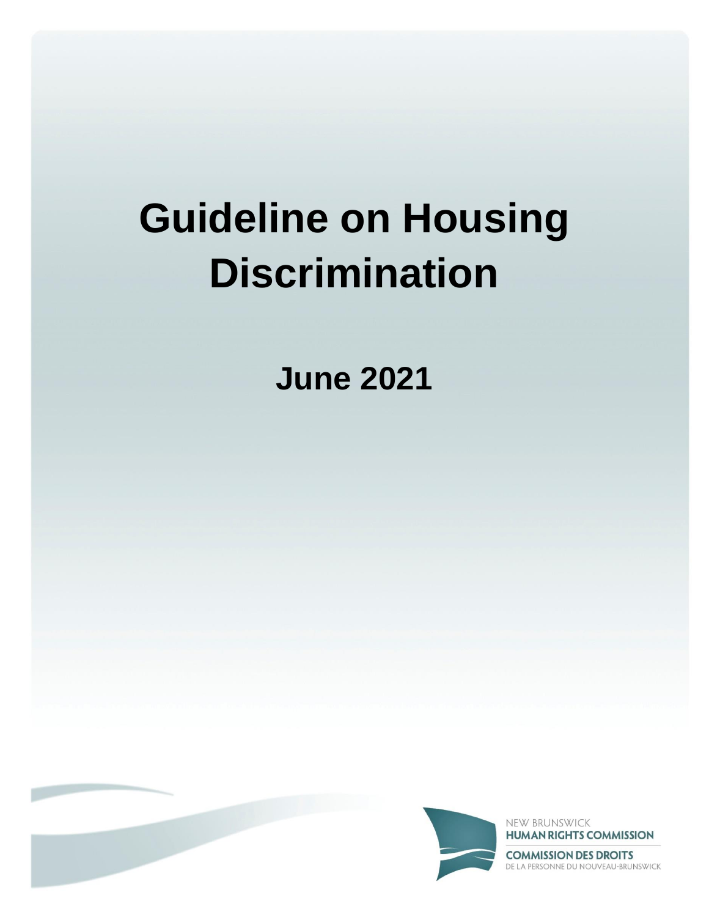# Guideline on Housing Discrimination

## June 2021

NEW BRUNSWICK
**HUMAN RIGHTS COMMISSION**

**COMMISSION DES DROITS**
DE LA PERSONNE DU NOUVEAU-BRUNSWICK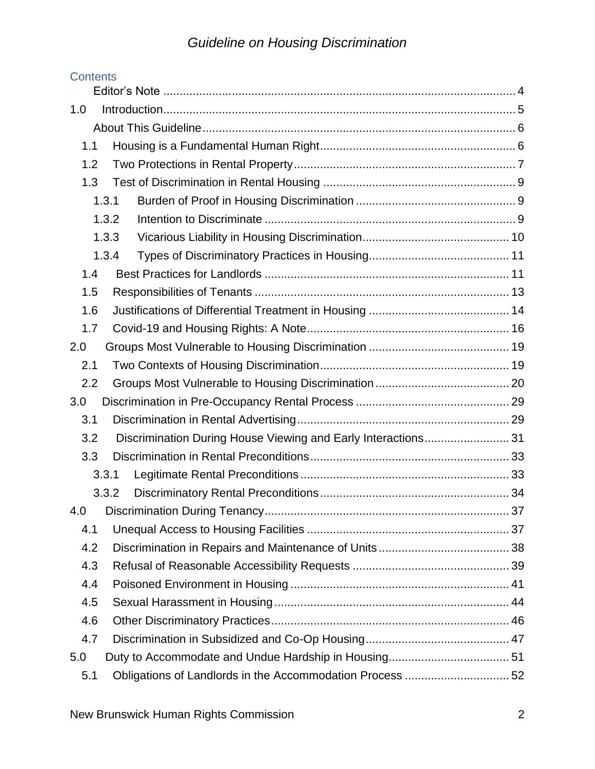## Contents

- Editor's Note ..... 4
- 1.0 Introduction ..... 5
  - About This Guideline ..... 6
  - 1.1 Housing is a Fundamental Human Right ..... 6
  - 1.2 Two Protections in Rental Property ..... 7
  - 1.3 Test of Discrimination in Rental Housing ..... 9
    - 1.3.1 Burden of Proof in Housing Discrimination ..... 9
    - 1.3.2 Intention to Discriminate ..... 9
    - 1.3.3 Vicarious Liability in Housing Discrimination ..... 10
    - 1.3.4 Types of Discriminatory Practices in Housing ..... 11
  - 1.4 Best Practices for Landlords ..... 11
  - 1.5 Responsibilities of Tenants ..... 13
  - 1.6 Justifications of Differential Treatment in Housing ..... 14
  - 1.7 Covid-19 and Housing Rights: A Note ..... 16
- 2.0 Groups Most Vulnerable to Housing Discrimination ..... 19
  - 2.1 Two Contexts of Housing Discrimination ..... 19
  - 2.2 Groups Most Vulnerable to Housing Discrimination ..... 20
- 3.0 Discrimination in Pre-Occupancy Rental Process ..... 29
  - 3.1 Discrimination in Rental Advertising ..... 29
  - 3.2 Discrimination During House Viewing and Early Interactions ..... 31
  - 3.3 Discrimination in Rental Preconditions ..... 33
    - 3.3.1 Legitimate Rental Preconditions ..... 33
    - 3.3.2 Discriminatory Rental Preconditions ..... 34
- 4.0 Discrimination During Tenancy ..... 37
  - 4.1 Unequal Access to Housing Facilities ..... 37
  - 4.2 Discrimination in Repairs and Maintenance of Units ..... 38
  - 4.3 Refusal of Reasonable Accessibility Requests ..... 39
  - 4.4 Poisoned Environment in Housing ..... 41
  - 4.5 Sexual Harassment in Housing ..... 44
  - 4.6 Other Discriminatory Practices ..... 46
  - 4.7 Discrimination in Subsidized and Co-Op Housing ..... 47
- 5.0 Duty to Accommodate and Undue Hardship in Housing ..... 51
  - 5.1 Obligations of Landlords in the Accommodation Process ..... 52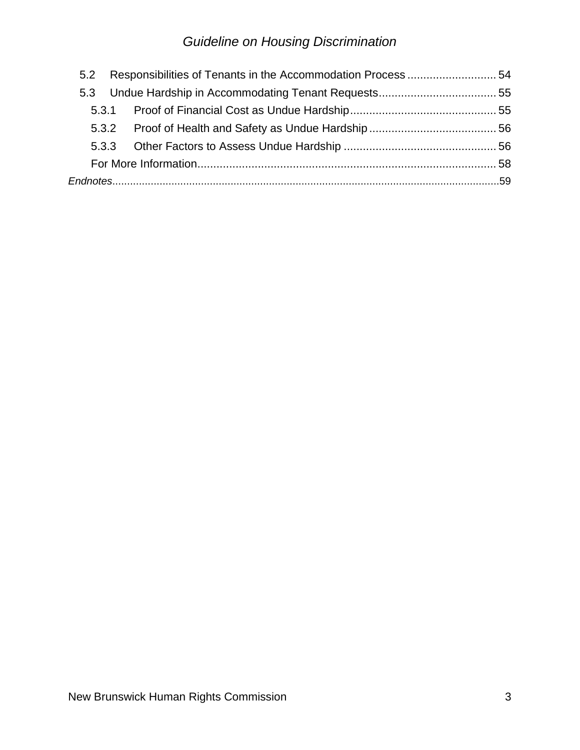- 5.2 Responsibilities of Tenants in the Accommodation Process ............................ 54
- 5.3 Undue Hardship in Accommodating Tenant Requests..................................... 55
  - 5.3.1 Proof of Financial Cost as Undue Hardship.............................................. 55
  - 5.3.2 Proof of Health and Safety as Undue Hardship........................................ 56
  - 5.3.3 Other Factors to Assess Undue Hardship ................................................ 56
  - For More Information.............................................................................................. 58

*Endnotes*.................................................................................................................................59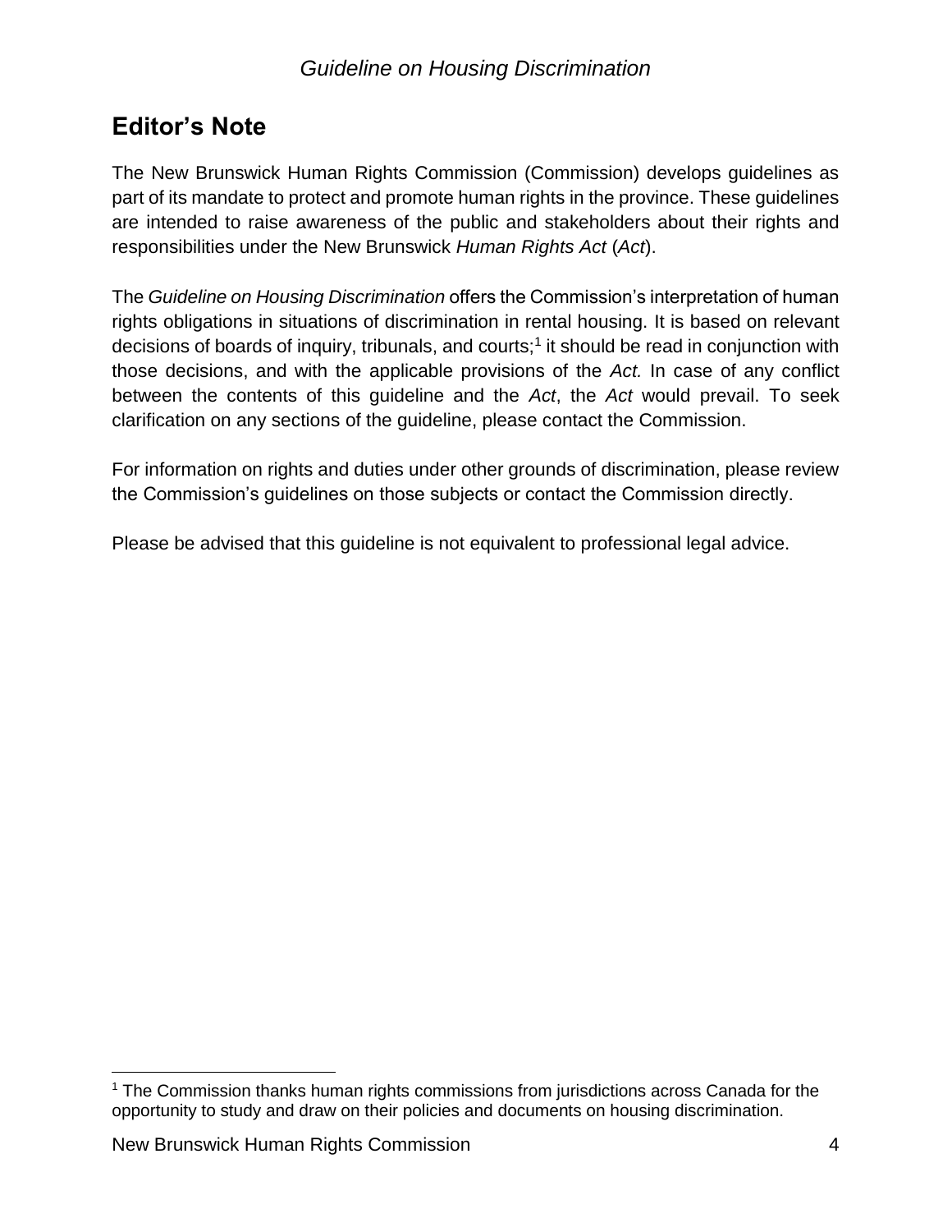## Editor's Note

The New Brunswick Human Rights Commission (Commission) develops guidelines as part of its mandate to protect and promote human rights in the province. These guidelines are intended to raise awareness of the public and stakeholders about their rights and responsibilities under the New Brunswick *Human Rights Act* (*Act*).

The *Guideline on Housing Discrimination* offers the Commission's interpretation of human rights obligations in situations of discrimination in rental housing. It is based on relevant decisions of boards of inquiry, tribunals, and courts;[1] it should be read in conjunction with those decisions, and with the applicable provisions of the *Act.* In case of any conflict between the contents of this guideline and the *Act*, the *Act* would prevail. To seek clarification on any sections of the guideline, please contact the Commission.

For information on rights and duties under other grounds of discrimination, please review the Commission's guidelines on those subjects or contact the Commission directly.

Please be advised that this guideline is not equivalent to professional legal advice.

[1] The Commission thanks human rights commissions from jurisdictions across Canada for the opportunity to study and draw on their policies and documents on housing discrimination.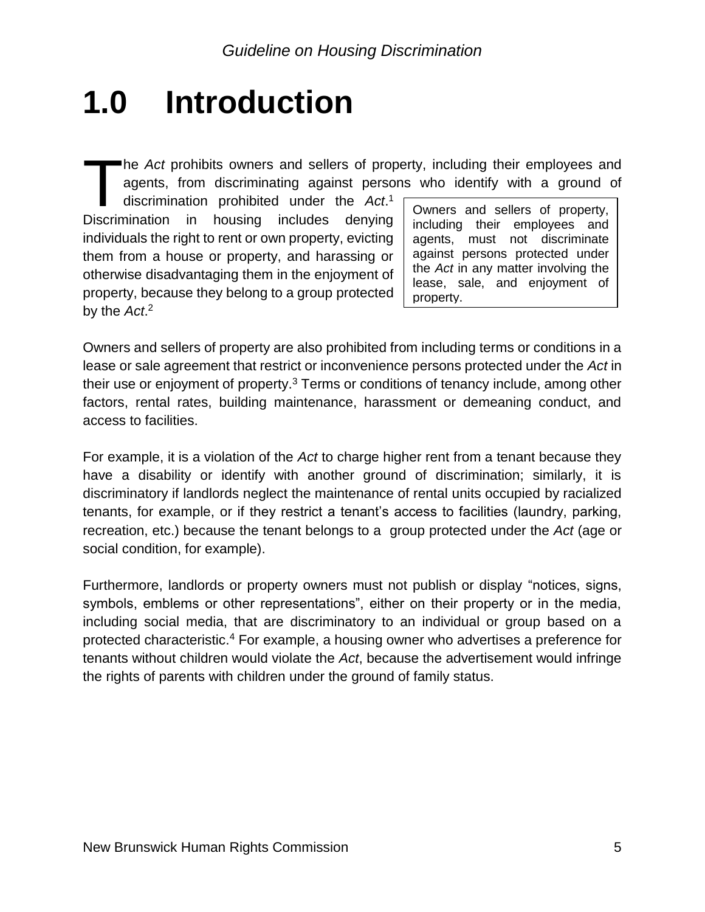# 1.0 Introduction

The *Act* prohibits owners and sellers of property, including their employees and agents, from discriminating against persons who identify with a ground of discrimination prohibited under the *Act*.[1] Discrimination in housing includes denying individuals the right to rent or own property, evicting them from a house or property, and harassing or otherwise disadvantaging them in the enjoyment of property, because they belong to a group protected by the *Act*.[2]

> Owners and sellers of property, including their employees and agents, must not discriminate against persons protected under the *Act* in any matter involving the lease, sale, and enjoyment of property.

Owners and sellers of property are also prohibited from including terms or conditions in a lease or sale agreement that restrict or inconvenience persons protected under the *Act* in their use or enjoyment of property.[3] Terms or conditions of tenancy include, among other factors, rental rates, building maintenance, harassment or demeaning conduct, and access to facilities.

For example, it is a violation of the *Act* to charge higher rent from a tenant because they have a disability or identify with another ground of discrimination; similarly, it is discriminatory if landlords neglect the maintenance of rental units occupied by racialized tenants, for example, or if they restrict a tenant's access to facilities (laundry, parking, recreation, etc.) because the tenant belongs to a group protected under the *Act* (age or social condition, for example).

Furthermore, landlords or property owners must not publish or display "notices, signs, symbols, emblems or other representations", either on their property or in the media, including social media, that are discriminatory to an individual or group based on a protected characteristic.[4] For example, a housing owner who advertises a preference for tenants without children would violate the *Act*, because the advertisement would infringe the rights of parents with children under the ground of family status.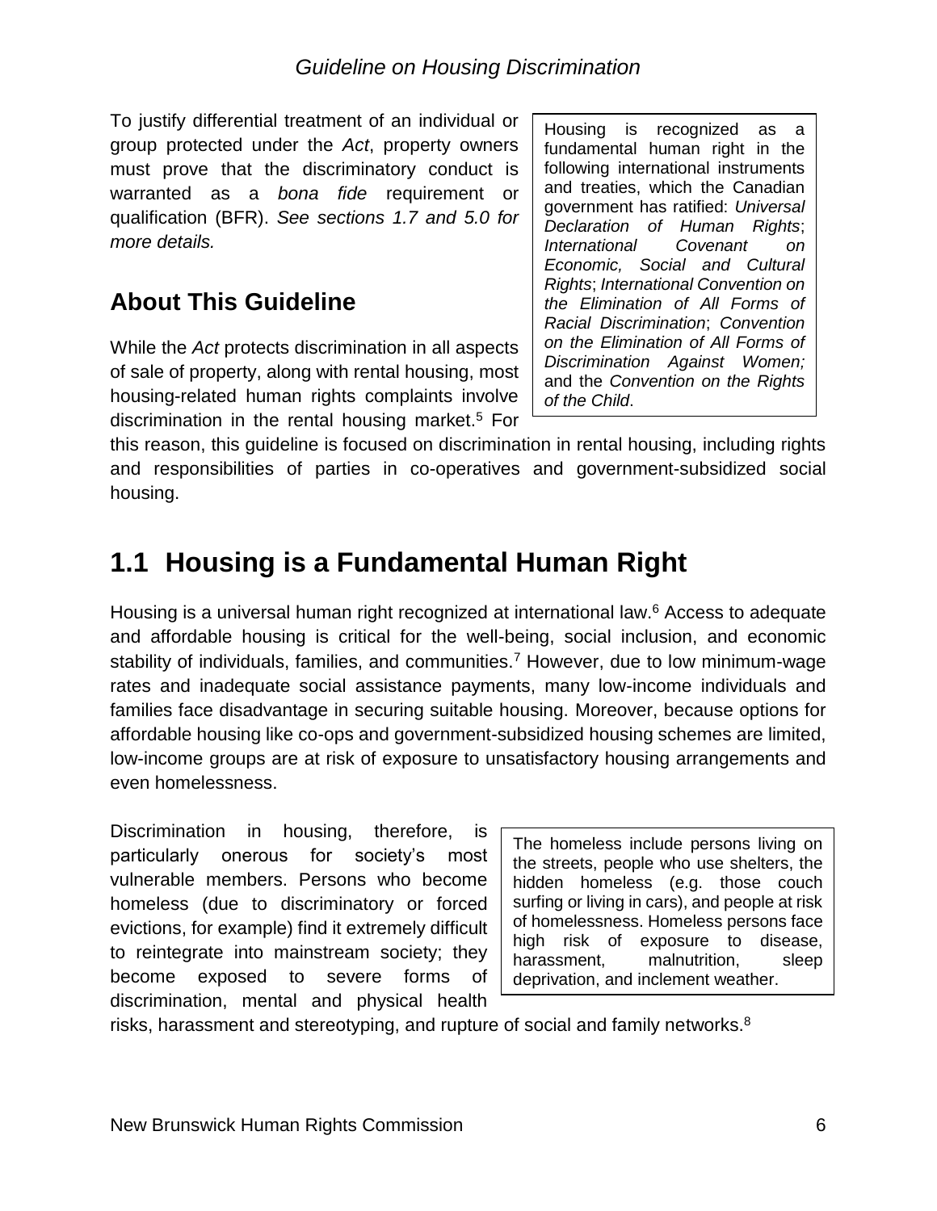To justify differential treatment of an individual or group protected under the *Act*, property owners must prove that the discriminatory conduct is warranted as a *bona fide* requirement or qualification (BFR). *See sections 1.7 and 5.0 for more details.*

> Housing is recognized as a fundamental human right in the following international instruments and treaties, which the Canadian government has ratified: *Universal Declaration of Human Rights*; *International Covenant on Economic, Social and Cultural Rights*; *International Convention on the Elimination of All Forms of Racial Discrimination*; *Convention on the Elimination of All Forms of Discrimination Against Women;* and the *Convention on the Rights of the Child*.

## About This Guideline

While the *Act* protects discrimination in all aspects of sale of property, along with rental housing, most housing-related human rights complaints involve discrimination in the rental housing market.[5] For this reason, this guideline is focused on discrimination in rental housing, including rights and responsibilities of parties in co-operatives and government-subsidized social housing.

# 1.1 Housing is a Fundamental Human Right

Housing is a universal human right recognized at international law.[6] Access to adequate and affordable housing is critical for the well-being, social inclusion, and economic stability of individuals, families, and communities.[7] However, due to low minimum-wage rates and inadequate social assistance payments, many low-income individuals and families face disadvantage in securing suitable housing. Moreover, because options for affordable housing like co-ops and government-subsidized housing schemes are limited, low-income groups are at risk of exposure to unsatisfactory housing arrangements and even homelessness.

> The homeless include persons living on the streets, people who use shelters, the hidden homeless (e.g. those couch surfing or living in cars), and people at risk of homelessness. Homeless persons face high risk of exposure to disease, harassment, malnutrition, sleep deprivation, and inclement weather.

Discrimination in housing, therefore, is particularly onerous for society's most vulnerable members. Persons who become homeless (due to discriminatory or forced evictions, for example) find it extremely difficult to reintegrate into mainstream society; they become exposed to severe forms of discrimination, mental and physical health risks, harassment and stereotyping, and rupture of social and family networks.[8]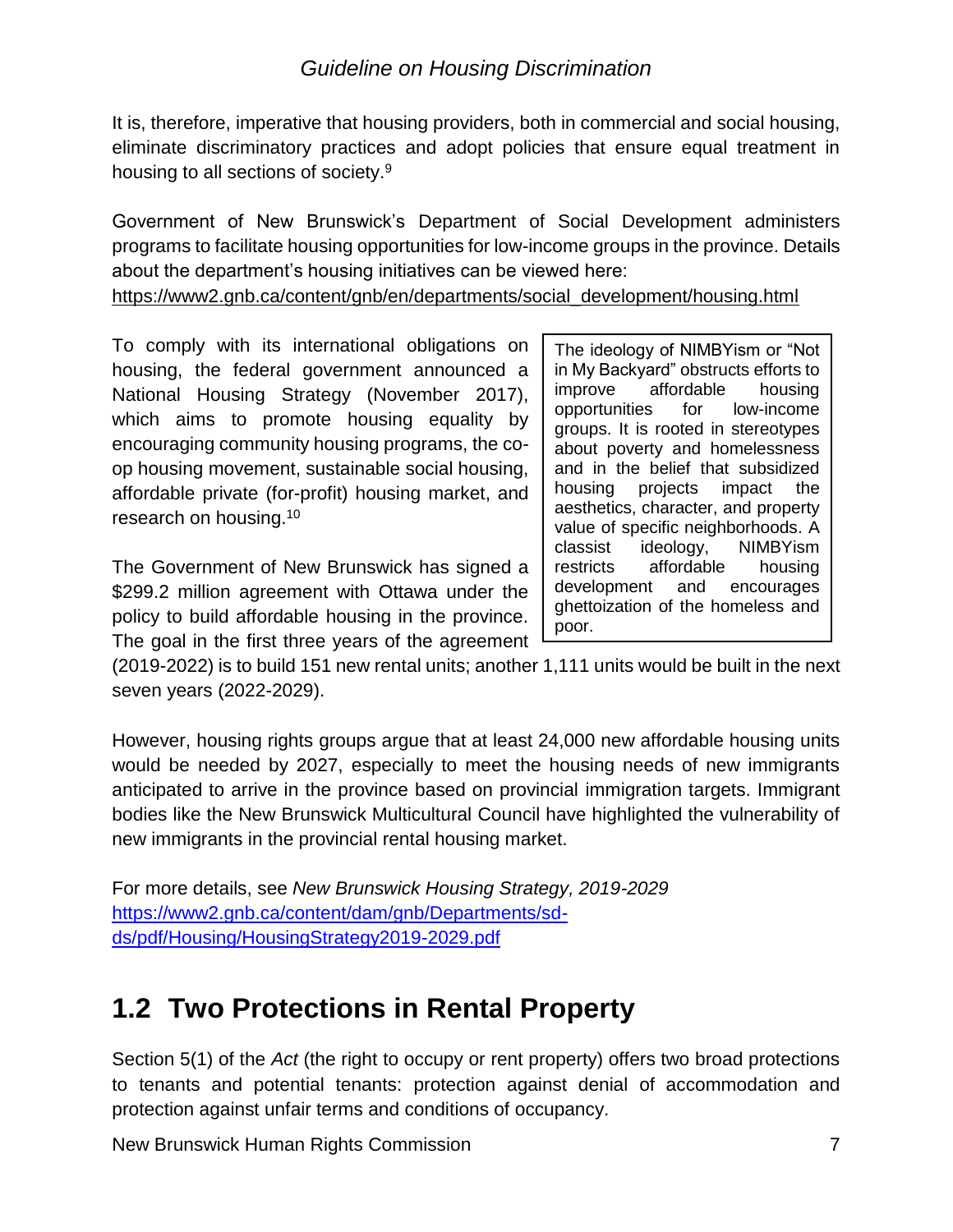It is, therefore, imperative that housing providers, both in commercial and social housing, eliminate discriminatory practices and adopt policies that ensure equal treatment in housing to all sections of society.[9]

Government of New Brunswick's Department of Social Development administers programs to facilitate housing opportunities for low-income groups in the province. Details about the department's housing initiatives can be viewed here: https://www2.gnb.ca/content/gnb/en/departments/social_development/housing.html

To comply with its international obligations on housing, the federal government announced a National Housing Strategy (November 2017), which aims to promote housing equality by encouraging community housing programs, the co-op housing movement, sustainable social housing, affordable private (for-profit) housing market, and research on housing.[10]

> The ideology of NIMBYism or "Not in My Backyard" obstructs efforts to improve affordable housing opportunities for low-income groups. It is rooted in stereotypes about poverty and homelessness and in the belief that subsidized housing projects impact the aesthetics, character, and property value of specific neighborhoods. A classist ideology, NIMBYism restricts affordable housing development and encourages ghettoization of the homeless and poor.

The Government of New Brunswick has signed a $299.2 million agreement with Ottawa under the policy to build affordable housing in the province. The goal in the first three years of the agreement (2019-2022) is to build 151 new rental units; another 1,111 units would be built in the next seven years (2022-2029).

However, housing rights groups argue that at least 24,000 new affordable housing units would be needed by 2027, especially to meet the housing needs of new immigrants anticipated to arrive in the province based on provincial immigration targets. Immigrant bodies like the New Brunswick Multicultural Council have highlighted the vulnerability of new immigrants in the provincial rental housing market.

For more details, see *New Brunswick Housing Strategy, 2019-2029* https://www2.gnb.ca/content/dam/gnb/Departments/sd-ds/pdf/Housing/HousingStrategy2019-2029.pdf

## 1.2 Two Protections in Rental Property

Section 5(1) of the *Act* (the right to occupy or rent property) offers two broad protections to tenants and potential tenants: protection against denial of accommodation and protection against unfair terms and conditions of occupancy.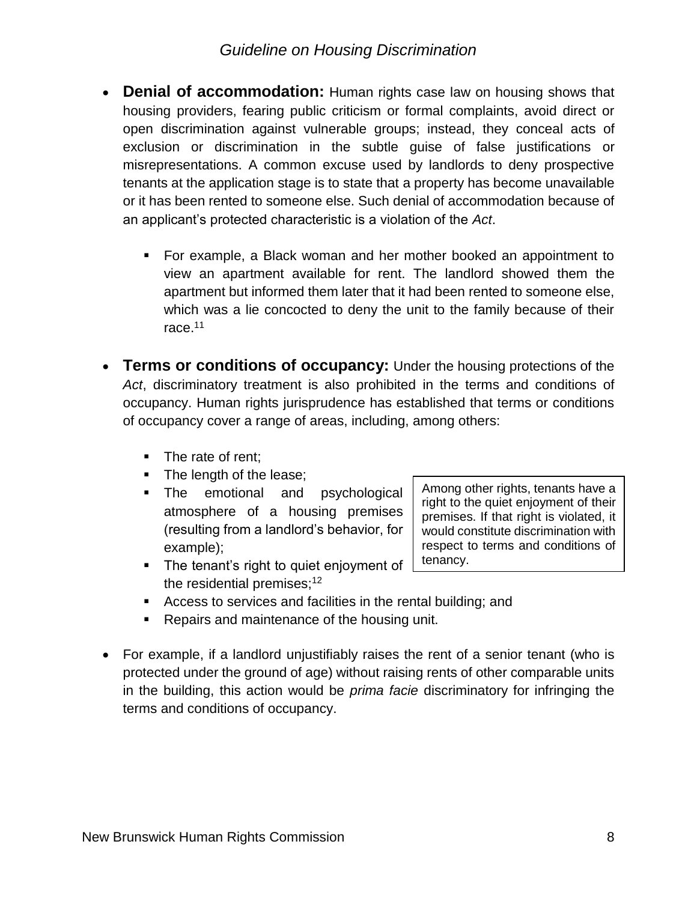- **Denial of accommodation:** Human rights case law on housing shows that housing providers, fearing public criticism or formal complaints, avoid direct or open discrimination against vulnerable groups; instead, they conceal acts of exclusion or discrimination in the subtle guise of false justifications or misrepresentations. A common excuse used by landlords to deny prospective tenants at the application stage is to state that a property has become unavailable or it has been rented to someone else. Such denial of accommodation because of an applicant's protected characteristic is a violation of the *Act*.

  - For example, a Black woman and her mother booked an appointment to view an apartment available for rent. The landlord showed them the apartment but informed them later that it had been rented to someone else, which was a lie concocted to deny the unit to the family because of their race.[11]

- **Terms or conditions of occupancy:** Under the housing protections of the *Act*, discriminatory treatment is also prohibited in the terms and conditions of occupancy. Human rights jurisprudence has established that terms or conditions of occupancy cover a range of areas, including, among others:

  - The rate of rent;
  - The length of the lease;
  - The emotional and psychological atmosphere of a housing premises (resulting from a landlord's behavior, for example);
  - The tenant's right to quiet enjoyment of the residential premises;[12]
  - Access to services and facilities in the rental building; and
  - Repairs and maintenance of the housing unit.

> Among other rights, tenants have a right to the quiet enjoyment of their premises. If that right is violated, it would constitute discrimination with respect to terms and conditions of tenancy.

- For example, if a landlord unjustifiably raises the rent of a senior tenant (who is protected under the ground of age) without raising rents of other comparable units in the building, this action would be *prima facie* discriminatory for infringing the terms and conditions of occupancy.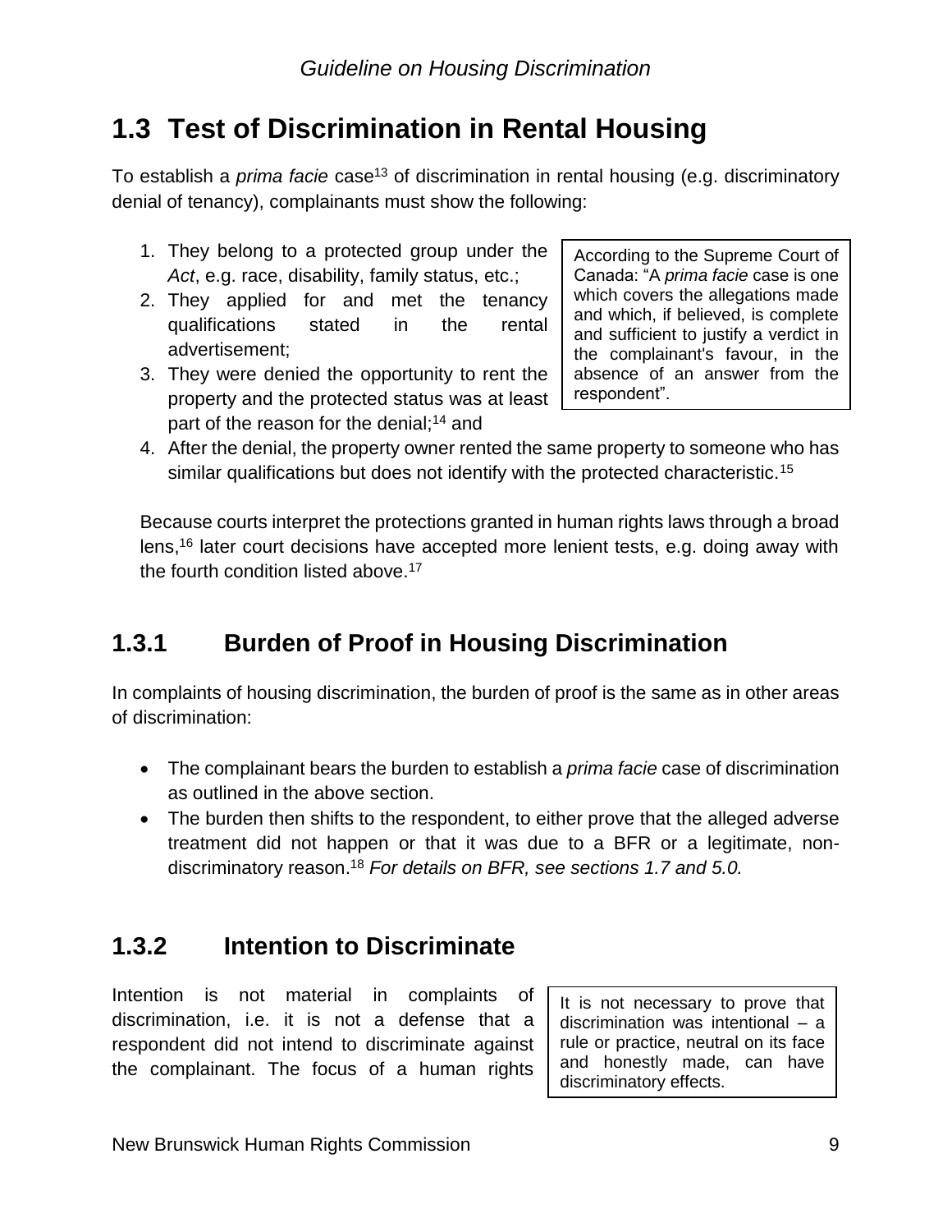## 1.3 Test of Discrimination in Rental Housing

To establish a *prima facie* case[13] of discrimination in rental housing (e.g. discriminatory denial of tenancy), complainants must show the following:

1. They belong to a protected group under the *Act*, e.g. race, disability, family status, etc.;
2. They applied for and met the tenancy qualifications stated in the rental advertisement;
3. They were denied the opportunity to rent the property and the protected status was at least part of the reason for the denial;[14] and
4. After the denial, the property owner rented the same property to someone who has similar qualifications but does not identify with the protected characteristic.[15]

> According to the Supreme Court of Canada: "A *prima facie* case is one which covers the allegations made and which, if believed, is complete and sufficient to justify a verdict in the complainant's favour, in the absence of an answer from the respondent".

Because courts interpret the protections granted in human rights laws through a broad lens,[16] later court decisions have accepted more lenient tests, e.g. doing away with the fourth condition listed above.[17]

### 1.3.1 Burden of Proof in Housing Discrimination

In complaints of housing discrimination, the burden of proof is the same as in other areas of discrimination:

- The complainant bears the burden to establish a *prima facie* case of discrimination as outlined in the above section.
- The burden then shifts to the respondent, to either prove that the alleged adverse treatment did not happen or that it was due to a BFR or a legitimate, non-discriminatory reason.[18] *For details on BFR, see sections 1.7 and 5.0.*

### 1.3.2 Intention to Discriminate

Intention is not material in complaints of discrimination, i.e. it is not a defense that a respondent did not intend to discriminate against the complainant. The focus of a human rights

> It is not necessary to prove that discrimination was intentional – a rule or practice, neutral on its face and honestly made, can have discriminatory effects.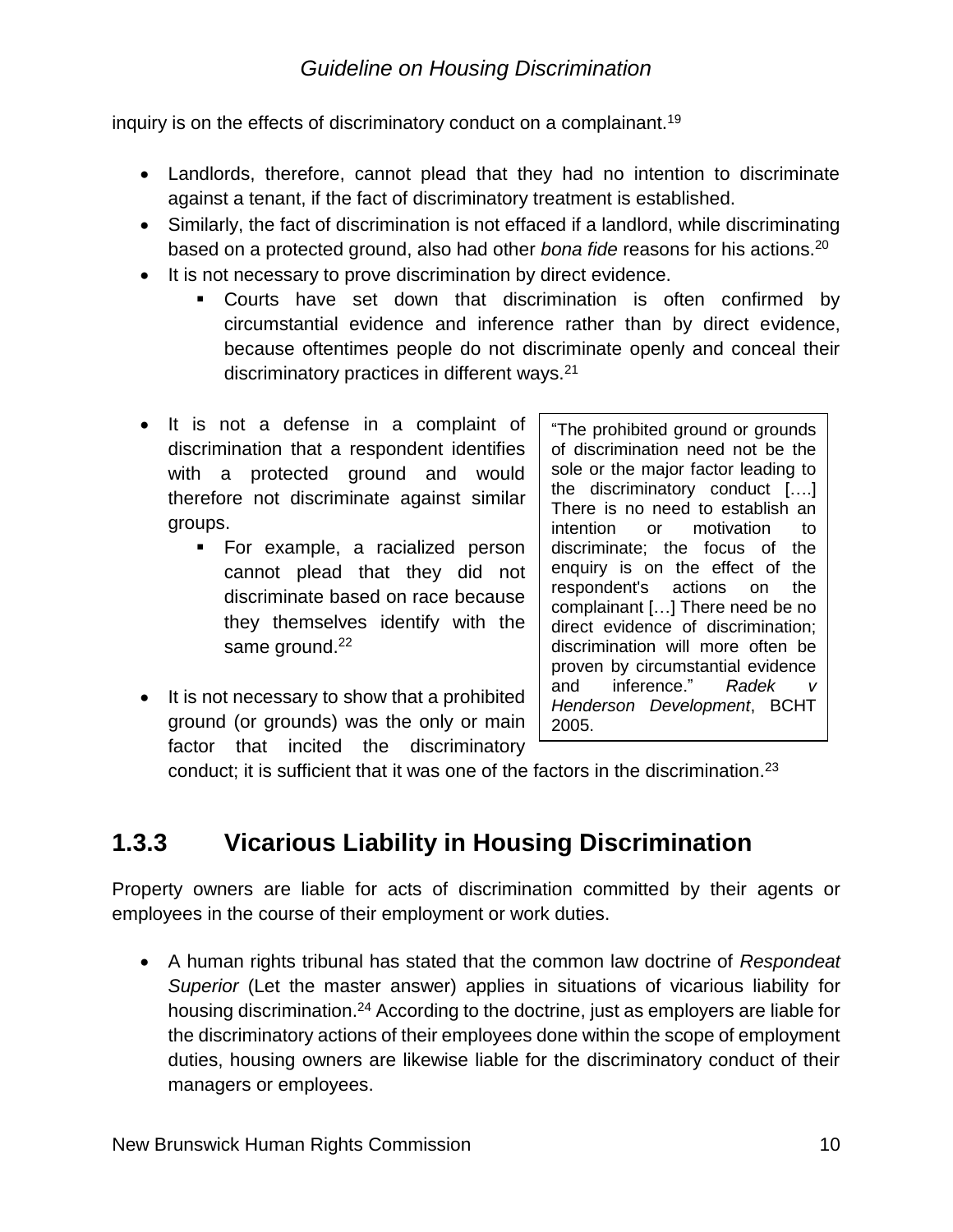inquiry is on the effects of discriminatory conduct on a complainant.[19]

- Landlords, therefore, cannot plead that they had no intention to discriminate against a tenant, if the fact of discriminatory treatment is established.
- Similarly, the fact of discrimination is not effaced if a landlord, while discriminating based on a protected ground, also had other *bona fide* reasons for his actions.[20]
- It is not necessary to prove discrimination by direct evidence.
  - Courts have set down that discrimination is often confirmed by circumstantial evidence and inference rather than by direct evidence, because oftentimes people do not discriminate openly and conceal their discriminatory practices in different ways.[21]
- It is not a defense in a complaint of discrimination that a respondent identifies with a protected ground and would therefore not discriminate against similar groups.
  - For example, a racialized person cannot plead that they did not discriminate based on race because they themselves identify with the same ground.[22]
- It is not necessary to show that a prohibited ground (or grounds) was the only or main factor that incited the discriminatory conduct; it is sufficient that it was one of the factors in the discrimination.[23]

> "The prohibited ground or grounds of discrimination need not be the sole or the major factor leading to the discriminatory conduct [….] There is no need to establish an intention or motivation to discriminate; the focus of the enquiry is on the effect of the respondent's actions on the complainant […] There need be no direct evidence of discrimination; discrimination will more often be proven by circumstantial evidence and inference." *Radek v Henderson Development*, BCHT 2005.

### 1.3.3 Vicarious Liability in Housing Discrimination

Property owners are liable for acts of discrimination committed by their agents or employees in the course of their employment or work duties.

- A human rights tribunal has stated that the common law doctrine of *Respondeat Superior* (Let the master answer) applies in situations of vicarious liability for housing discrimination.[24] According to the doctrine, just as employers are liable for the discriminatory actions of their employees done within the scope of employment duties, housing owners are likewise liable for the discriminatory conduct of their managers or employees.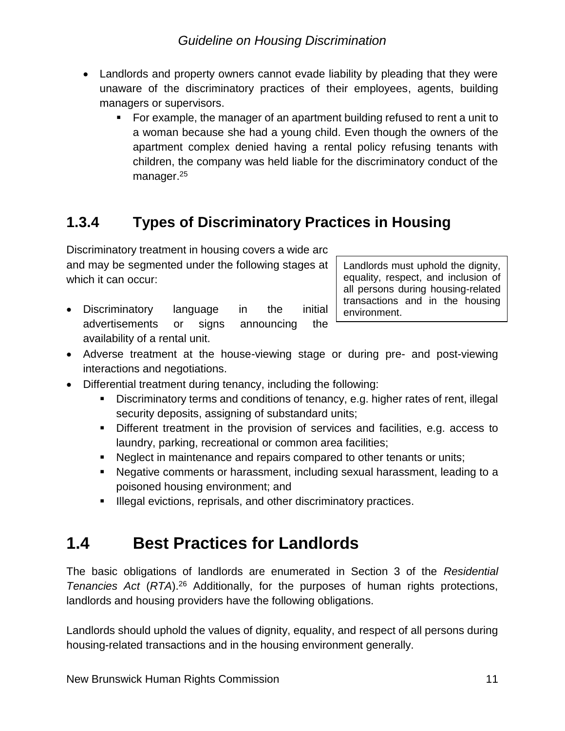- Landlords and property owners cannot evade liability by pleading that they were unaware of the discriminatory practices of their employees, agents, building managers or supervisors.
    - For example, the manager of an apartment building refused to rent a unit to a woman because she had a young child. Even though the owners of the apartment complex denied having a rental policy refusing tenants with children, the company was held liable for the discriminatory conduct of the manager.[25]

### 1.3.4 Types of Discriminatory Practices in Housing

Discriminatory treatment in housing covers a wide arc and may be segmented under the following stages at which it can occur:

> Landlords must uphold the dignity, equality, respect, and inclusion of all persons during housing-related transactions and in the housing environment.

- Discriminatory language in the initial advertisements or signs announcing the availability of a rental unit.
- Adverse treatment at the house-viewing stage or during pre- and post-viewing interactions and negotiations.
- Differential treatment during tenancy, including the following:
    - Discriminatory terms and conditions of tenancy, e.g. higher rates of rent, illegal security deposits, assigning of substandard units;
    - Different treatment in the provision of services and facilities, e.g. access to laundry, parking, recreational or common area facilities;
    - Neglect in maintenance and repairs compared to other tenants or units;
    - Negative comments or harassment, including sexual harassment, leading to a poisoned housing environment; and
    - Illegal evictions, reprisals, and other discriminatory practices.

## 1.4 Best Practices for Landlords

The basic obligations of landlords are enumerated in Section 3 of the *Residential Tenancies Act* (*RTA*).[26] Additionally, for the purposes of human rights protections, landlords and housing providers have the following obligations.

Landlords should uphold the values of dignity, equality, and respect of all persons during housing-related transactions and in the housing environment generally.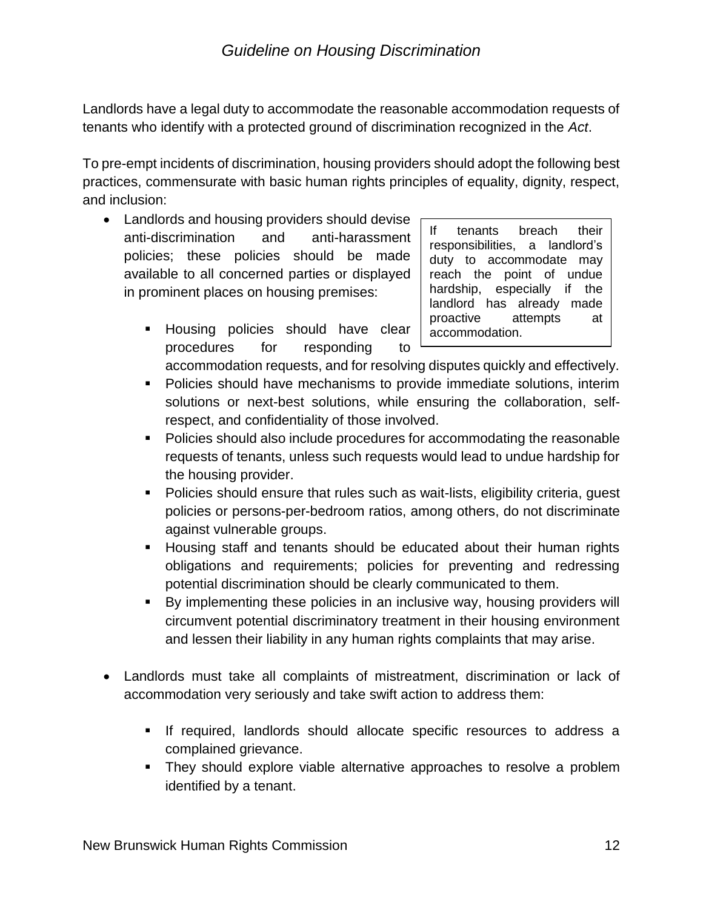Landlords have a legal duty to accommodate the reasonable accommodation requests of tenants who identify with a protected ground of discrimination recognized in the *Act*.

To pre-empt incidents of discrimination, housing providers should adopt the following best practices, commensurate with basic human rights principles of equality, dignity, respect, and inclusion:

> If tenants breach their responsibilities, a landlord's duty to accommodate may reach the point of undue hardship, especially if the landlord has already made proactive attempts at accommodation.

- Landlords and housing providers should devise anti-discrimination and anti-harassment policies; these policies should be made available to all concerned parties or displayed in prominent places on housing premises:
  - Housing policies should have clear procedures for responding to accommodation requests, and for resolving disputes quickly and effectively.
  - Policies should have mechanisms to provide immediate solutions, interim solutions or next-best solutions, while ensuring the collaboration, self-respect, and confidentiality of those involved.
  - Policies should also include procedures for accommodating the reasonable requests of tenants, unless such requests would lead to undue hardship for the housing provider.
  - Policies should ensure that rules such as wait-lists, eligibility criteria, guest policies or persons-per-bedroom ratios, among others, do not discriminate against vulnerable groups.
  - Housing staff and tenants should be educated about their human rights obligations and requirements; policies for preventing and redressing potential discrimination should be clearly communicated to them.
  - By implementing these policies in an inclusive way, housing providers will circumvent potential discriminatory treatment in their housing environment and lessen their liability in any human rights complaints that may arise.

- Landlords must take all complaints of mistreatment, discrimination or lack of accommodation very seriously and take swift action to address them:
  - If required, landlords should allocate specific resources to address a complained grievance.
  - They should explore viable alternative approaches to resolve a problem identified by a tenant.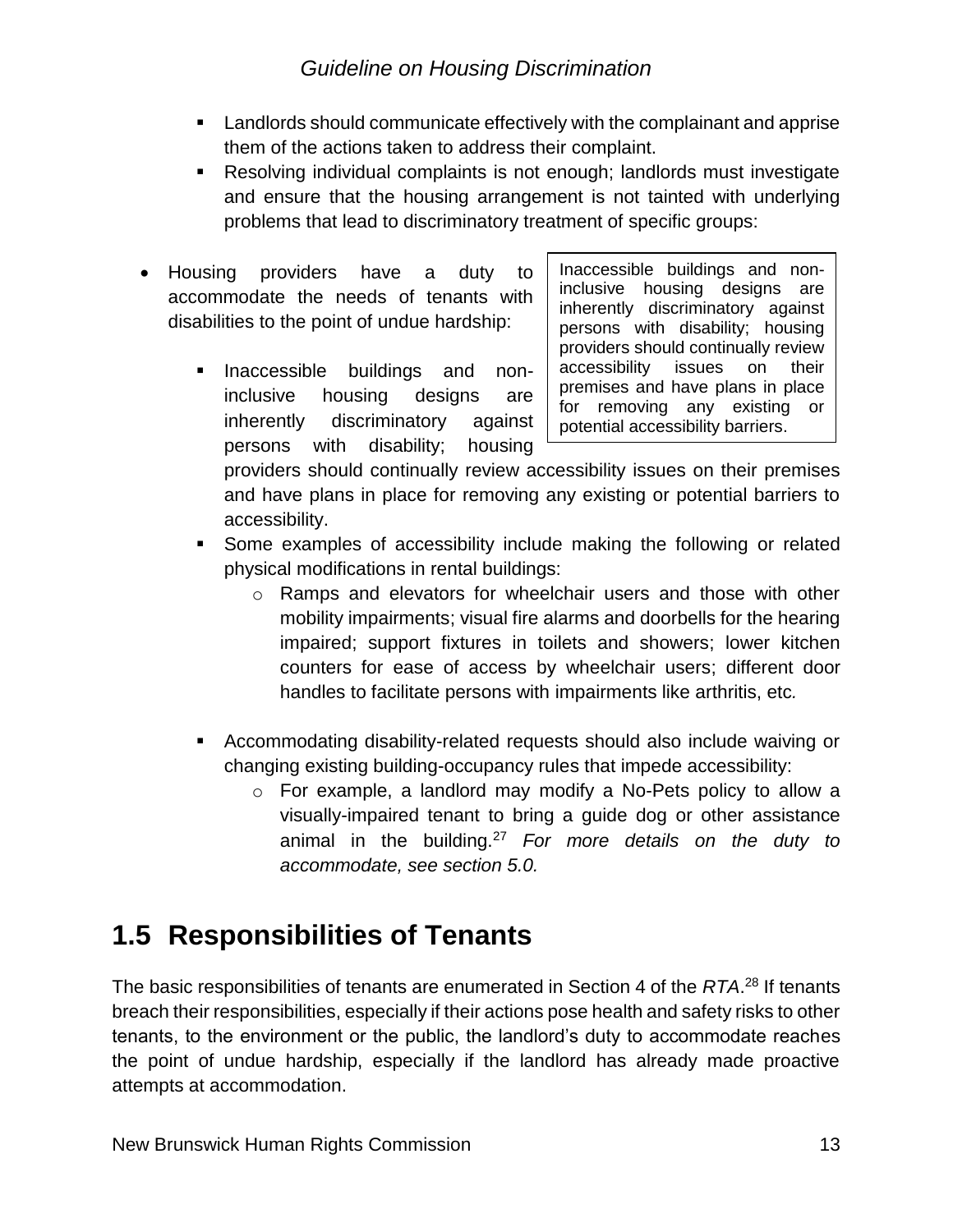- Landlords should communicate effectively with the complainant and apprise them of the actions taken to address their complaint.
- Resolving individual complaints is not enough; landlords must investigate and ensure that the housing arrangement is not tainted with underlying problems that lead to discriminatory treatment of specific groups:

> Inaccessible buildings and non-inclusive housing designs are inherently discriminatory against persons with disability; housing providers should continually review accessibility issues on their premises and have plans in place for removing any existing or potential accessibility barriers.

- Housing providers have a duty to accommodate the needs of tenants with disabilities to the point of undue hardship:
  - Inaccessible buildings and non-inclusive housing designs are inherently discriminatory against persons with disability; housing providers should continually review accessibility issues on their premises and have plans in place for removing any existing or potential barriers to accessibility.
  - Some examples of accessibility include making the following or related physical modifications in rental buildings:
    - Ramps and elevators for wheelchair users and those with other mobility impairments; visual fire alarms and doorbells for the hearing impaired; support fixtures in toilets and showers; lower kitchen counters for ease of access by wheelchair users; different door handles to facilitate persons with impairments like arthritis, etc.
  - Accommodating disability-related requests should also include waiving or changing existing building-occupancy rules that impede accessibility:
    - For example, a landlord may modify a No-Pets policy to allow a visually-impaired tenant to bring a guide dog or other assistance animal in the building.[27] *For more details on the duty to accommodate, see section 5.0.*

## 1.5 Responsibilities of Tenants

The basic responsibilities of tenants are enumerated in Section 4 of the *RTA*.[28] If tenants breach their responsibilities, especially if their actions pose health and safety risks to other tenants, to the environment or the public, the landlord's duty to accommodate reaches the point of undue hardship, especially if the landlord has already made proactive attempts at accommodation.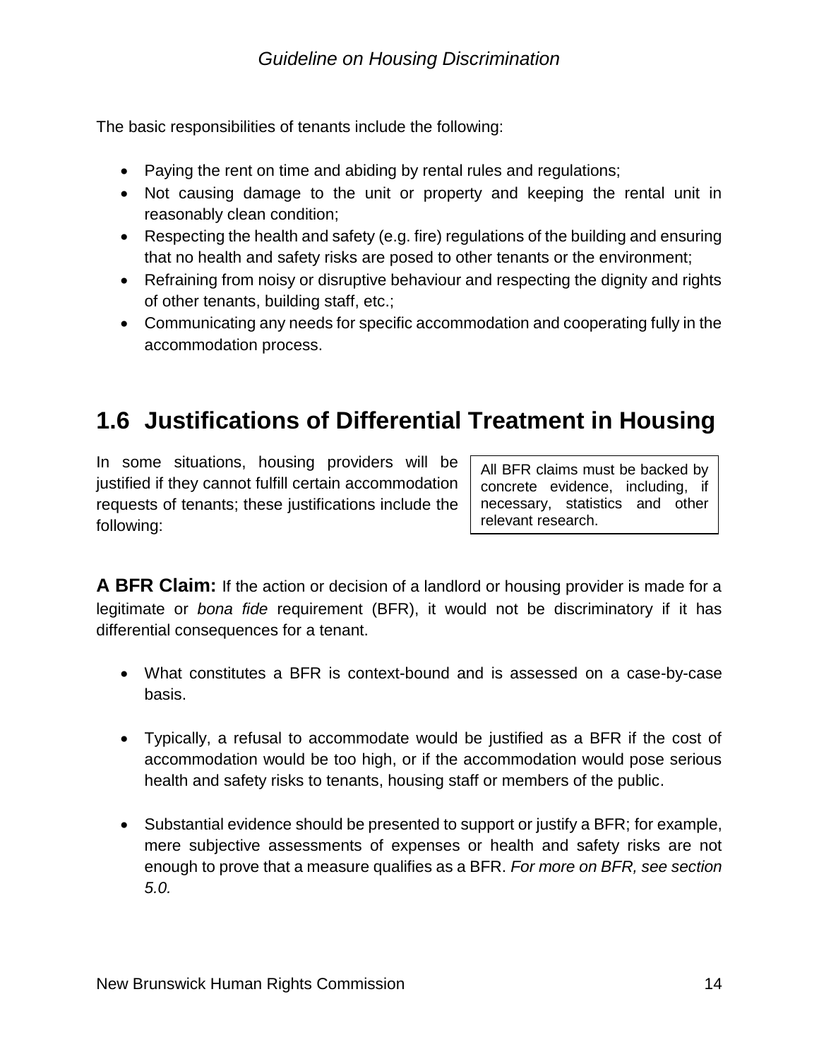The basic responsibilities of tenants include the following:

- Paying the rent on time and abiding by rental rules and regulations;
- Not causing damage to the unit or property and keeping the rental unit in reasonably clean condition;
- Respecting the health and safety (e.g. fire) regulations of the building and ensuring that no health and safety risks are posed to other tenants or the environment;
- Refraining from noisy or disruptive behaviour and respecting the dignity and rights of other tenants, building staff, etc.;
- Communicating any needs for specific accommodation and cooperating fully in the accommodation process.

## 1.6 Justifications of Differential Treatment in Housing

In some situations, housing providers will be justified if they cannot fulfill certain accommodation requests of tenants; these justifications include the following:

> All BFR claims must be backed by concrete evidence, including, if necessary, statistics and other relevant research.

**A BFR Claim:** If the action or decision of a landlord or housing provider is made for a legitimate or *bona fide* requirement (BFR), it would not be discriminatory if it has differential consequences for a tenant.

- What constitutes a BFR is context-bound and is assessed on a case-by-case basis.
- Typically, a refusal to accommodate would be justified as a BFR if the cost of accommodation would be too high, or if the accommodation would pose serious health and safety risks to tenants, housing staff or members of the public.
- Substantial evidence should be presented to support or justify a BFR; for example, mere subjective assessments of expenses or health and safety risks are not enough to prove that a measure qualifies as a BFR. *For more on BFR, see section 5.0.*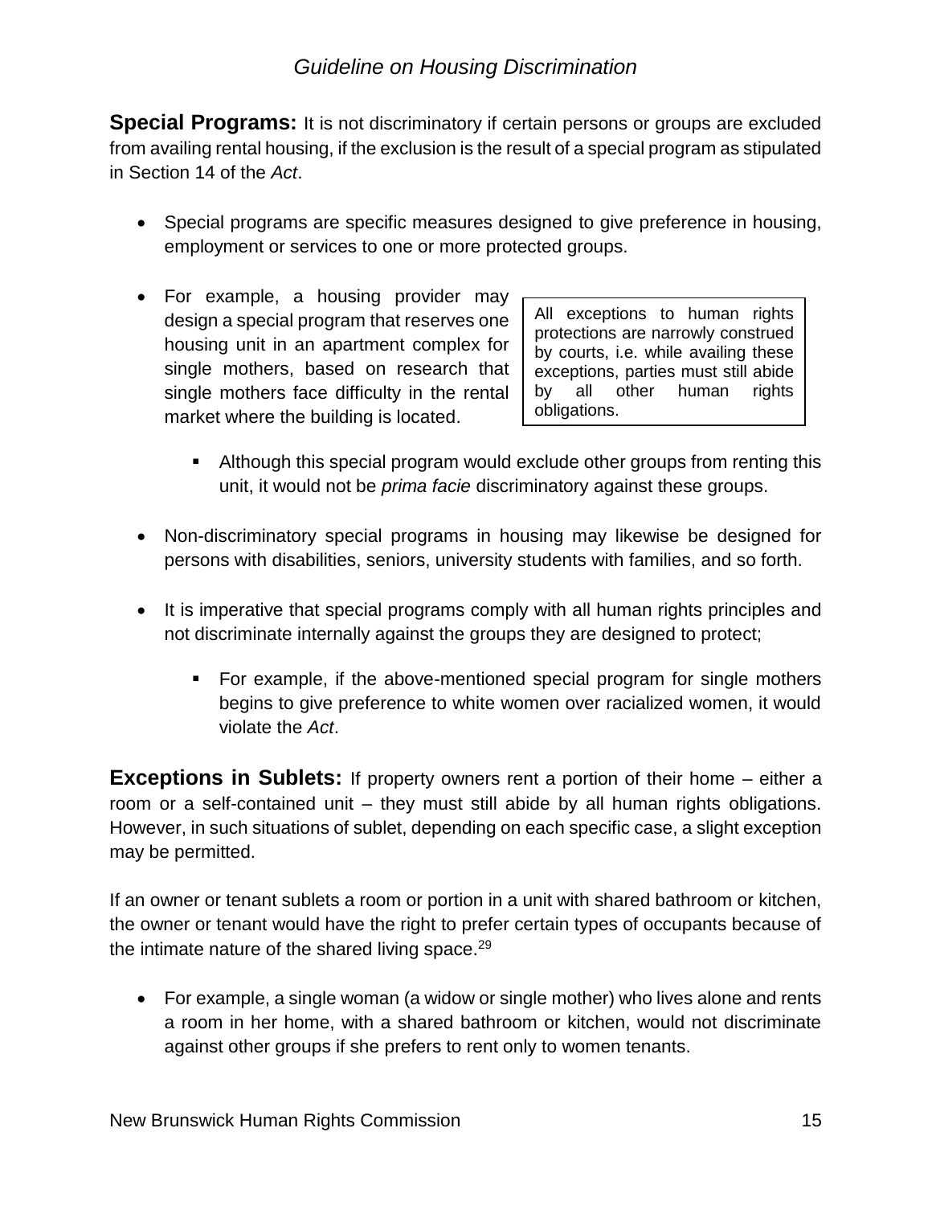**Special Programs:** It is not discriminatory if certain persons or groups are excluded from availing rental housing, if the exclusion is the result of a special program as stipulated in Section 14 of the *Act*.

- Special programs are specific measures designed to give preference in housing, employment or services to one or more protected groups.
- For example, a housing provider may design a special program that reserves one housing unit in an apartment complex for single mothers, based on research that single mothers face difficulty in the rental market where the building is located.
  - Although this special program would exclude other groups from renting this unit, it would not be *prima facie* discriminatory against these groups.

> All exceptions to human rights protections are narrowly construed by courts, i.e. while availing these exceptions, parties must still abide by all other human rights obligations.

- Non-discriminatory special programs in housing may likewise be designed for persons with disabilities, seniors, university students with families, and so forth.
- It is imperative that special programs comply with all human rights principles and not discriminate internally against the groups they are designed to protect;
  - For example, if the above-mentioned special program for single mothers begins to give preference to white women over racialized women, it would violate the *Act*.

**Exceptions in Sublets:** If property owners rent a portion of their home – either a room or a self-contained unit – they must still abide by all human rights obligations. However, in such situations of sublet, depending on each specific case, a slight exception may be permitted.

If an owner or tenant sublets a room or portion in a unit with shared bathroom or kitchen, the owner or tenant would have the right to prefer certain types of occupants because of the intimate nature of the shared living space.[29]

- For example, a single woman (a widow or single mother) who lives alone and rents a room in her home, with a shared bathroom or kitchen, would not discriminate against other groups if she prefers to rent only to women tenants.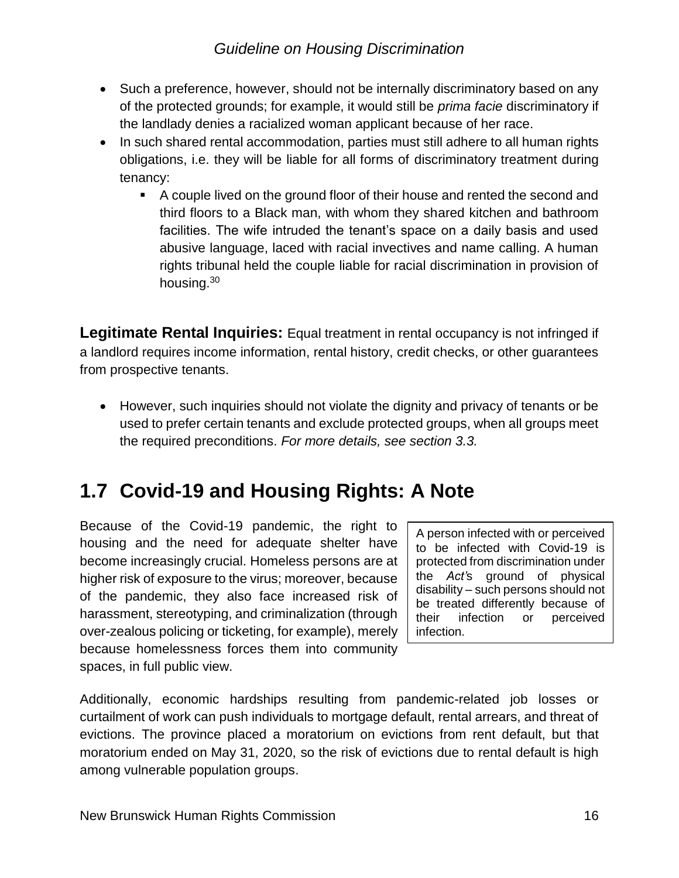- Such a preference, however, should not be internally discriminatory based on any of the protected grounds; for example, it would still be *prima facie* discriminatory if the landlady denies a racialized woman applicant because of her race.
- In such shared rental accommodation, parties must still adhere to all human rights obligations, i.e. they will be liable for all forms of discriminatory treatment during tenancy:
  - A couple lived on the ground floor of their house and rented the second and third floors to a Black man, with whom they shared kitchen and bathroom facilities. The wife intruded the tenant's space on a daily basis and used abusive language, laced with racial invectives and name calling. A human rights tribunal held the couple liable for racial discrimination in provision of housing.[30]

**Legitimate Rental Inquiries:** Equal treatment in rental occupancy is not infringed if a landlord requires income information, rental history, credit checks, or other guarantees from prospective tenants.

- However, such inquiries should not violate the dignity and privacy of tenants or be used to prefer certain tenants and exclude protected groups, when all groups meet the required preconditions. *For more details, see section 3.3.*

## 1.7 Covid-19 and Housing Rights: A Note

Because of the Covid-19 pandemic, the right to housing and the need for adequate shelter have become increasingly crucial. Homeless persons are at higher risk of exposure to the virus; moreover, because of the pandemic, they also face increased risk of harassment, stereotyping, and criminalization (through over-zealous policing or ticketing, for example), merely because homelessness forces them into community spaces, in full public view.

> A person infected with or perceived to be infected with Covid-19 is protected from discrimination under the *Act*'s ground of physical disability – such persons should not be treated differently because of their infection or perceived infection.

Additionally, economic hardships resulting from pandemic-related job losses or curtailment of work can push individuals to mortgage default, rental arrears, and threat of evictions. The province placed a moratorium on evictions from rent default, but that moratorium ended on May 31, 2020, so the risk of evictions due to rental default is high among vulnerable population groups.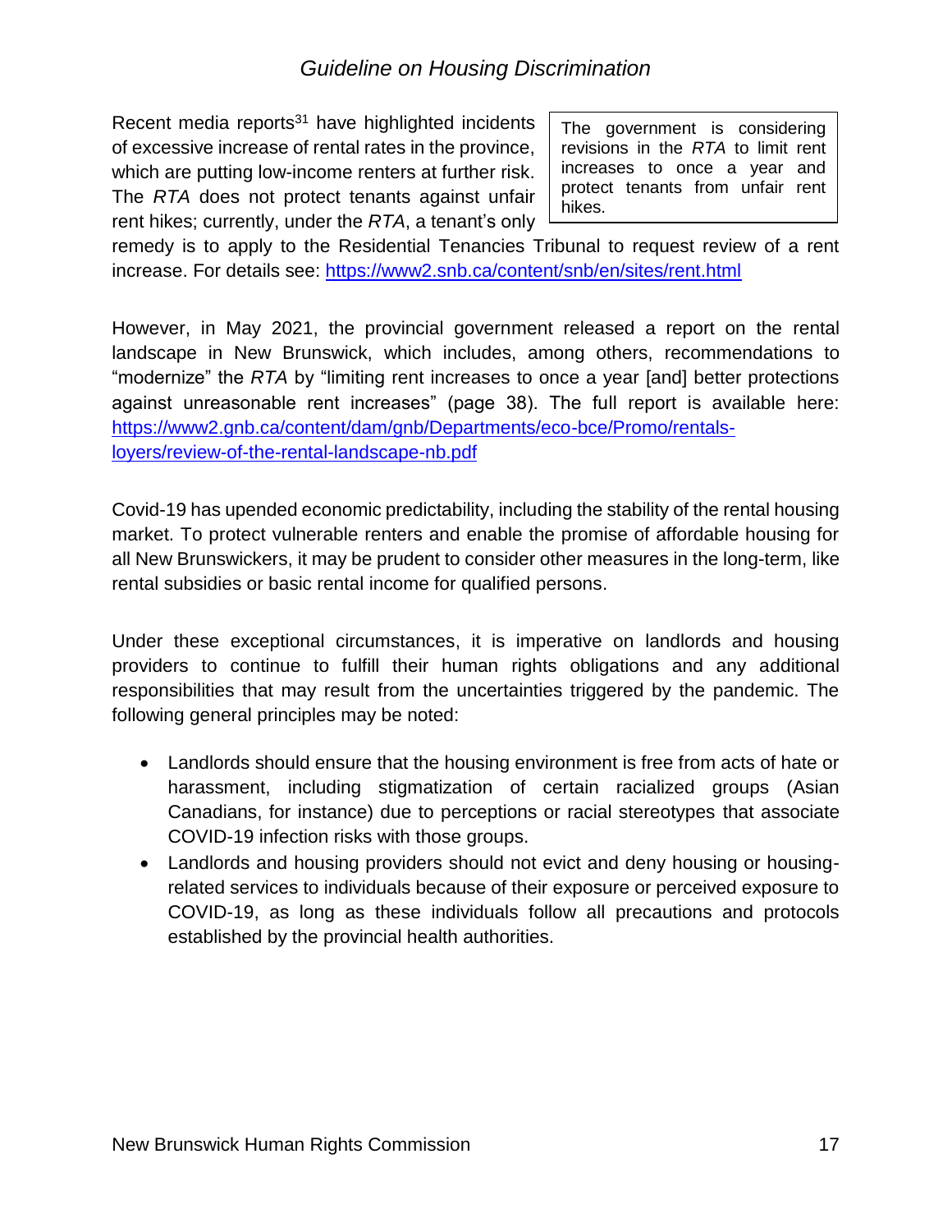Recent media reports[31] have highlighted incidents of excessive increase of rental rates in the province, which are putting low-income renters at further risk. The *RTA* does not protect tenants against unfair rent hikes; currently, under the *RTA*, a tenant's only remedy is to apply to the Residential Tenancies Tribunal to request review of a rent increase. For details see: https://www2.snb.ca/content/snb/en/sites/rent.html

> The government is considering revisions in the *RTA* to limit rent increases to once a year and protect tenants from unfair rent hikes.

However, in May 2021, the provincial government released a report on the rental landscape in New Brunswick, which includes, among others, recommendations to "modernize" the *RTA* by "limiting rent increases to once a year [and] better protections against unreasonable rent increases" (page 38). The full report is available here: https://www2.gnb.ca/content/dam/gnb/Departments/eco-bce/Promo/rentals-loyers/review-of-the-rental-landscape-nb.pdf

Covid-19 has upended economic predictability, including the stability of the rental housing market. To protect vulnerable renters and enable the promise of affordable housing for all New Brunswickers, it may be prudent to consider other measures in the long-term, like rental subsidies or basic rental income for qualified persons.

Under these exceptional circumstances, it is imperative on landlords and housing providers to continue to fulfill their human rights obligations and any additional responsibilities that may result from the uncertainties triggered by the pandemic. The following general principles may be noted:

- Landlords should ensure that the housing environment is free from acts of hate or harassment, including stigmatization of certain racialized groups (Asian Canadians, for instance) due to perceptions or racial stereotypes that associate COVID-19 infection risks with those groups.
- Landlords and housing providers should not evict and deny housing or housing-related services to individuals because of their exposure or perceived exposure to COVID-19, as long as these individuals follow all precautions and protocols established by the provincial health authorities.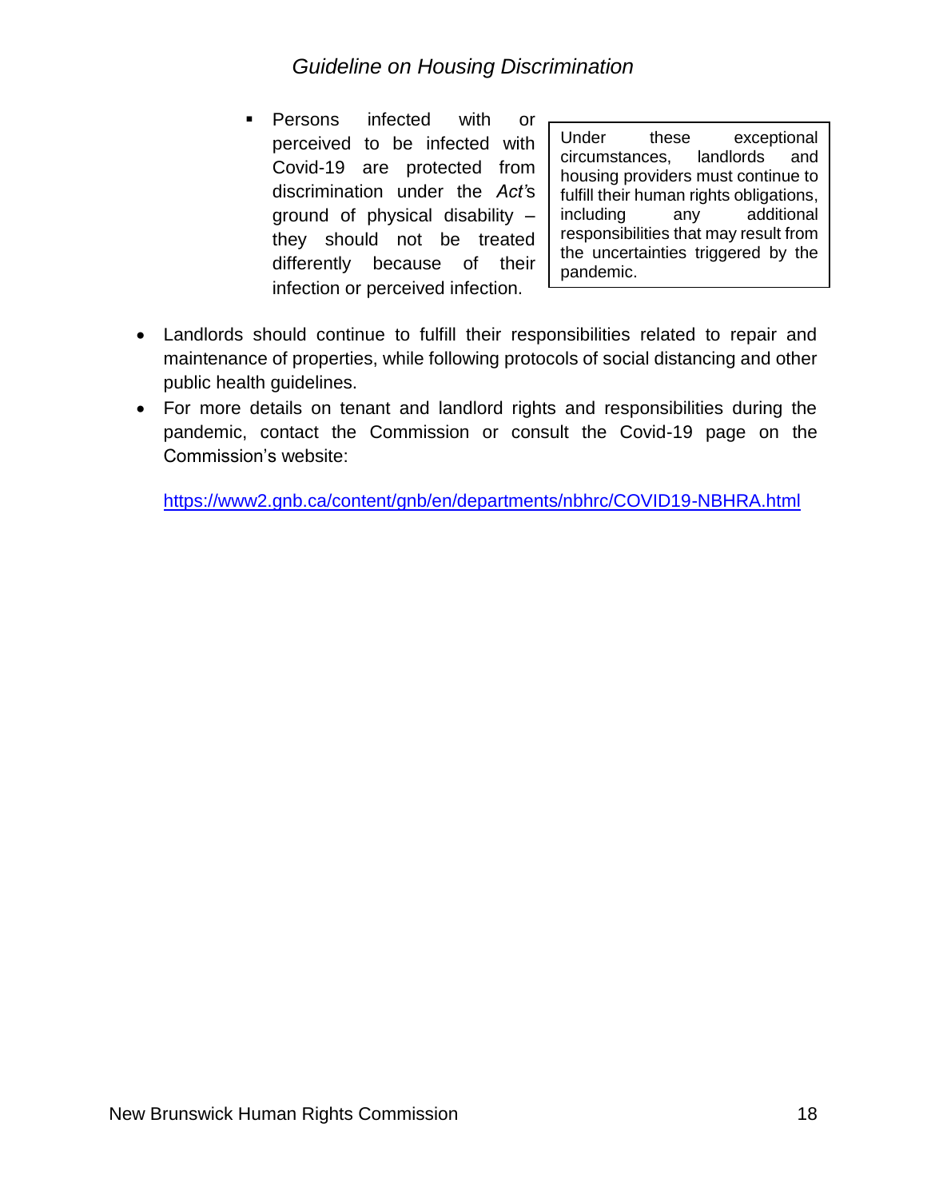- Persons infected with or perceived to be infected with Covid-19 are protected from discrimination under the *Act's* ground of physical disability – they should not be treated differently because of their infection or perceived infection.

> Under these exceptional circumstances, landlords and housing providers must continue to fulfill their human rights obligations, including any additional responsibilities that may result from the uncertainties triggered by the pandemic.

- Landlords should continue to fulfill their responsibilities related to repair and maintenance of properties, while following protocols of social distancing and other public health guidelines.
- For more details on tenant and landlord rights and responsibilities during the pandemic, contact the Commission or consult the Covid-19 page on the Commission's website:

  https://www2.gnb.ca/content/gnb/en/departments/nbhrc/COVID19-NBHRA.html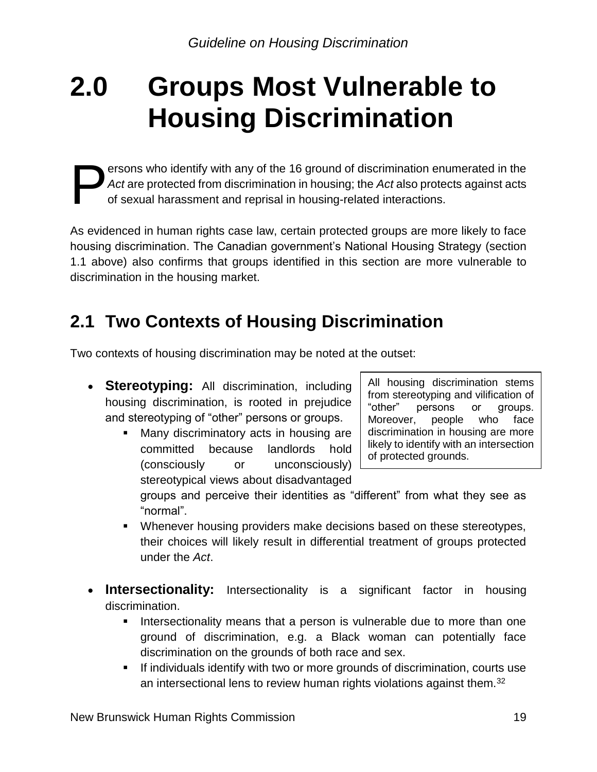# 2.0 Groups Most Vulnerable to Housing Discrimination

Persons who identify with any of the 16 ground of discrimination enumerated in the *Act* are protected from discrimination in housing; the *Act* also protects against acts of sexual harassment and reprisal in housing-related interactions.

As evidenced in human rights case law, certain protected groups are more likely to face housing discrimination. The Canadian government's National Housing Strategy (section 1.1 above) also confirms that groups identified in this section are more vulnerable to discrimination in the housing market.

## 2.1 Two Contexts of Housing Discrimination

Two contexts of housing discrimination may be noted at the outset:

> All housing discrimination stems from stereotyping and vilification of "other" persons or groups. Moreover, people who face discrimination in housing are more likely to identify with an intersection of protected grounds.

- **Stereotyping:** All discrimination, including housing discrimination, is rooted in prejudice and stereotyping of "other" persons or groups.
  - Many discriminatory acts in housing are committed because landlords hold (consciously or unconsciously) stereotypical views about disadvantaged groups and perceive their identities as "different" from what they see as "normal".
  - Whenever housing providers make decisions based on these stereotypes, their choices will likely result in differential treatment of groups protected under the *Act*.

- **Intersectionality:** Intersectionality is a significant factor in housing discrimination.
  - Intersectionality means that a person is vulnerable due to more than one ground of discrimination, e.g. a Black woman can potentially face discrimination on the grounds of both race and sex.
  - If individuals identify with two or more grounds of discrimination, courts use an intersectional lens to review human rights violations against them.[32]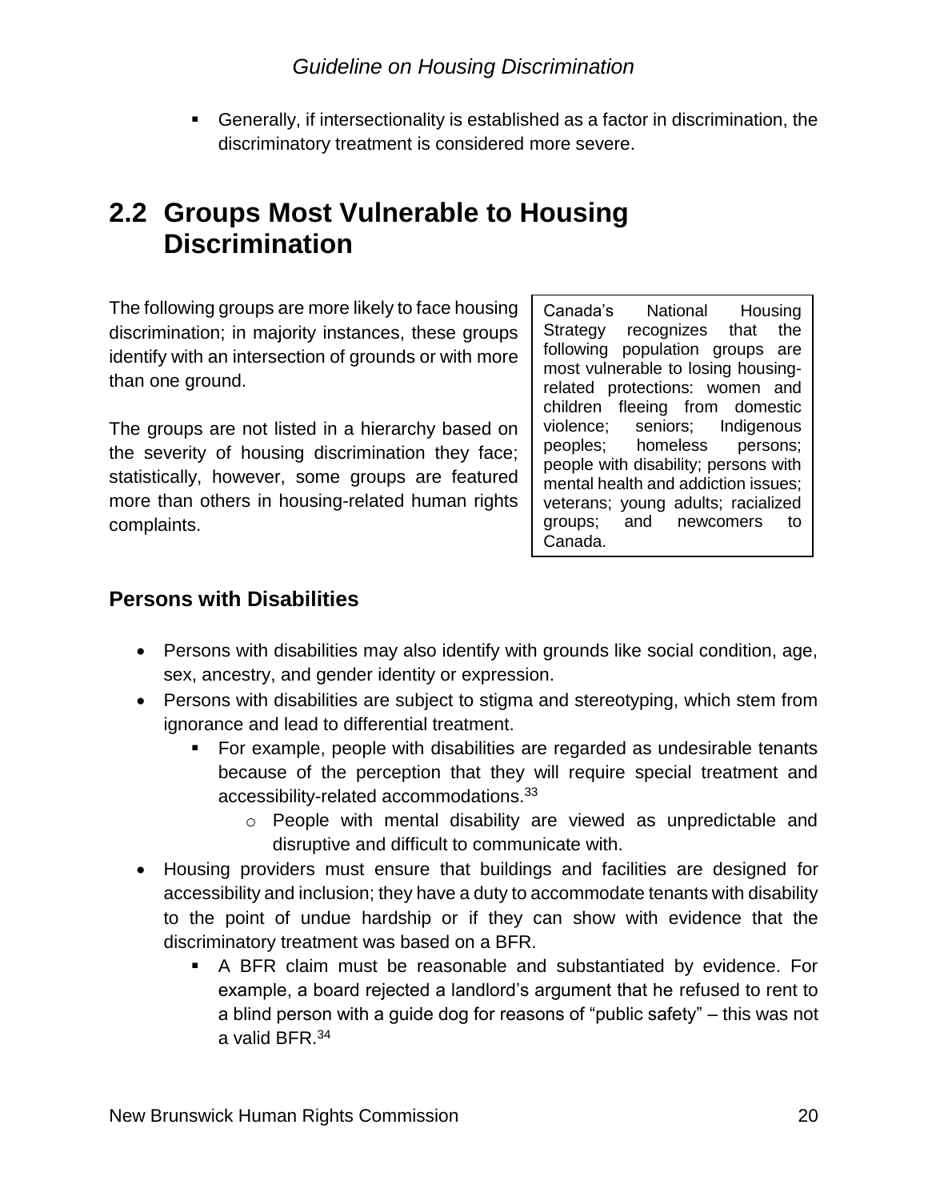- Generally, if intersectionality is established as a factor in discrimination, the discriminatory treatment is considered more severe.

## 2.2 Groups Most Vulnerable to Housing Discrimination

The following groups are more likely to face housing discrimination; in majority instances, these groups identify with an intersection of grounds or with more than one ground.

The groups are not listed in a hierarchy based on the severity of housing discrimination they face; statistically, however, some groups are featured more than others in housing-related human rights complaints.

> Canada's National Housing Strategy recognizes that the following population groups are most vulnerable to losing housing-related protections: women and children fleeing from domestic violence; seniors; Indigenous peoples; homeless persons; people with disability; persons with mental health and addiction issues; veterans; young adults; racialized groups; and newcomers to Canada.

### Persons with Disabilities

- Persons with disabilities may also identify with grounds like social condition, age, sex, ancestry, and gender identity or expression.
- Persons with disabilities are subject to stigma and stereotyping, which stem from ignorance and lead to differential treatment.
  - For example, people with disabilities are regarded as undesirable tenants because of the perception that they will require special treatment and accessibility-related accommodations.[33]
    - People with mental disability are viewed as unpredictable and disruptive and difficult to communicate with.
- Housing providers must ensure that buildings and facilities are designed for accessibility and inclusion; they have a duty to accommodate tenants with disability to the point of undue hardship or if they can show with evidence that the discriminatory treatment was based on a BFR.
  - A BFR claim must be reasonable and substantiated by evidence. For example, a board rejected a landlord's argument that he refused to rent to a blind person with a guide dog for reasons of "public safety" – this was not a valid BFR.[34]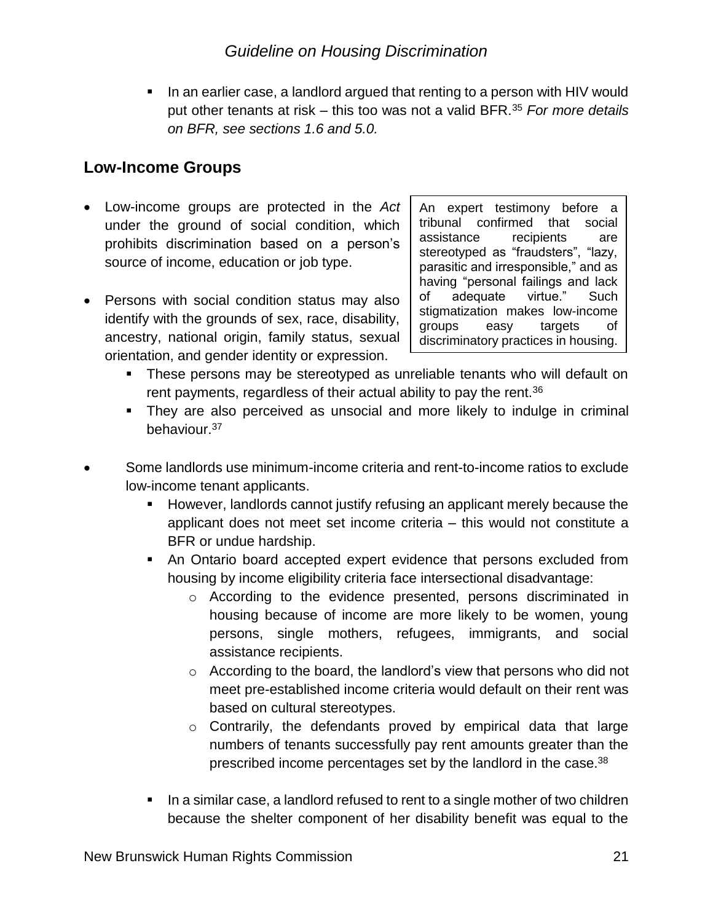- In an earlier case, a landlord argued that renting to a person with HIV would put other tenants at risk – this too was not a valid BFR.[35] *For more details on BFR, see sections 1.6 and 5.0.*

## Low-Income Groups

- Low-income groups are protected in the *Act* under the ground of social condition, which prohibits discrimination based on a person's source of income, education or job type.

- Persons with social condition status may also identify with the grounds of sex, race, disability, ancestry, national origin, family status, sexual orientation, and gender identity or expression.
  - These persons may be stereotyped as unreliable tenants who will default on rent payments, regardless of their actual ability to pay the rent.[36]
  - They are also perceived as unsocial and more likely to indulge in criminal behaviour.[37]

> An expert testimony before a tribunal confirmed that social assistance recipients are stereotyped as "fraudsters", "lazy, parasitic and irresponsible," and as having "personal failings and lack of adequate virtue." Such stigmatization makes low-income groups easy targets of discriminatory practices in housing.

- Some landlords use minimum-income criteria and rent-to-income ratios to exclude low-income tenant applicants.
  - However, landlords cannot justify refusing an applicant merely because the applicant does not meet set income criteria – this would not constitute a BFR or undue hardship.
  - An Ontario board accepted expert evidence that persons excluded from housing by income eligibility criteria face intersectional disadvantage:
    - According to the evidence presented, persons discriminated in housing because of income are more likely to be women, young persons, single mothers, refugees, immigrants, and social assistance recipients.
    - According to the board, the landlord's view that persons who did not meet pre-established income criteria would default on their rent was based on cultural stereotypes.
    - Contrarily, the defendants proved by empirical data that large numbers of tenants successfully pay rent amounts greater than the prescribed income percentages set by the landlord in the case.[38]

  - In a similar case, a landlord refused to rent to a single mother of two children because the shelter component of her disability benefit was equal to the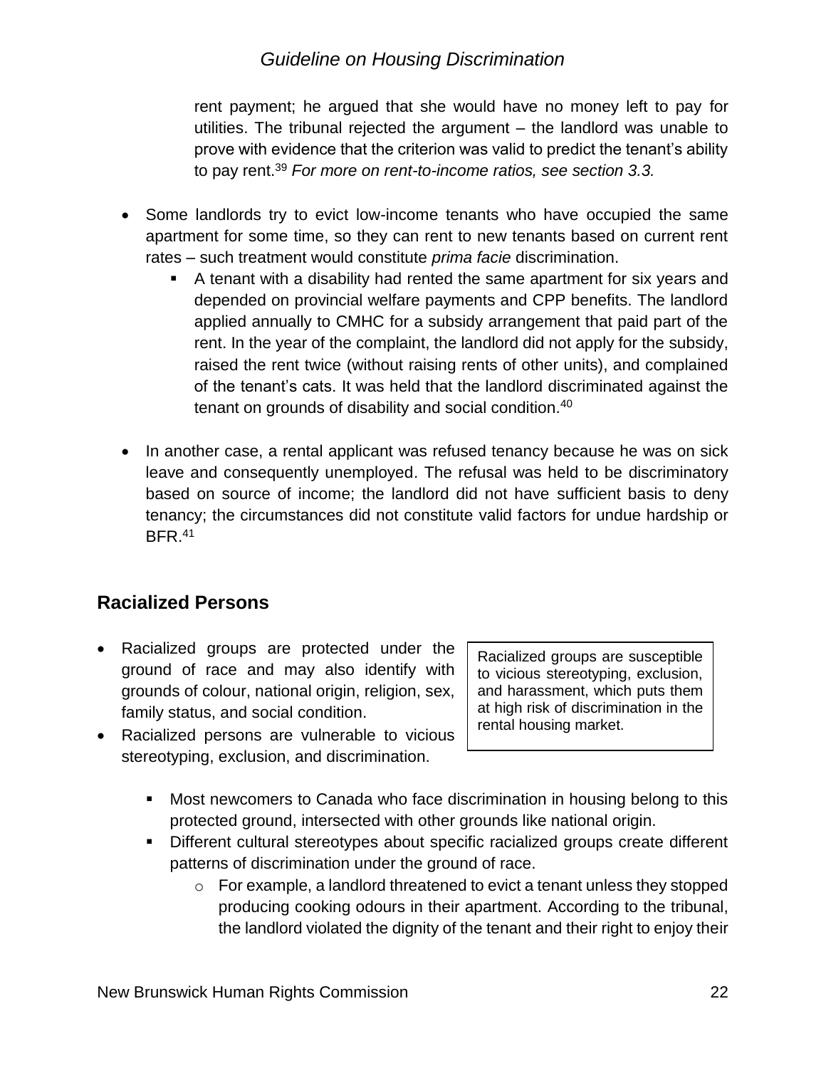rent payment; he argued that she would have no money left to pay for utilities. The tribunal rejected the argument – the landlord was unable to prove with evidence that the criterion was valid to predict the tenant's ability to pay rent.[39] *For more on rent-to-income ratios, see section 3.3.*

- Some landlords try to evict low-income tenants who have occupied the same apartment for some time, so they can rent to new tenants based on current rent rates – such treatment would constitute *prima facie* discrimination.
  - A tenant with a disability had rented the same apartment for six years and depended on provincial welfare payments and CPP benefits. The landlord applied annually to CMHC for a subsidy arrangement that paid part of the rent. In the year of the complaint, the landlord did not apply for the subsidy, raised the rent twice (without raising rents of other units), and complained of the tenant's cats. It was held that the landlord discriminated against the tenant on grounds of disability and social condition.[40]

- In another case, a rental applicant was refused tenancy because he was on sick leave and consequently unemployed. The refusal was held to be discriminatory based on source of income; the landlord did not have sufficient basis to deny tenancy; the circumstances did not constitute valid factors for undue hardship or BFR.[41]

## Racialized Persons

> Racialized groups are susceptible to vicious stereotyping, exclusion, and harassment, which puts them at high risk of discrimination in the rental housing market.

- Racialized groups are protected under the ground of race and may also identify with grounds of colour, national origin, religion, sex, family status, and social condition.
- Racialized persons are vulnerable to vicious stereotyping, exclusion, and discrimination.
  - Most newcomers to Canada who face discrimination in housing belong to this protected ground, intersected with other grounds like national origin.
  - Different cultural stereotypes about specific racialized groups create different patterns of discrimination under the ground of race.
    - For example, a landlord threatened to evict a tenant unless they stopped producing cooking odours in their apartment. According to the tribunal, the landlord violated the dignity of the tenant and their right to enjoy their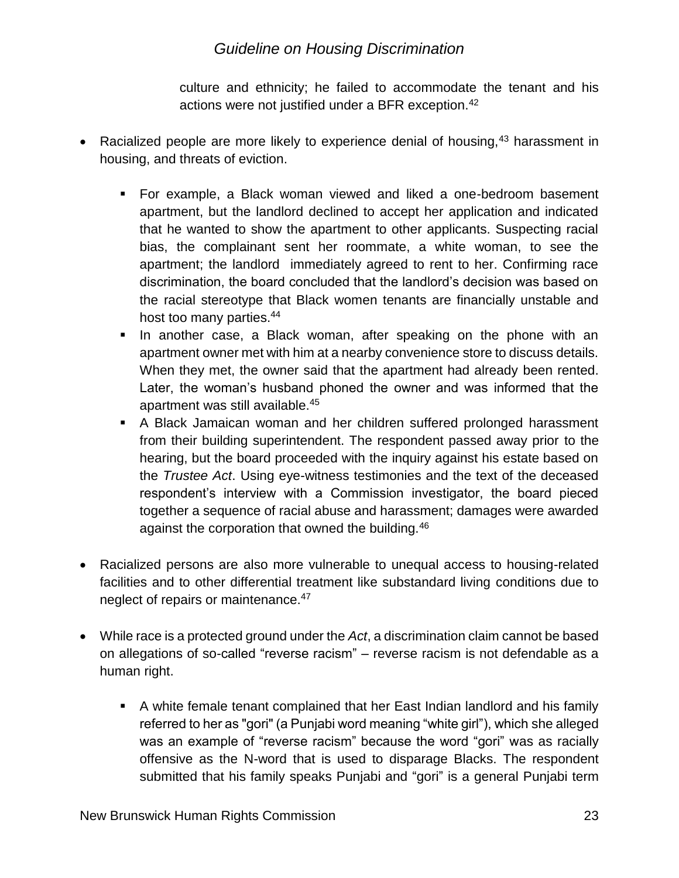culture and ethnicity; he failed to accommodate the tenant and his actions were not justified under a BFR exception.[42]

- Racialized people are more likely to experience denial of housing,[43] harassment in housing, and threats of eviction.
    - For example, a Black woman viewed and liked a one-bedroom basement apartment, but the landlord declined to accept her application and indicated that he wanted to show the apartment to other applicants. Suspecting racial bias, the complainant sent her roommate, a white woman, to see the apartment; the landlord immediately agreed to rent to her. Confirming race discrimination, the board concluded that the landlord's decision was based on the racial stereotype that Black women tenants are financially unstable and host too many parties.[44]
    - In another case, a Black woman, after speaking on the phone with an apartment owner met with him at a nearby convenience store to discuss details. When they met, the owner said that the apartment had already been rented. Later, the woman's husband phoned the owner and was informed that the apartment was still available.[45]
    - A Black Jamaican woman and her children suffered prolonged harassment from their building superintendent. The respondent passed away prior to the hearing, but the board proceeded with the inquiry against his estate based on the *Trustee Act*. Using eye-witness testimonies and the text of the deceased respondent's interview with a Commission investigator, the board pieced together a sequence of racial abuse and harassment; damages were awarded against the corporation that owned the building.[46]

- Racialized persons are also more vulnerable to unequal access to housing-related facilities and to other differential treatment like substandard living conditions due to neglect of repairs or maintenance.[47]

- While race is a protected ground under the *Act*, a discrimination claim cannot be based on allegations of so-called "reverse racism" – reverse racism is not defendable as a human right.
    - A white female tenant complained that her East Indian landlord and his family referred to her as "gori" (a Punjabi word meaning "white girl"), which she alleged was an example of "reverse racism" because the word "gori" was as racially offensive as the N-word that is used to disparage Blacks. The respondent submitted that his family speaks Punjabi and "gori" is a general Punjabi term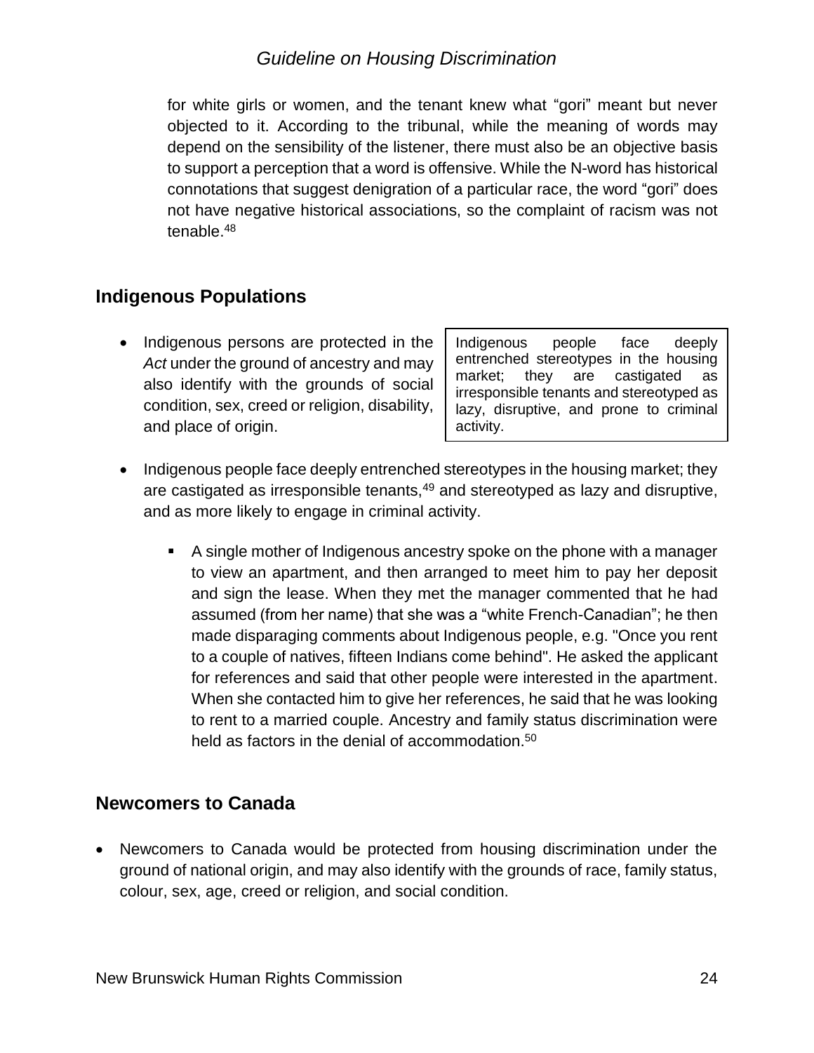for white girls or women, and the tenant knew what "gori" meant but never objected to it. According to the tribunal, while the meaning of words may depend on the sensibility of the listener, there must also be an objective basis to support a perception that a word is offensive. While the N-word has historical connotations that suggest denigration of a particular race, the word "gori" does not have negative historical associations, so the complaint of racism was not tenable.[48]

## Indigenous Populations

- Indigenous persons are protected in the *Act* under the ground of ancestry and may also identify with the grounds of social condition, sex, creed or religion, disability, and place of origin.

> Indigenous people face deeply entrenched stereotypes in the housing market; they are castigated as irresponsible tenants and stereotyped as lazy, disruptive, and prone to criminal activity.

- Indigenous people face deeply entrenched stereotypes in the housing market; they are castigated as irresponsible tenants,[49] and stereotyped as lazy and disruptive, and as more likely to engage in criminal activity.
    - A single mother of Indigenous ancestry spoke on the phone with a manager to view an apartment, and then arranged to meet him to pay her deposit and sign the lease. When they met the manager commented that he had assumed (from her name) that she was a "white French-Canadian"; he then made disparaging comments about Indigenous people, e.g. "Once you rent to a couple of natives, fifteen Indians come behind". He asked the applicant for references and said that other people were interested in the apartment. When she contacted him to give her references, he said that he was looking to rent to a married couple. Ancestry and family status discrimination were held as factors in the denial of accommodation.[50]

## Newcomers to Canada

- Newcomers to Canada would be protected from housing discrimination under the ground of national origin, and may also identify with the grounds of race, family status, colour, sex, age, creed or religion, and social condition.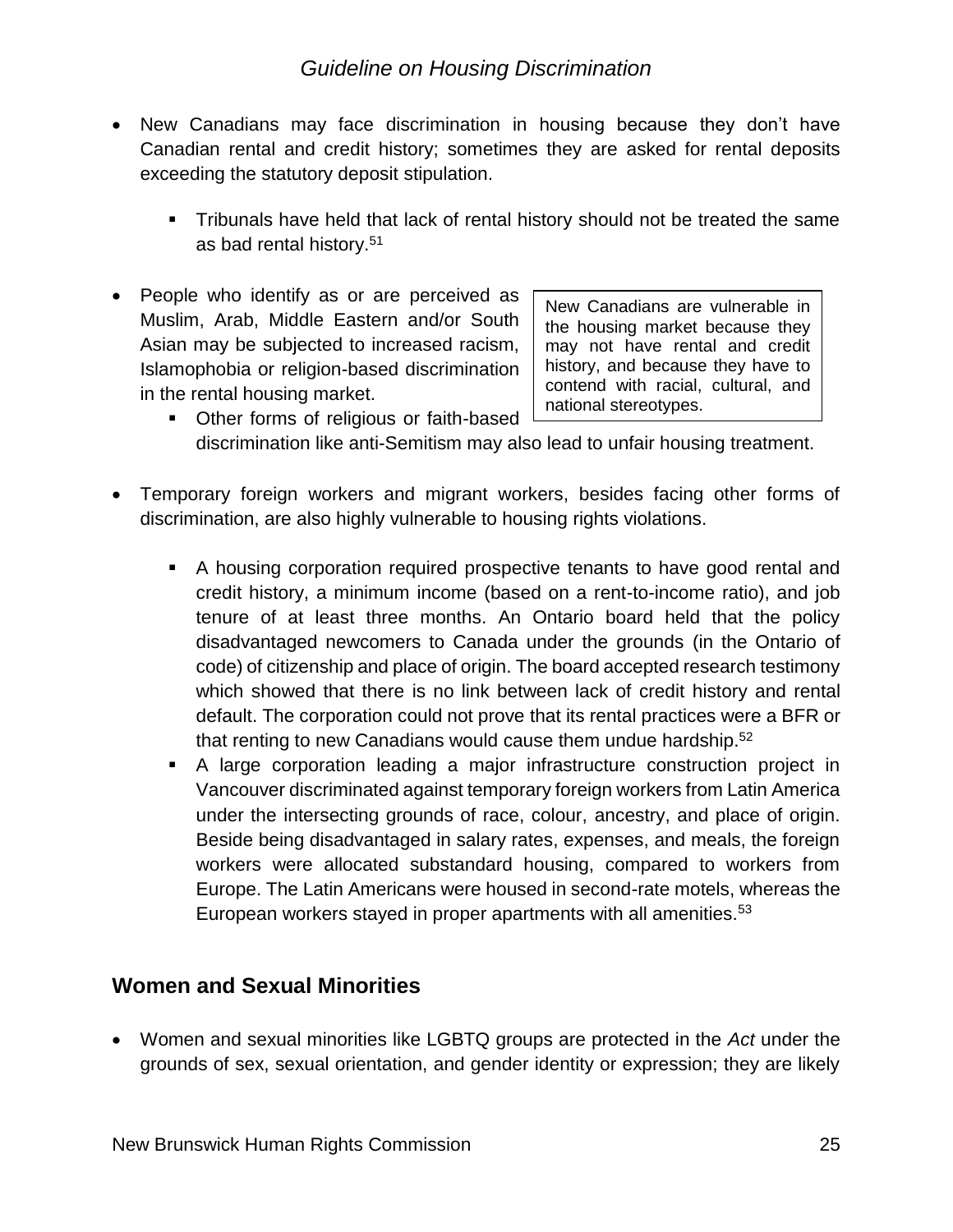- New Canadians may face discrimination in housing because they don't have Canadian rental and credit history; sometimes they are asked for rental deposits exceeding the statutory deposit stipulation.
  - Tribunals have held that lack of rental history should not be treated the same as bad rental history.[51]
- People who identify as or are perceived as Muslim, Arab, Middle Eastern and/or South Asian may be subjected to increased racism, Islamophobia or religion-based discrimination in the rental housing market.
  - Other forms of religious or faith-based discrimination like anti-Semitism may also lead to unfair housing treatment.

> New Canadians are vulnerable in the housing market because they may not have rental and credit history, and because they have to contend with racial, cultural, and national stereotypes.

- Temporary foreign workers and migrant workers, besides facing other forms of discrimination, are also highly vulnerable to housing rights violations.
  - A housing corporation required prospective tenants to have good rental and credit history, a minimum income (based on a rent-to-income ratio), and job tenure of at least three months. An Ontario board held that the policy disadvantaged newcomers to Canada under the grounds (in the Ontario of code) of citizenship and place of origin. The board accepted research testimony which showed that there is no link between lack of credit history and rental default. The corporation could not prove that its rental practices were a BFR or that renting to new Canadians would cause them undue hardship.[52]
  - A large corporation leading a major infrastructure construction project in Vancouver discriminated against temporary foreign workers from Latin America under the intersecting grounds of race, colour, ancestry, and place of origin. Beside being disadvantaged in salary rates, expenses, and meals, the foreign workers were allocated substandard housing, compared to workers from Europe. The Latin Americans were housed in second-rate motels, whereas the European workers stayed in proper apartments with all amenities.[53]

## Women and Sexual Minorities

- Women and sexual minorities like LGBTQ groups are protected in the *Act* under the grounds of sex, sexual orientation, and gender identity or expression; they are likely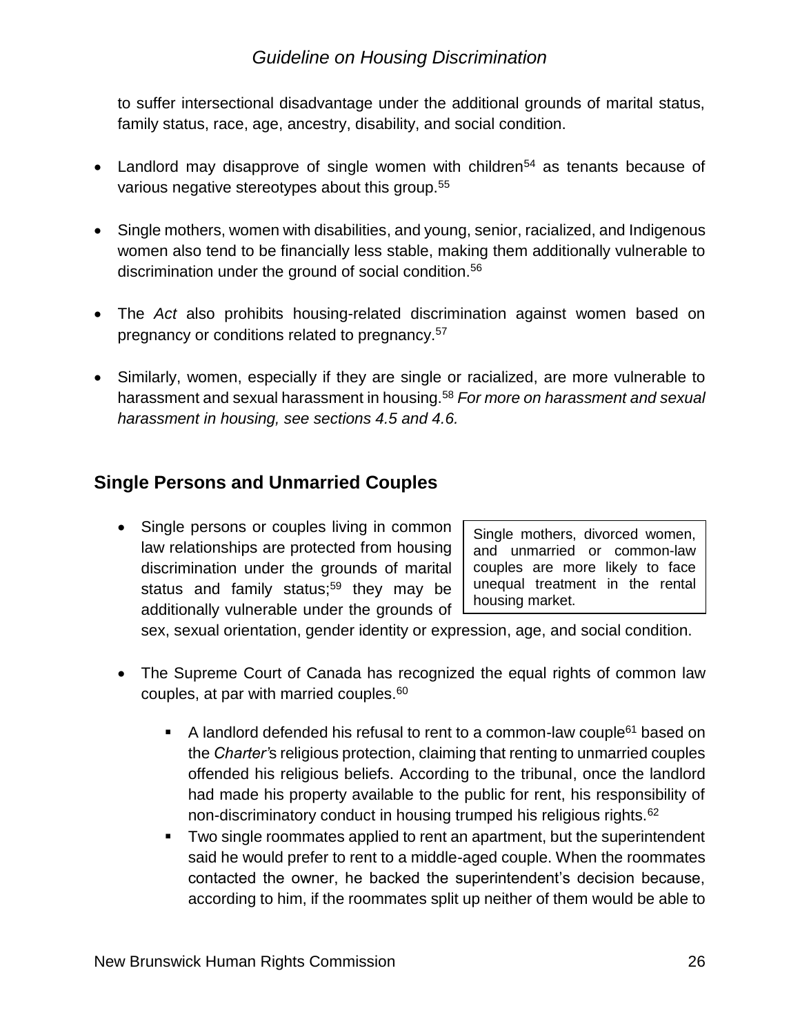to suffer intersectional disadvantage under the additional grounds of marital status, family status, race, age, ancestry, disability, and social condition.

- Landlord may disapprove of single women with children[54] as tenants because of various negative stereotypes about this group.[55]
- Single mothers, women with disabilities, and young, senior, racialized, and Indigenous women also tend to be financially less stable, making them additionally vulnerable to discrimination under the ground of social condition.[56]
- The *Act* also prohibits housing-related discrimination against women based on pregnancy or conditions related to pregnancy.[57]
- Similarly, women, especially if they are single or racialized, are more vulnerable to harassment and sexual harassment in housing.[58] *For more on harassment and sexual harassment in housing, see sections 4.5 and 4.6.*

## Single Persons and Unmarried Couples

> Single mothers, divorced women, and unmarried or common-law couples are more likely to face unequal treatment in the rental housing market.

- Single persons or couples living in common law relationships are protected from housing discrimination under the grounds of marital status and family status;[59] they may be additionally vulnerable under the grounds of sex, sexual orientation, gender identity or expression, age, and social condition.
- The Supreme Court of Canada has recognized the equal rights of common law couples, at par with married couples.[60]
  - A landlord defended his refusal to rent to a common-law couple[61] based on the *Charter'*s religious protection, claiming that renting to unmarried couples offended his religious beliefs. According to the tribunal, once the landlord had made his property available to the public for rent, his responsibility of non-discriminatory conduct in housing trumped his religious rights.[62]
  - Two single roommates applied to rent an apartment, but the superintendent said he would prefer to rent to a middle-aged couple. When the roommates contacted the owner, he backed the superintendent's decision because, according to him, if the roommates split up neither of them would be able to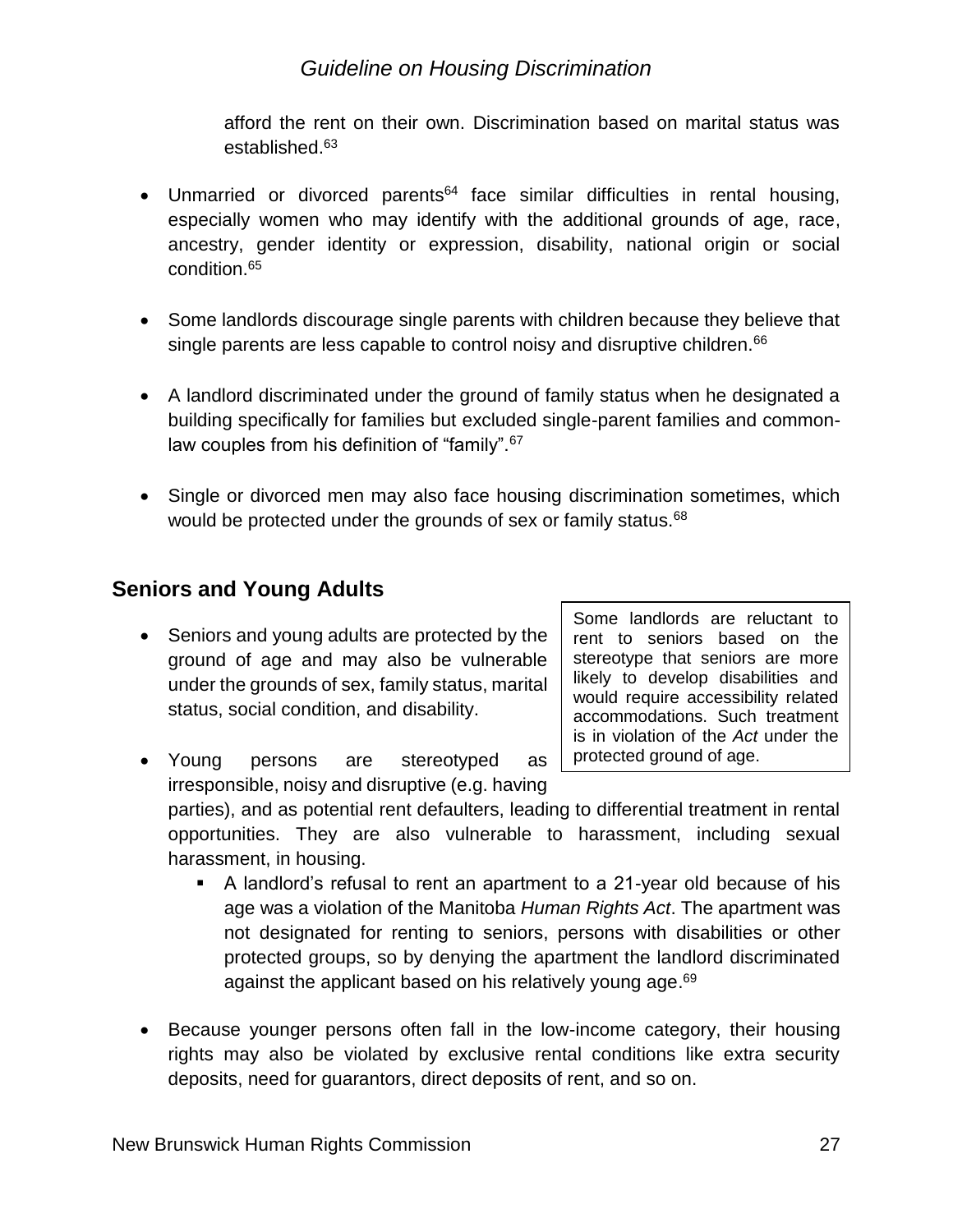afford the rent on their own. Discrimination based on marital status was established.[63]

- Unmarried or divorced parents[64] face similar difficulties in rental housing, especially women who may identify with the additional grounds of age, race, ancestry, gender identity or expression, disability, national origin or social condition.[65]

- Some landlords discourage single parents with children because they believe that single parents are less capable to control noisy and disruptive children.[66]

- A landlord discriminated under the ground of family status when he designated a building specifically for families but excluded single-parent families and common-law couples from his definition of "family".[67]

- Single or divorced men may also face housing discrimination sometimes, which would be protected under the grounds of sex or family status.[68]

## Seniors and Young Adults

> Some landlords are reluctant to rent to seniors based on the stereotype that seniors are more likely to develop disabilities and would require accessibility related accommodations. Such treatment is in violation of the *Act* under the protected ground of age.

- Seniors and young adults are protected by the ground of age and may also be vulnerable under the grounds of sex, family status, marital status, social condition, and disability.

- Young persons are stereotyped as irresponsible, noisy and disruptive (e.g. having parties), and as potential rent defaulters, leading to differential treatment in rental opportunities. They are also vulnerable to harassment, including sexual harassment, in housing.
  - A landlord's refusal to rent an apartment to a 21-year old because of his age was a violation of the Manitoba *Human Rights Act*. The apartment was not designated for renting to seniors, persons with disabilities or other protected groups, so by denying the apartment the landlord discriminated against the applicant based on his relatively young age.[69]

- Because younger persons often fall in the low-income category, their housing rights may also be violated by exclusive rental conditions like extra security deposits, need for guarantors, direct deposits of rent, and so on.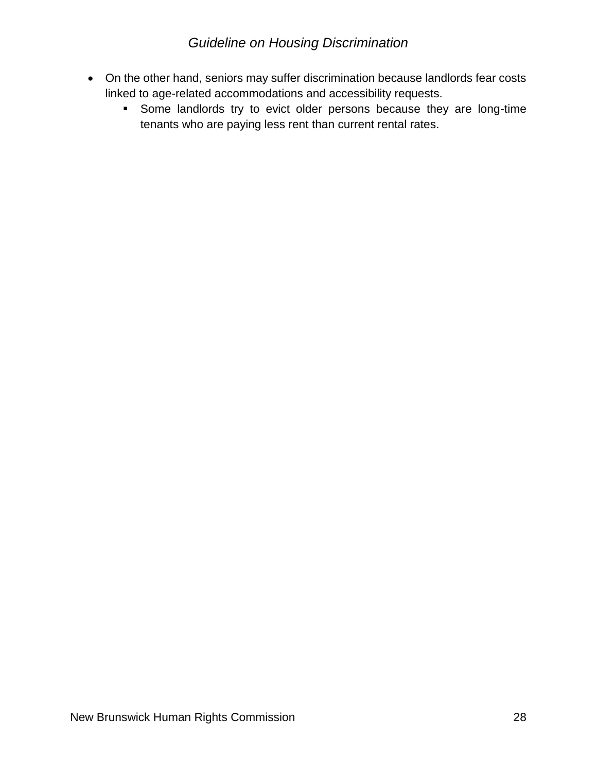- On the other hand, seniors may suffer discrimination because landlords fear costs linked to age-related accommodations and accessibility requests.
  - Some landlords try to evict older persons because they are long-time tenants who are paying less rent than current rental rates.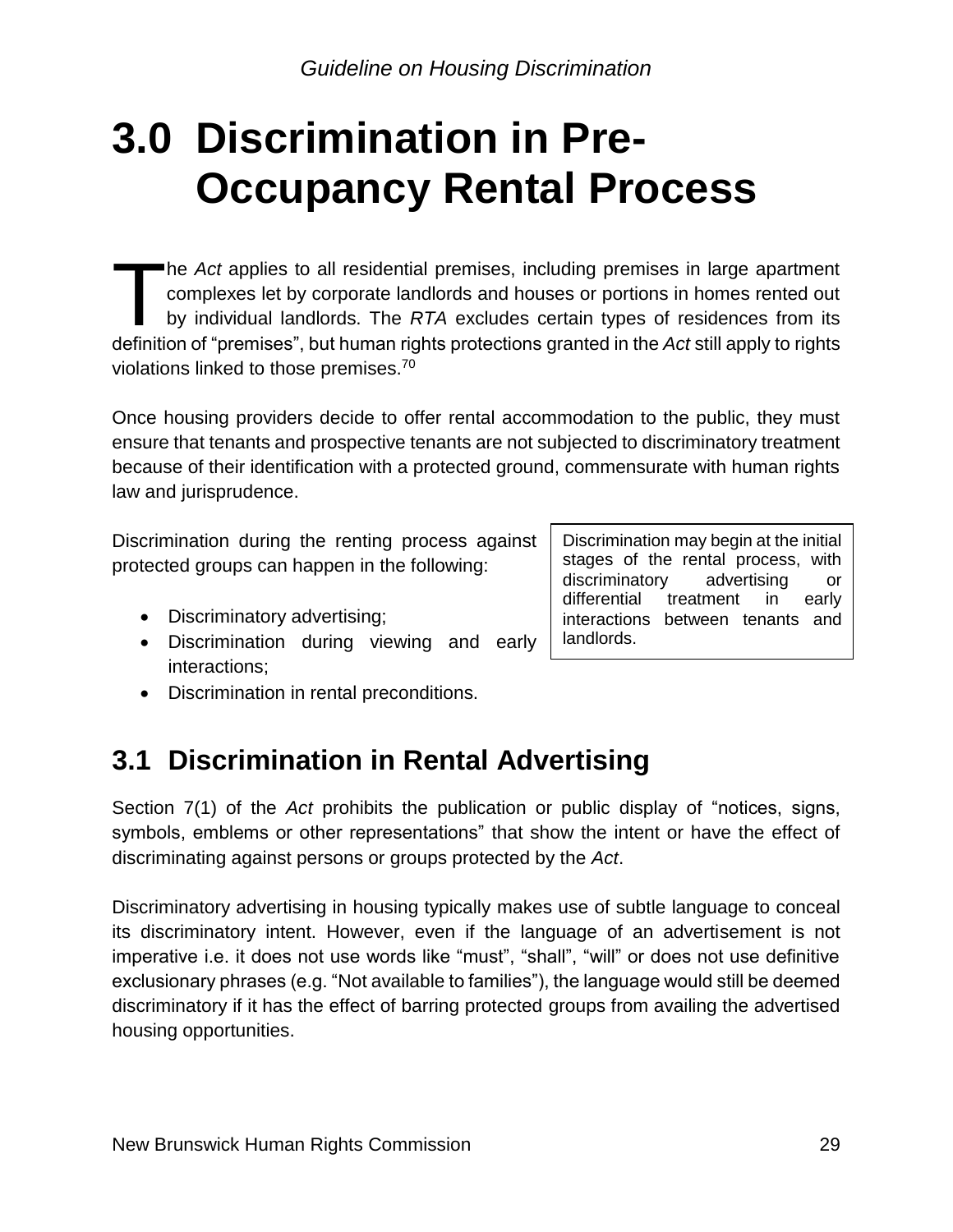# 3.0 Discrimination in Pre-Occupancy Rental Process

The *Act* applies to all residential premises, including premises in large apartment complexes let by corporate landlords and houses or portions in homes rented out by individual landlords. The *RTA* excludes certain types of residences from its definition of "premises", but human rights protections granted in the *Act* still apply to rights violations linked to those premises.[70]

Once housing providers decide to offer rental accommodation to the public, they must ensure that tenants and prospective tenants are not subjected to discriminatory treatment because of their identification with a protected ground, commensurate with human rights law and jurisprudence.

Discrimination during the renting process against protected groups can happen in the following:

- Discriminatory advertising;
- Discrimination during viewing and early interactions;
- Discrimination in rental preconditions.

> Discrimination may begin at the initial stages of the rental process, with discriminatory advertising or differential treatment in early interactions between tenants and landlords.

## 3.1 Discrimination in Rental Advertising

Section 7(1) of the *Act* prohibits the publication or public display of "notices, signs, symbols, emblems or other representations" that show the intent or have the effect of discriminating against persons or groups protected by the *Act*.

Discriminatory advertising in housing typically makes use of subtle language to conceal its discriminatory intent. However, even if the language of an advertisement is not imperative i.e. it does not use words like "must", "shall", "will" or does not use definitive exclusionary phrases (e.g. "Not available to families"), the language would still be deemed discriminatory if it has the effect of barring protected groups from availing the advertised housing opportunities.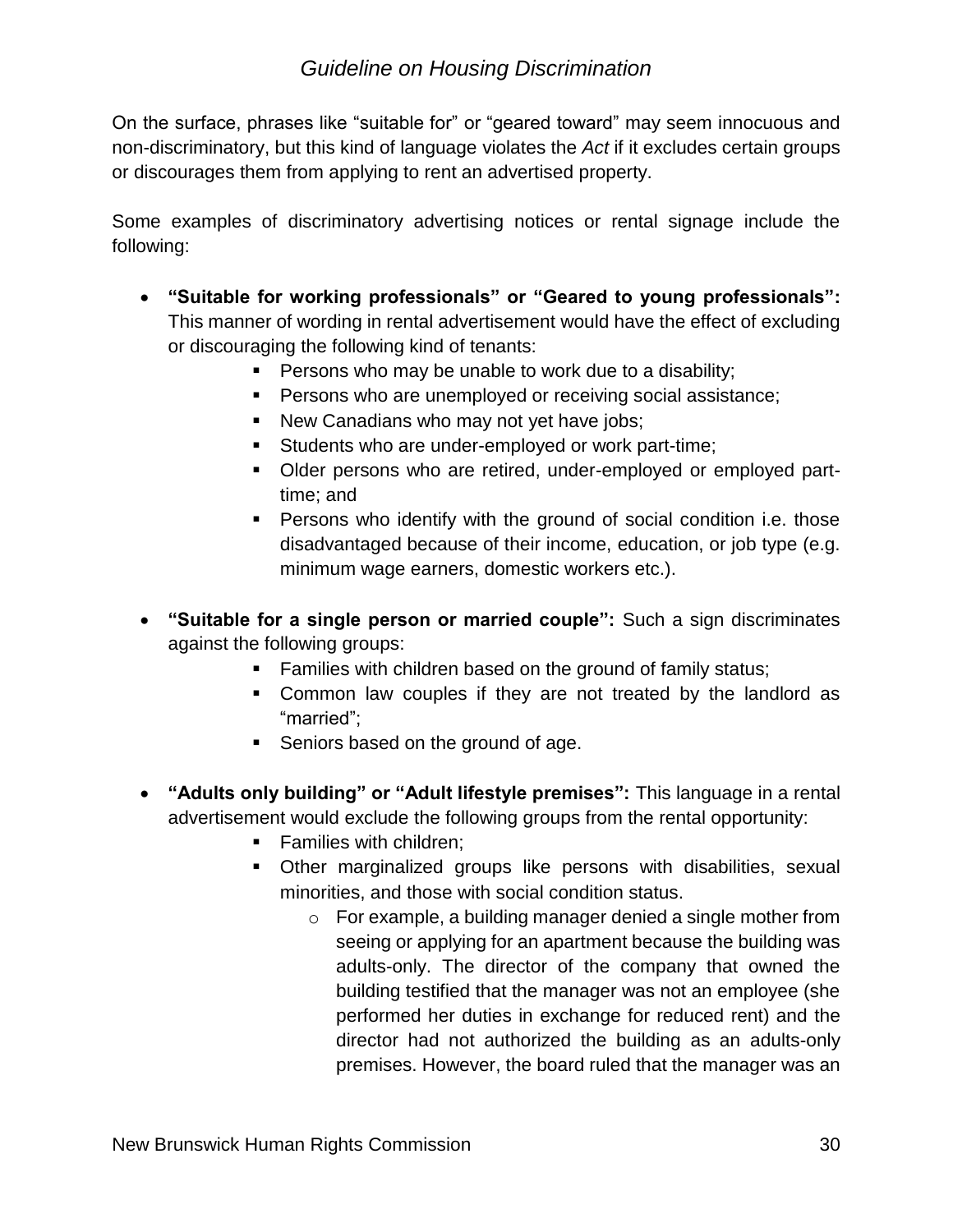On the surface, phrases like "suitable for" or "geared toward" may seem innocuous and non-discriminatory, but this kind of language violates the *Act* if it excludes certain groups or discourages them from applying to rent an advertised property.

Some examples of discriminatory advertising notices or rental signage include the following:

- **"Suitable for working professionals" or "Geared to young professionals":** This manner of wording in rental advertisement would have the effect of excluding or discouraging the following kind of tenants:
  - Persons who may be unable to work due to a disability;
  - Persons who are unemployed or receiving social assistance;
  - New Canadians who may not yet have jobs;
  - Students who are under-employed or work part-time;
  - Older persons who are retired, under-employed or employed part-time; and
  - Persons who identify with the ground of social condition i.e. those disadvantaged because of their income, education, or job type (e.g. minimum wage earners, domestic workers etc.).

- **"Suitable for a single person or married couple":** Such a sign discriminates against the following groups:
  - Families with children based on the ground of family status;
  - Common law couples if they are not treated by the landlord as "married";
  - Seniors based on the ground of age.

- **"Adults only building" or "Adult lifestyle premises":** This language in a rental advertisement would exclude the following groups from the rental opportunity:
  - Families with children;
  - Other marginalized groups like persons with disabilities, sexual minorities, and those with social condition status.
    - For example, a building manager denied a single mother from seeing or applying for an apartment because the building was adults-only. The director of the company that owned the building testified that the manager was not an employee (she performed her duties in exchange for reduced rent) and the director had not authorized the building as an adults-only premises. However, the board ruled that the manager was an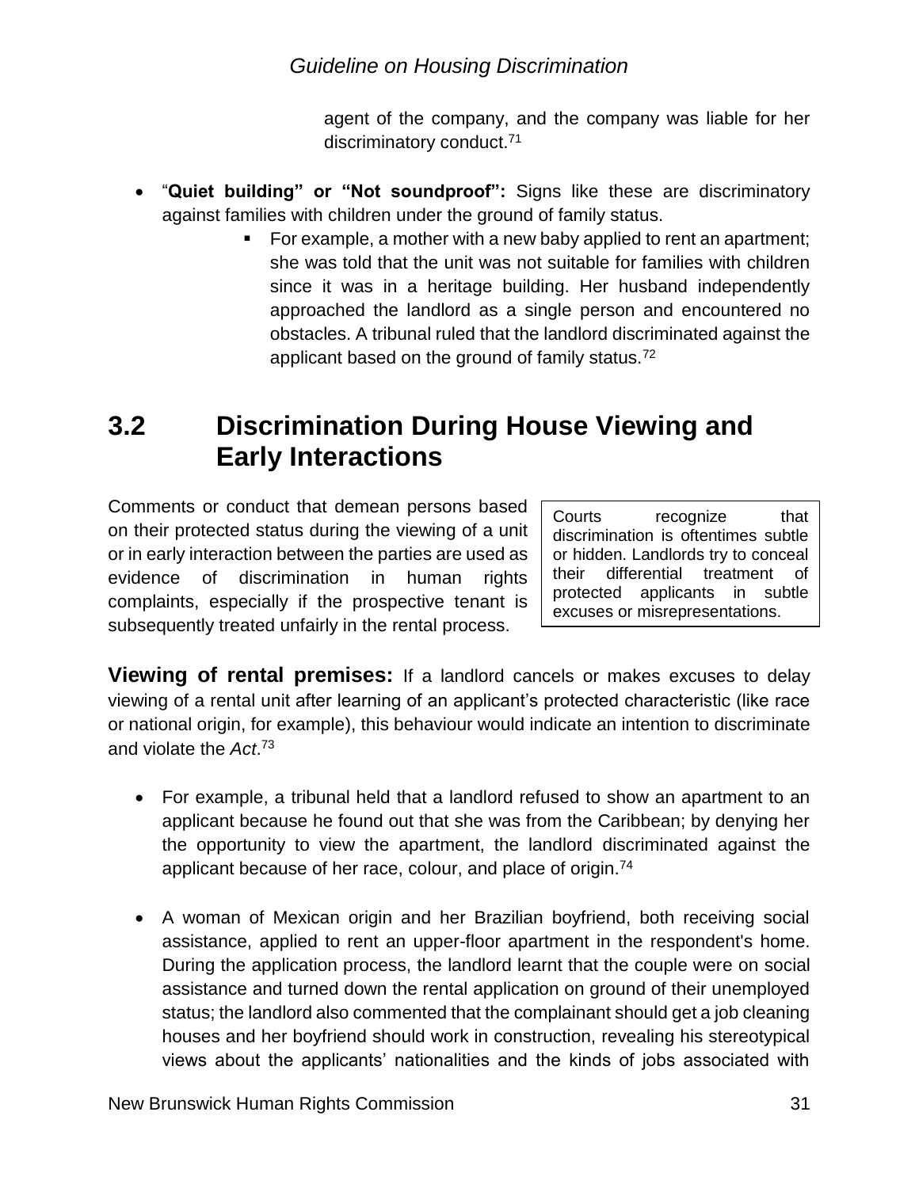agent of the company, and the company was liable for her discriminatory conduct.[71]

- "**Quiet building" or "Not soundproof":** Signs like these are discriminatory against families with children under the ground of family status.
  - For example, a mother with a new baby applied to rent an apartment; she was told that the unit was not suitable for families with children since it was in a heritage building. Her husband independently approached the landlord as a single person and encountered no obstacles. A tribunal ruled that the landlord discriminated against the applicant based on the ground of family status.[72]

## 3.2 Discrimination During House Viewing and Early Interactions

Comments or conduct that demean persons based on their protected status during the viewing of a unit or in early interaction between the parties are used as evidence of discrimination in human rights complaints, especially if the prospective tenant is subsequently treated unfairly in the rental process.

> Courts recognize that discrimination is oftentimes subtle or hidden. Landlords try to conceal their differential treatment of protected applicants in subtle excuses or misrepresentations.

**Viewing of rental premises:** If a landlord cancels or makes excuses to delay viewing of a rental unit after learning of an applicant's protected characteristic (like race or national origin, for example), this behaviour would indicate an intention to discriminate and violate the *Act*.[73]

- For example, a tribunal held that a landlord refused to show an apartment to an applicant because he found out that she was from the Caribbean; by denying her the opportunity to view the apartment, the landlord discriminated against the applicant because of her race, colour, and place of origin.[74]

- A woman of Mexican origin and her Brazilian boyfriend, both receiving social assistance, applied to rent an upper-floor apartment in the respondent's home. During the application process, the landlord learnt that the couple were on social assistance and turned down the rental application on ground of their unemployed status; the landlord also commented that the complainant should get a job cleaning houses and her boyfriend should work in construction, revealing his stereotypical views about the applicants' nationalities and the kinds of jobs associated with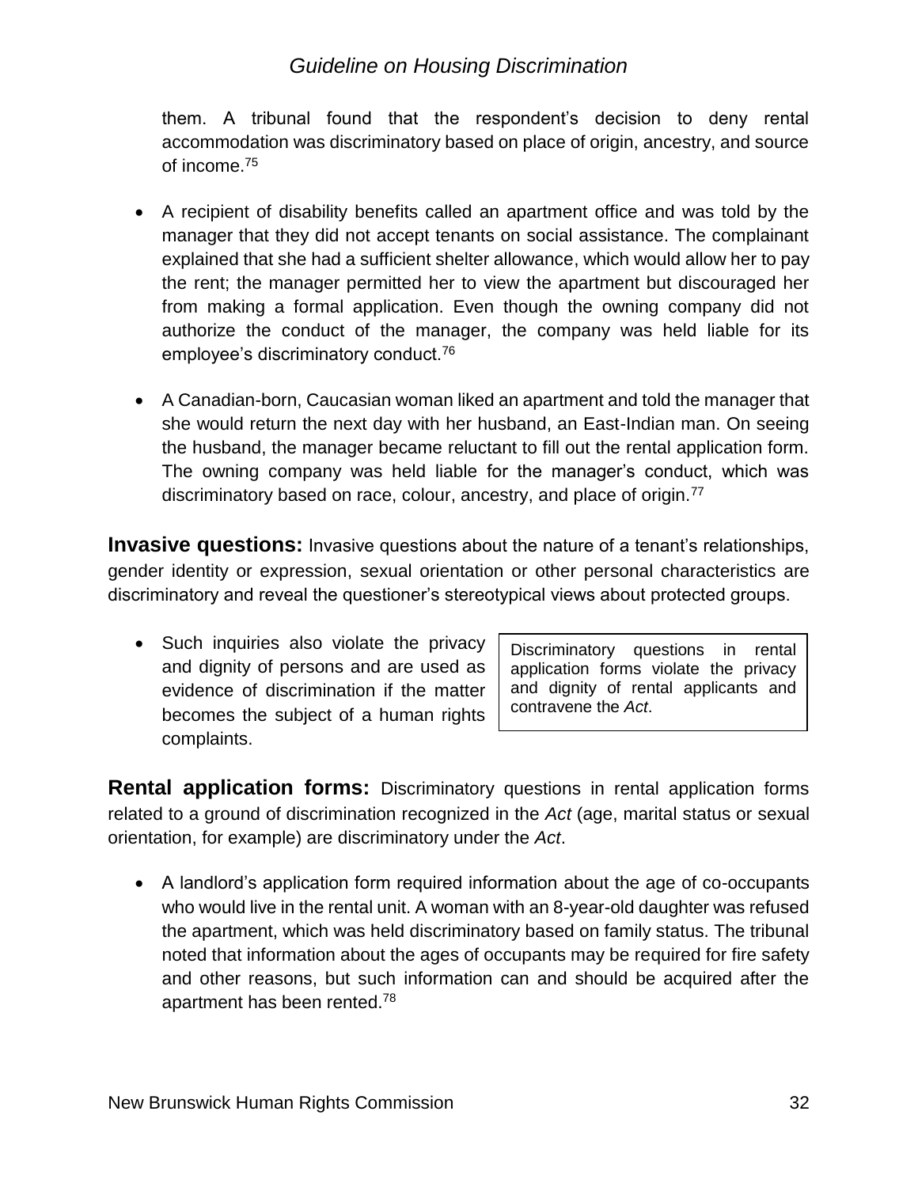them. A tribunal found that the respondent's decision to deny rental accommodation was discriminatory based on place of origin, ancestry, and source of income.[75]

- A recipient of disability benefits called an apartment office and was told by the manager that they did not accept tenants on social assistance. The complainant explained that she had a sufficient shelter allowance, which would allow her to pay the rent; the manager permitted her to view the apartment but discouraged her from making a formal application. Even though the owning company did not authorize the conduct of the manager, the company was held liable for its employee's discriminatory conduct.[76]

- A Canadian-born, Caucasian woman liked an apartment and told the manager that she would return the next day with her husband, an East-Indian man. On seeing the husband, the manager became reluctant to fill out the rental application form. The owning company was held liable for the manager's conduct, which was discriminatory based on race, colour, ancestry, and place of origin.[77]

**Invasive questions:** Invasive questions about the nature of a tenant's relationships, gender identity or expression, sexual orientation or other personal characteristics are discriminatory and reveal the questioner's stereotypical views about protected groups.

- Such inquiries also violate the privacy and dignity of persons and are used as evidence of discrimination if the matter becomes the subject of a human rights complaints.

> Discriminatory questions in rental application forms violate the privacy and dignity of rental applicants and contravene the *Act*.

**Rental application forms:** Discriminatory questions in rental application forms related to a ground of discrimination recognized in the *Act* (age, marital status or sexual orientation, for example) are discriminatory under the *Act*.

- A landlord's application form required information about the age of co-occupants who would live in the rental unit. A woman with an 8-year-old daughter was refused the apartment, which was held discriminatory based on family status. The tribunal noted that information about the ages of occupants may be required for fire safety and other reasons, but such information can and should be acquired after the apartment has been rented.[78]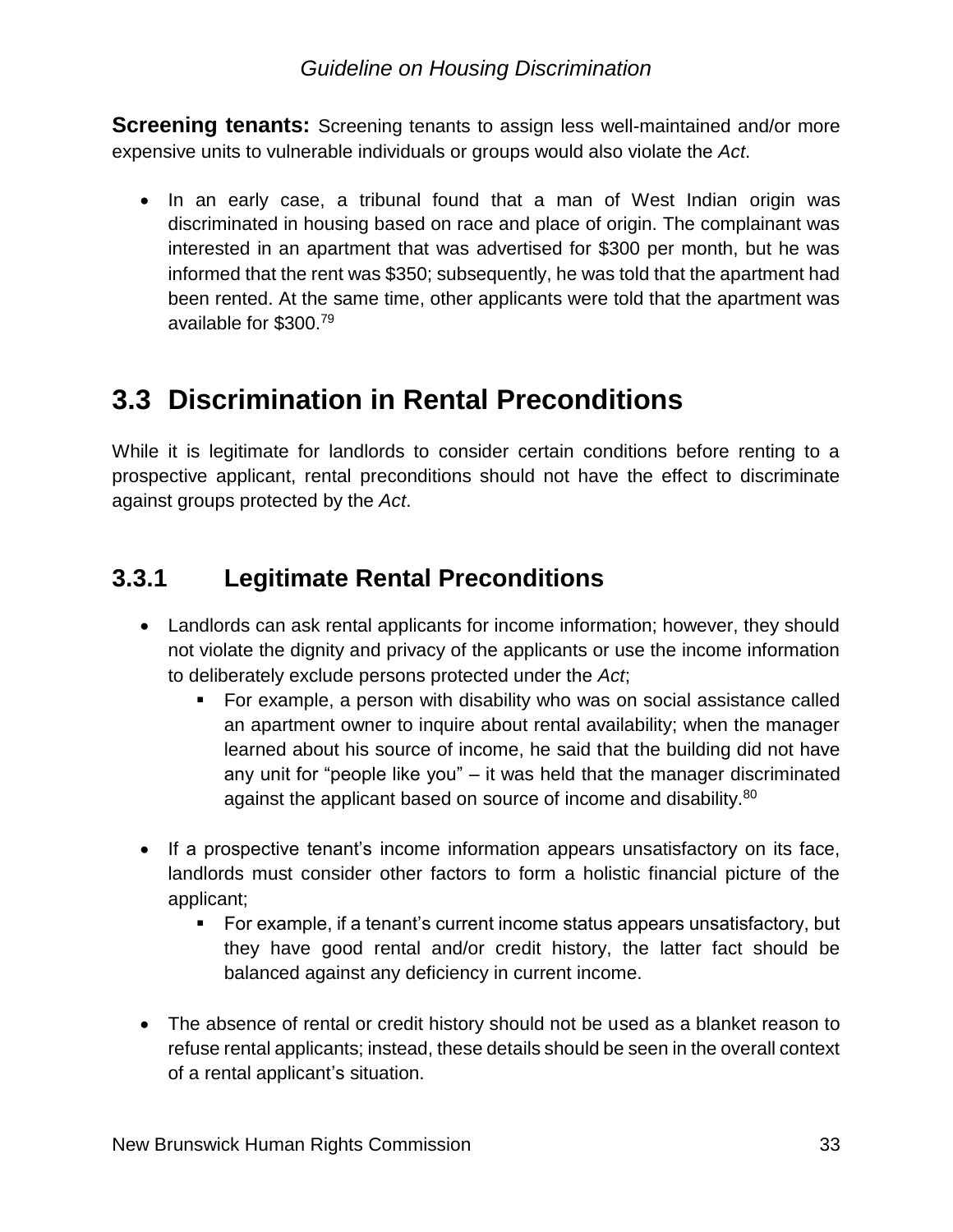**Screening tenants:** Screening tenants to assign less well-maintained and/or more expensive units to vulnerable individuals or groups would also violate the *Act*.

- In an early case, a tribunal found that a man of West Indian origin was discriminated in housing based on race and place of origin. The complainant was interested in an apartment that was advertised for $300 per month, but he was informed that the rent was $350; subsequently, he was told that the apartment had been rented. At the same time, other applicants were told that the apartment was available for $300.[79]

## 3.3 Discrimination in Rental Preconditions

While it is legitimate for landlords to consider certain conditions before renting to a prospective applicant, rental preconditions should not have the effect to discriminate against groups protected by the *Act*.

### 3.3.1 Legitimate Rental Preconditions

- Landlords can ask rental applicants for income information; however, they should not violate the dignity and privacy of the applicants or use the income information to deliberately exclude persons protected under the *Act*;
    - For example, a person with disability who was on social assistance called an apartment owner to inquire about rental availability; when the manager learned about his source of income, he said that the building did not have any unit for "people like you" – it was held that the manager discriminated against the applicant based on source of income and disability.[80]

- If a prospective tenant's income information appears unsatisfactory on its face, landlords must consider other factors to form a holistic financial picture of the applicant;
    - For example, if a tenant's current income status appears unsatisfactory, but they have good rental and/or credit history, the latter fact should be balanced against any deficiency in current income.

- The absence of rental or credit history should not be used as a blanket reason to refuse rental applicants; instead, these details should be seen in the overall context of a rental applicant's situation.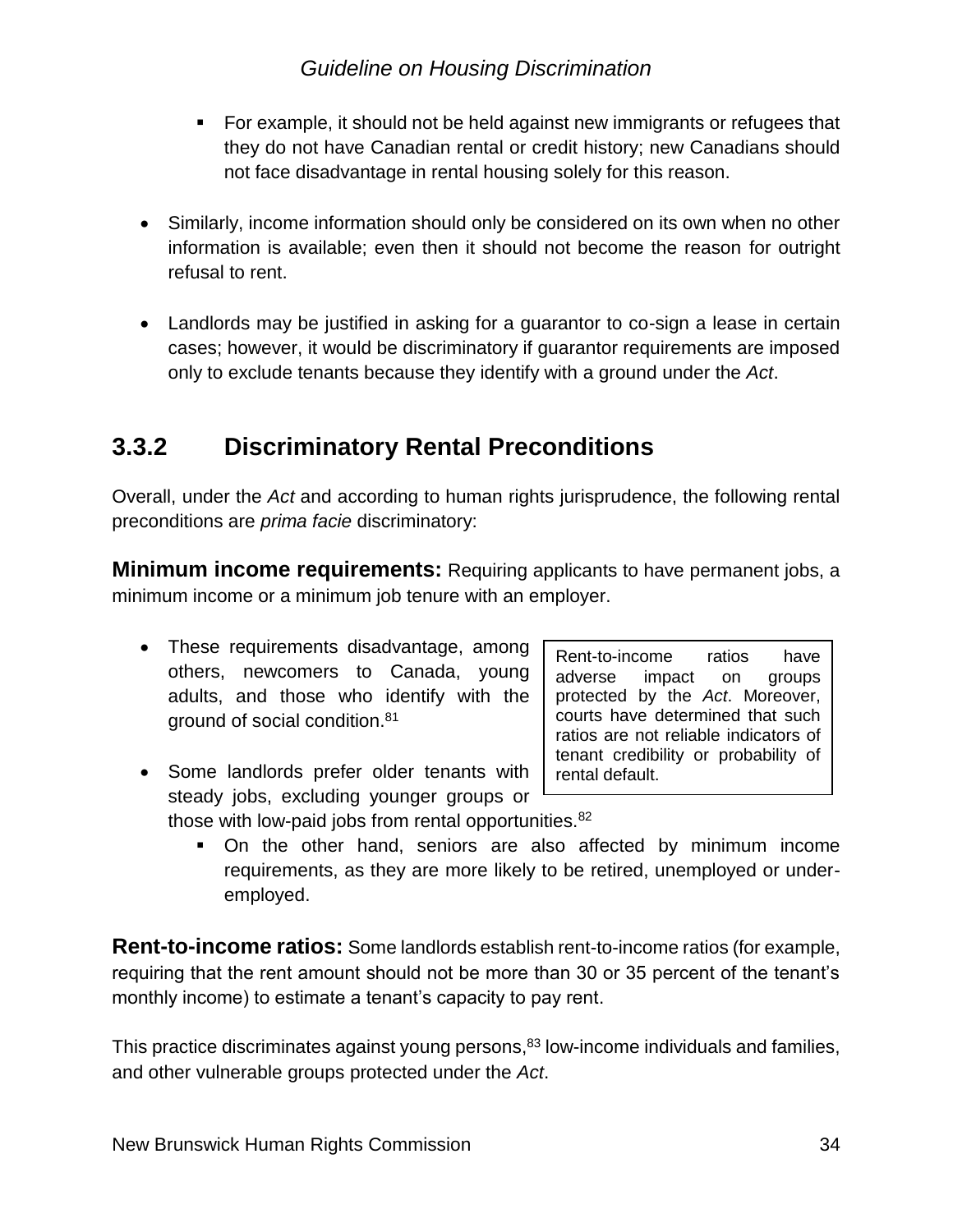- For example, it should not be held against new immigrants or refugees that they do not have Canadian rental or credit history; new Canadians should not face disadvantage in rental housing solely for this reason.

- Similarly, income information should only be considered on its own when no other information is available; even then it should not become the reason for outright refusal to rent.

- Landlords may be justified in asking for a guarantor to co-sign a lease in certain cases; however, it would be discriminatory if guarantor requirements are imposed only to exclude tenants because they identify with a ground under the *Act*.

### 3.3.2 Discriminatory Rental Preconditions

Overall, under the *Act* and according to human rights jurisprudence, the following rental preconditions are *prima facie* discriminatory:

**Minimum income requirements:** Requiring applicants to have permanent jobs, a minimum income or a minimum job tenure with an employer.

- These requirements disadvantage, among others, newcomers to Canada, young adults, and those who identify with the ground of social condition.[81]

- Some landlords prefer older tenants with steady jobs, excluding younger groups or those with low-paid jobs from rental opportunities.[82]
  - On the other hand, seniors are also affected by minimum income requirements, as they are more likely to be retired, unemployed or under-employed.

> Rent-to-income ratios have adverse impact on groups protected by the *Act*. Moreover, courts have determined that such ratios are not reliable indicators of tenant credibility or probability of rental default.

**Rent-to-income ratios:** Some landlords establish rent-to-income ratios (for example, requiring that the rent amount should not be more than 30 or 35 percent of the tenant's monthly income) to estimate a tenant's capacity to pay rent.

This practice discriminates against young persons,[83] low-income individuals and families, and other vulnerable groups protected under the *Act*.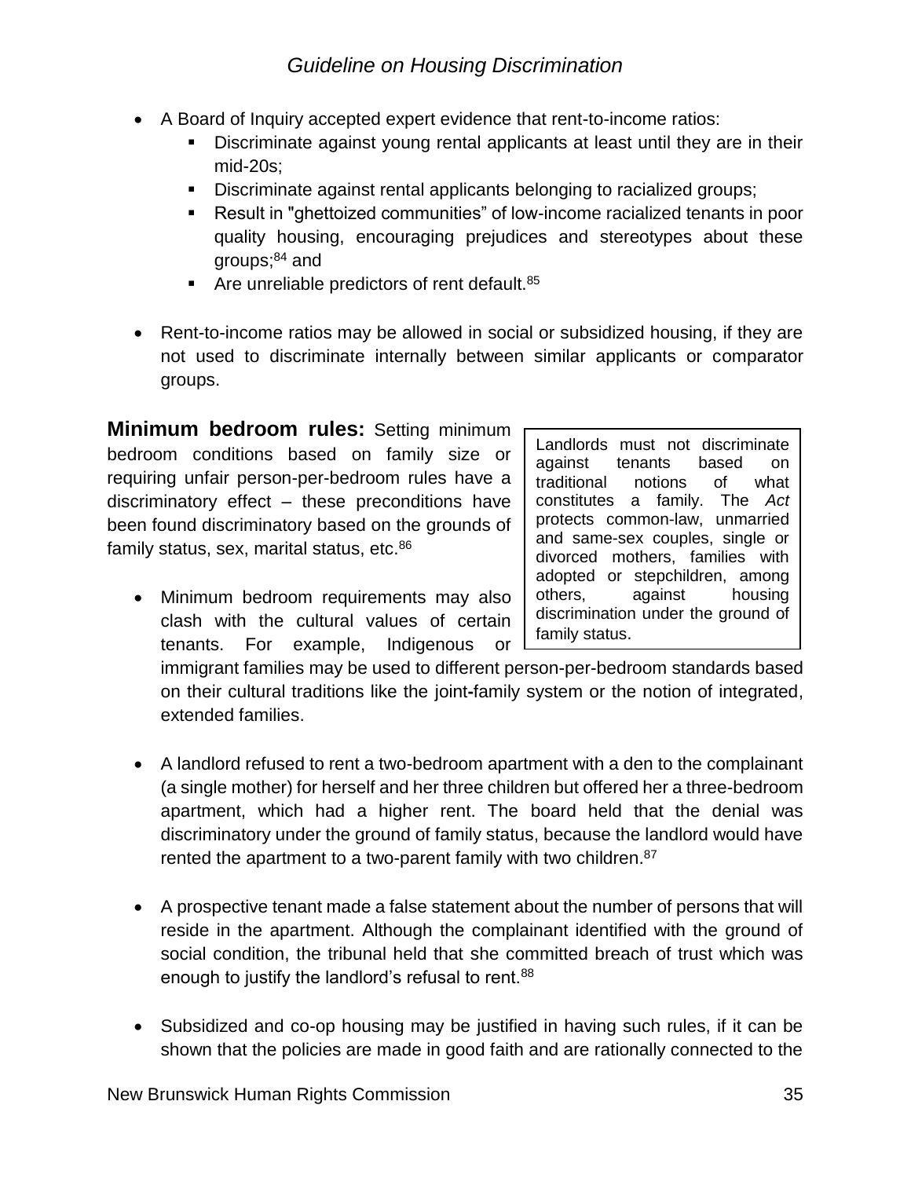- A Board of Inquiry accepted expert evidence that rent-to-income ratios:
  - Discriminate against young rental applicants at least until they are in their mid-20s;
  - Discriminate against rental applicants belonging to racialized groups;
  - Result in "ghettoized communities" of low-income racialized tenants in poor quality housing, encouraging prejudices and stereotypes about these groups;[84] and
  - Are unreliable predictors of rent default.[85]

- Rent-to-income ratios may be allowed in social or subsidized housing, if they are not used to discriminate internally between similar applicants or comparator groups.

**Minimum bedroom rules:** Setting minimum bedroom conditions based on family size or requiring unfair person-per-bedroom rules have a discriminatory effect – these preconditions have been found discriminatory based on the grounds of family status, sex, marital status, etc.[86]

> Landlords must not discriminate against tenants based on traditional notions of what constitutes a family. The *Act* protects common-law, unmarried and same-sex couples, single or divorced mothers, families with adopted or stepchildren, among others, against housing discrimination under the ground of family status.

- Minimum bedroom requirements may also clash with the cultural values of certain tenants. For example, Indigenous or immigrant families may be used to different person-per-bedroom standards based on their cultural traditions like the joint-family system or the notion of integrated, extended families.

- A landlord refused to rent a two-bedroom apartment with a den to the complainant (a single mother) for herself and her three children but offered her a three-bedroom apartment, which had a higher rent. The board held that the denial was discriminatory under the ground of family status, because the landlord would have rented the apartment to a two-parent family with two children.[87]

- A prospective tenant made a false statement about the number of persons that will reside in the apartment. Although the complainant identified with the ground of social condition, the tribunal held that she committed breach of trust which was enough to justify the landlord's refusal to rent.[88]

- Subsidized and co-op housing may be justified in having such rules, if it can be shown that the policies are made in good faith and are rationally connected to the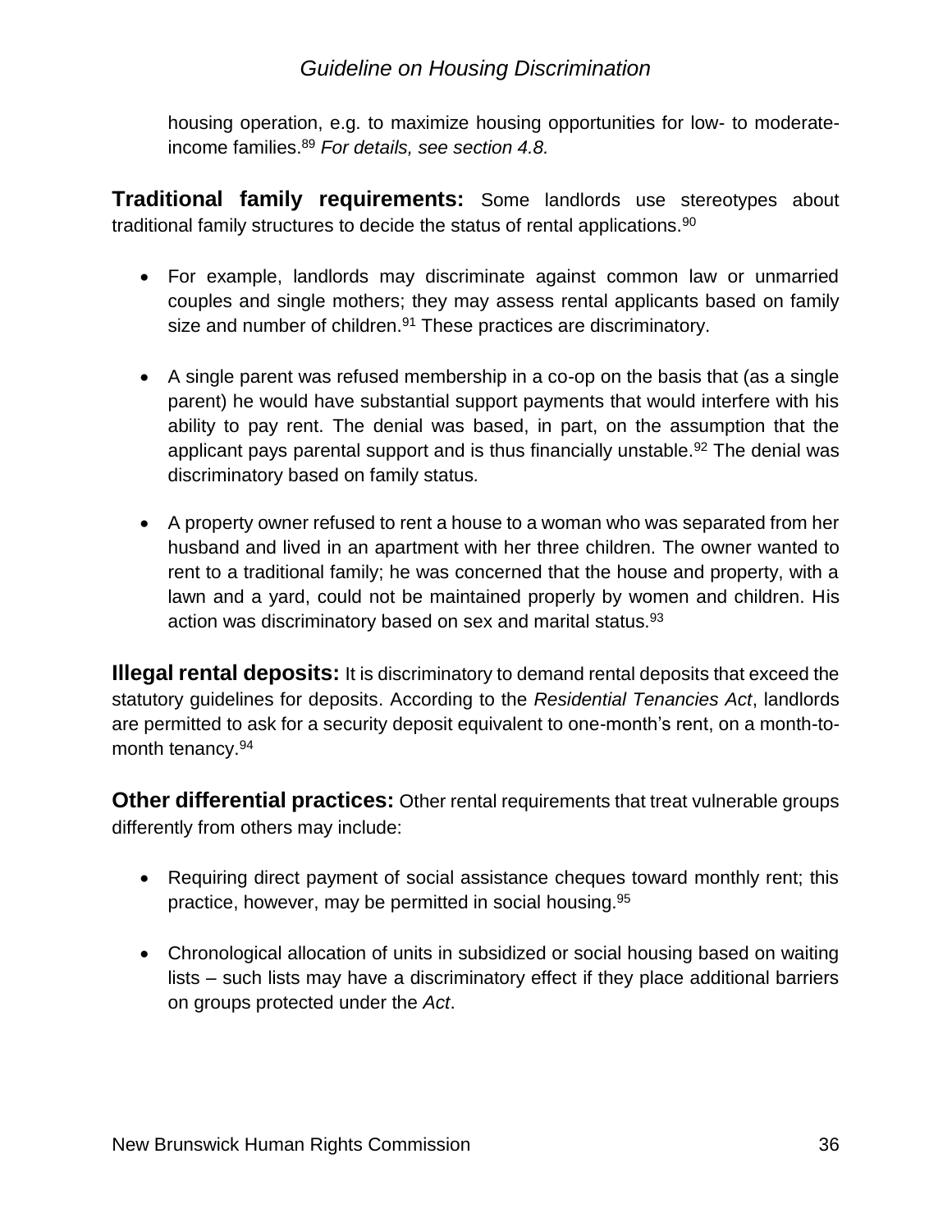housing operation, e.g. to maximize housing opportunities for low- to moderate-income families.[89] *For details, see section 4.8.*

**Traditional family requirements:** Some landlords use stereotypes about traditional family structures to decide the status of rental applications.[90]

- For example, landlords may discriminate against common law or unmarried couples and single mothers; they may assess rental applicants based on family size and number of children.[91] These practices are discriminatory.
- A single parent was refused membership in a co-op on the basis that (as a single parent) he would have substantial support payments that would interfere with his ability to pay rent. The denial was based, in part, on the assumption that the applicant pays parental support and is thus financially unstable.[92] The denial was discriminatory based on family status.
- A property owner refused to rent a house to a woman who was separated from her husband and lived in an apartment with her three children. The owner wanted to rent to a traditional family; he was concerned that the house and property, with a lawn and a yard, could not be maintained properly by women and children. His action was discriminatory based on sex and marital status.[93]

**Illegal rental deposits:** It is discriminatory to demand rental deposits that exceed the statutory guidelines for deposits. According to the *Residential Tenancies Act*, landlords are permitted to ask for a security deposit equivalent to one-month's rent, on a month-to-month tenancy.[94]

**Other differential practices:** Other rental requirements that treat vulnerable groups differently from others may include:

- Requiring direct payment of social assistance cheques toward monthly rent; this practice, however, may be permitted in social housing.[95]
- Chronological allocation of units in subsidized or social housing based on waiting lists – such lists may have a discriminatory effect if they place additional barriers on groups protected under the *Act*.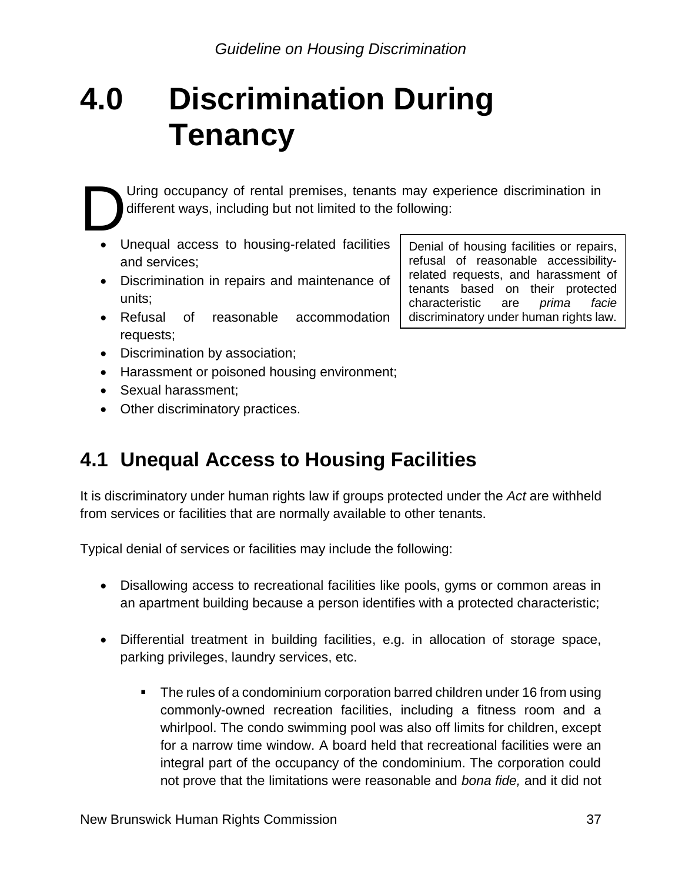# 4.0 Discrimination During Tenancy

During occupancy of rental premises, tenants may experience discrimination in different ways, including but not limited to the following:

> Denial of housing facilities or repairs, refusal of reasonable accessibility-related requests, and harassment of tenants based on their protected characteristic are *prima facie* discriminatory under human rights law.

- Unequal access to housing-related facilities and services;
- Discrimination in repairs and maintenance of units;
- Refusal of reasonable accommodation requests;
- Discrimination by association;
- Harassment or poisoned housing environment;
- Sexual harassment;
- Other discriminatory practices.

## 4.1 Unequal Access to Housing Facilities

It is discriminatory under human rights law if groups protected under the *Act* are withheld from services or facilities that are normally available to other tenants.

Typical denial of services or facilities may include the following:

- Disallowing access to recreational facilities like pools, gyms or common areas in an apartment building because a person identifies with a protected characteristic;

- Differential treatment in building facilities, e.g. in allocation of storage space, parking privileges, laundry services, etc.

    - The rules of a condominium corporation barred children under 16 from using commonly-owned recreation facilities, including a fitness room and a whirlpool. The condo swimming pool was also off limits for children, except for a narrow time window. A board held that recreational facilities were an integral part of the occupancy of the condominium. The corporation could not prove that the limitations were reasonable and *bona fide,* and it did not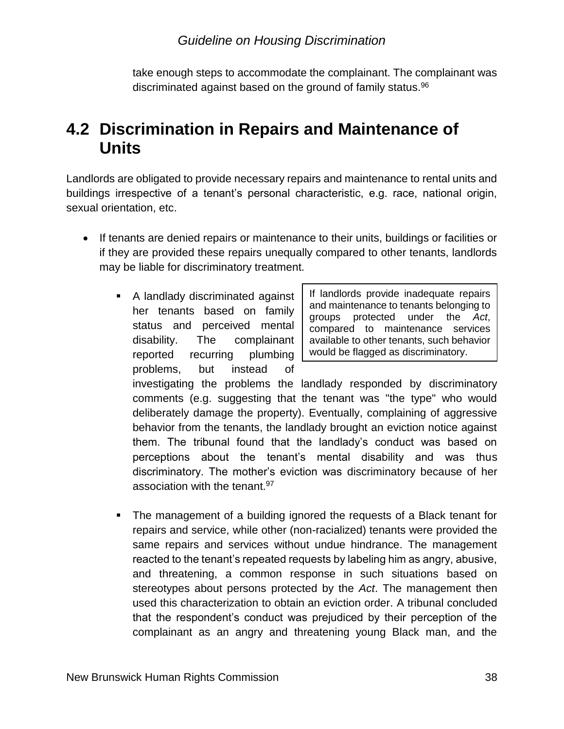take enough steps to accommodate the complainant. The complainant was discriminated against based on the ground of family status.[96]

## 4.2 Discrimination in Repairs and Maintenance of Units

Landlords are obligated to provide necessary repairs and maintenance to rental units and buildings irrespective of a tenant's personal characteristic, e.g. race, national origin, sexual orientation, etc.

- If tenants are denied repairs or maintenance to their units, buildings or facilities or if they are provided these repairs unequally compared to other tenants, landlords may be liable for discriminatory treatment.

> If landlords provide inadequate repairs and maintenance to tenants belonging to groups protected under the *Act*, compared to maintenance services available to other tenants, such behavior would be flagged as discriminatory.

  - A landlady discriminated against her tenants based on family status and perceived mental disability. The complainant reported recurring plumbing problems, but instead of investigating the problems the landlady responded by discriminatory comments (e.g. suggesting that the tenant was "the type" who would deliberately damage the property). Eventually, complaining of aggressive behavior from the tenants, the landlady brought an eviction notice against them. The tribunal found that the landlady's conduct was based on perceptions about the tenant's mental disability and was thus discriminatory. The mother's eviction was discriminatory because of her association with the tenant.[97]

  - The management of a building ignored the requests of a Black tenant for repairs and service, while other (non-racialized) tenants were provided the same repairs and services without undue hindrance. The management reacted to the tenant's repeated requests by labeling him as angry, abusive, and threatening, a common response in such situations based on stereotypes about persons protected by the *Act*. The management then used this characterization to obtain an eviction order. A tribunal concluded that the respondent's conduct was prejudiced by their perception of the complainant as an angry and threatening young Black man, and the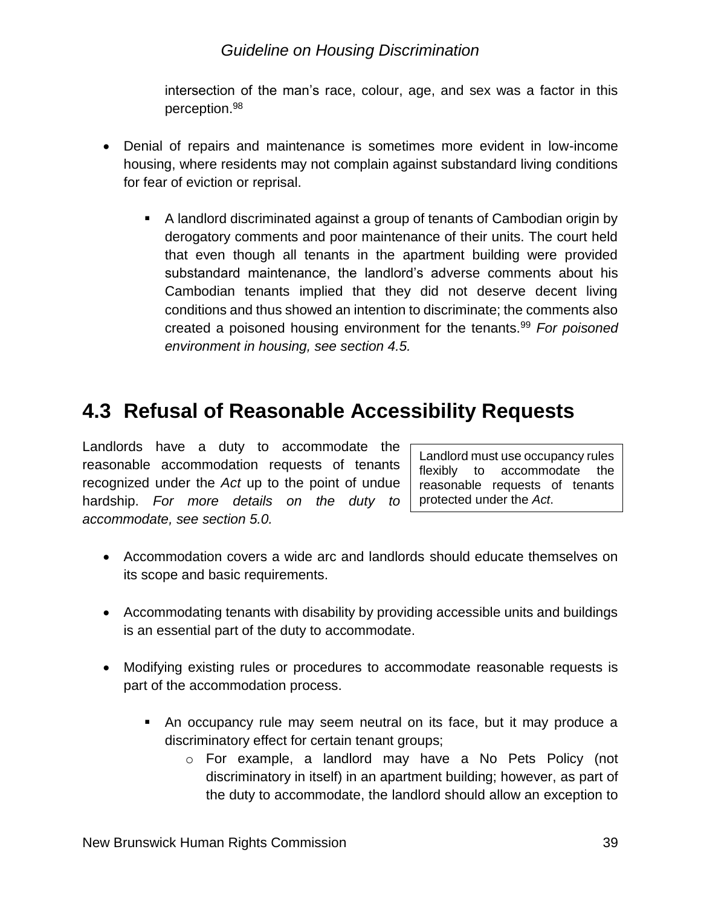intersection of the man's race, colour, age, and sex was a factor in this perception.[98]

- Denial of repairs and maintenance is sometimes more evident in low-income housing, where residents may not complain against substandard living conditions for fear of eviction or reprisal.

    - A landlord discriminated against a group of tenants of Cambodian origin by derogatory comments and poor maintenance of their units. The court held that even though all tenants in the apartment building were provided substandard maintenance, the landlord's adverse comments about his Cambodian tenants implied that they did not deserve decent living conditions and thus showed an intention to discriminate; the comments also created a poisoned housing environment for the tenants.[99] *For poisoned environment in housing, see section 4.5.*

## 4.3 Refusal of Reasonable Accessibility Requests

Landlords have a duty to accommodate the reasonable accommodation requests of tenants recognized under the *Act* up to the point of undue hardship. *For more details on the duty to accommodate, see section 5.0.*

> Landlord must use occupancy rules flexibly to accommodate the reasonable requests of tenants protected under the *Act*.

- Accommodation covers a wide arc and landlords should educate themselves on its scope and basic requirements.

- Accommodating tenants with disability by providing accessible units and buildings is an essential part of the duty to accommodate.

- Modifying existing rules or procedures to accommodate reasonable requests is part of the accommodation process.

    - An occupancy rule may seem neutral on its face, but it may produce a discriminatory effect for certain tenant groups;
        - For example, a landlord may have a No Pets Policy (not discriminatory in itself) in an apartment building; however, as part of the duty to accommodate, the landlord should allow an exception to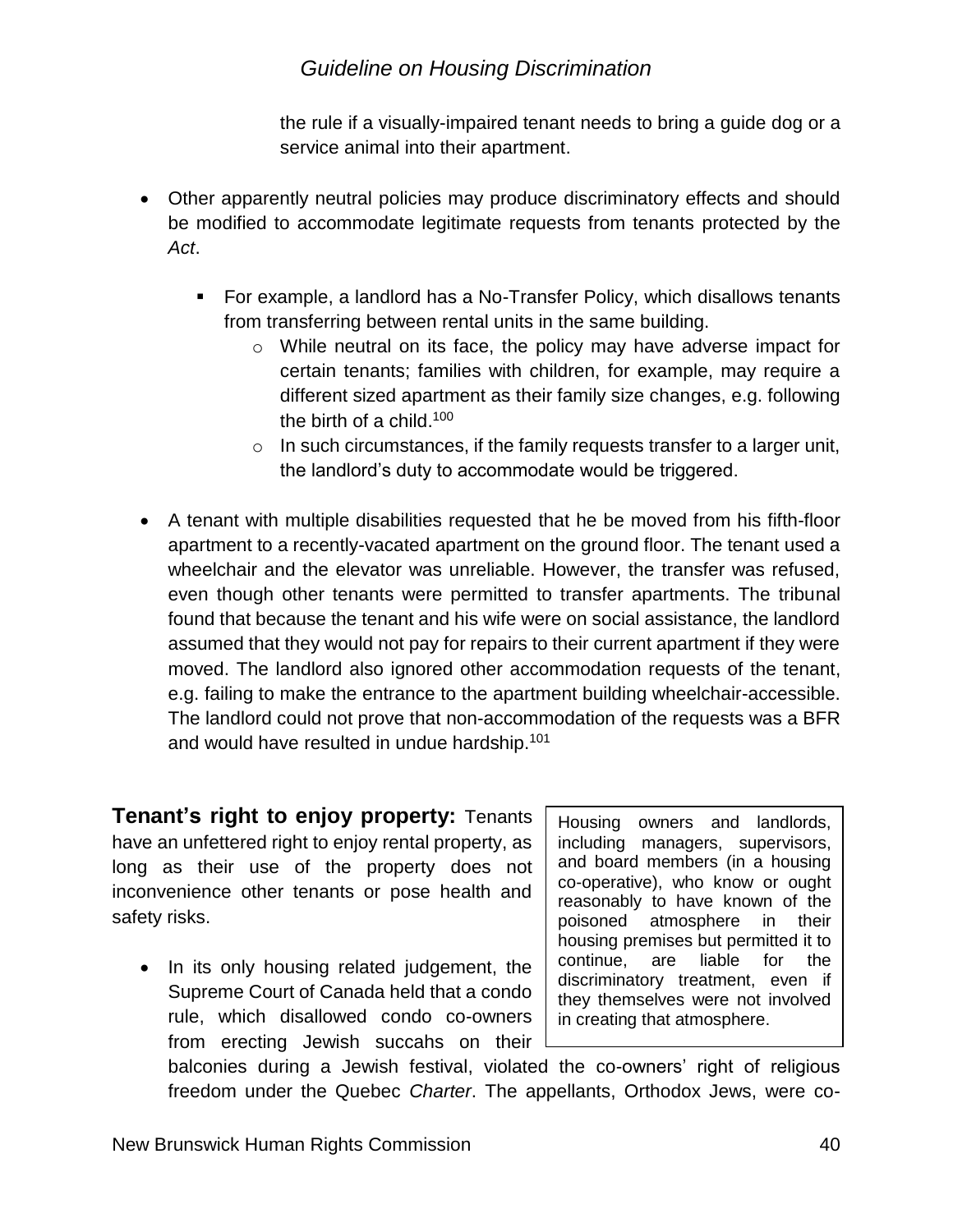the rule if a visually-impaired tenant needs to bring a guide dog or a service animal into their apartment.

- Other apparently neutral policies may produce discriminatory effects and should be modified to accommodate legitimate requests from tenants protected by the *Act*.
  - For example, a landlord has a No-Transfer Policy, which disallows tenants from transferring between rental units in the same building.
    - While neutral on its face, the policy may have adverse impact for certain tenants; families with children, for example, may require a different sized apartment as their family size changes, e.g. following the birth of a child.[100]
    - In such circumstances, if the family requests transfer to a larger unit, the landlord's duty to accommodate would be triggered.
- A tenant with multiple disabilities requested that he be moved from his fifth-floor apartment to a recently-vacated apartment on the ground floor. The tenant used a wheelchair and the elevator was unreliable. However, the transfer was refused, even though other tenants were permitted to transfer apartments. The tribunal found that because the tenant and his wife were on social assistance, the landlord assumed that they would not pay for repairs to their current apartment if they were moved. The landlord also ignored other accommodation requests of the tenant, e.g. failing to make the entrance to the apartment building wheelchair-accessible. The landlord could not prove that non-accommodation of the requests was a BFR and would have resulted in undue hardship.[101]

> Housing owners and landlords, including managers, supervisors, and board members (in a housing co-operative), who know or ought reasonably to have known of the poisoned atmosphere in their housing premises but permitted it to continue, are liable for the discriminatory treatment, even if they themselves were not involved in creating that atmosphere.

**Tenant's right to enjoy property:** Tenants have an unfettered right to enjoy rental property, as long as their use of the property does not inconvenience other tenants or pose health and safety risks.

- In its only housing related judgement, the Supreme Court of Canada held that a condo rule, which disallowed condo co-owners from erecting Jewish succahs on their balconies during a Jewish festival, violated the co-owners' right of religious freedom under the Quebec *Charter*. The appellants, Orthodox Jews, were co-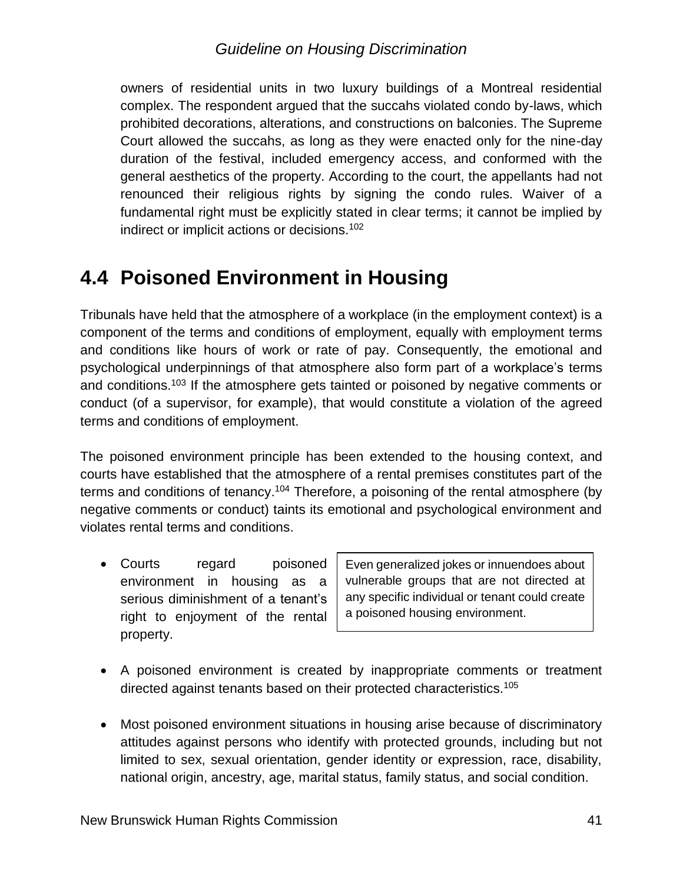owners of residential units in two luxury buildings of a Montreal residential complex. The respondent argued that the succahs violated condo by-laws, which prohibited decorations, alterations, and constructions on balconies. The Supreme Court allowed the succahs, as long as they were enacted only for the nine-day duration of the festival, included emergency access, and conformed with the general aesthetics of the property. According to the court, the appellants had not renounced their religious rights by signing the condo rules. Waiver of a fundamental right must be explicitly stated in clear terms; it cannot be implied by indirect or implicit actions or decisions.[102]

## 4.4 Poisoned Environment in Housing

Tribunals have held that the atmosphere of a workplace (in the employment context) is a component of the terms and conditions of employment, equally with employment terms and conditions like hours of work or rate of pay. Consequently, the emotional and psychological underpinnings of that atmosphere also form part of a workplace's terms and conditions.[103] If the atmosphere gets tainted or poisoned by negative comments or conduct (of a supervisor, for example), that would constitute a violation of the agreed terms and conditions of employment.

The poisoned environment principle has been extended to the housing context, and courts have established that the atmosphere of a rental premises constitutes part of the terms and conditions of tenancy.[104] Therefore, a poisoning of the rental atmosphere (by negative comments or conduct) taints its emotional and psychological environment and violates rental terms and conditions.

- Courts regard poisoned environment in housing as a serious diminishment of a tenant's right to enjoyment of the rental property.

> Even generalized jokes or innuendoes about vulnerable groups that are not directed at any specific individual or tenant could create a poisoned housing environment.

- A poisoned environment is created by inappropriate comments or treatment directed against tenants based on their protected characteristics.[105]
- Most poisoned environment situations in housing arise because of discriminatory attitudes against persons who identify with protected grounds, including but not limited to sex, sexual orientation, gender identity or expression, race, disability, national origin, ancestry, age, marital status, family status, and social condition.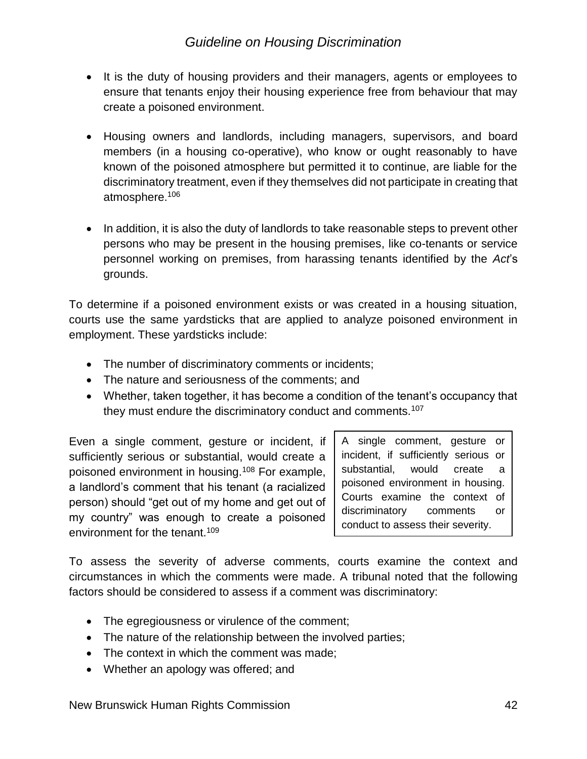- It is the duty of housing providers and their managers, agents or employees to ensure that tenants enjoy their housing experience free from behaviour that may create a poisoned environment.

- Housing owners and landlords, including managers, supervisors, and board members (in a housing co-operative), who know or ought reasonably to have known of the poisoned atmosphere but permitted it to continue, are liable for the discriminatory treatment, even if they themselves did not participate in creating that atmosphere.[106]

- In addition, it is also the duty of landlords to take reasonable steps to prevent other persons who may be present in the housing premises, like co-tenants or service personnel working on premises, from harassing tenants identified by the *Act*'s grounds.

To determine if a poisoned environment exists or was created in a housing situation, courts use the same yardsticks that are applied to analyze poisoned environment in employment. These yardsticks include:

- The number of discriminatory comments or incidents;
- The nature and seriousness of the comments; and
- Whether, taken together, it has become a condition of the tenant's occupancy that they must endure the discriminatory conduct and comments.[107]

Even a single comment, gesture or incident, if sufficiently serious or substantial, would create a poisoned environment in housing.[108] For example, a landlord's comment that his tenant (a racialized person) should "get out of my home and get out of my country" was enough to create a poisoned environment for the tenant.[109]

> A single comment, gesture or incident, if sufficiently serious or substantial, would create a poisoned environment in housing. Courts examine the context of discriminatory comments or conduct to assess their severity.

To assess the severity of adverse comments, courts examine the context and circumstances in which the comments were made. A tribunal noted that the following factors should be considered to assess if a comment was discriminatory:

- The egregiousness or virulence of the comment;
- The nature of the relationship between the involved parties;
- The context in which the comment was made;
- Whether an apology was offered; and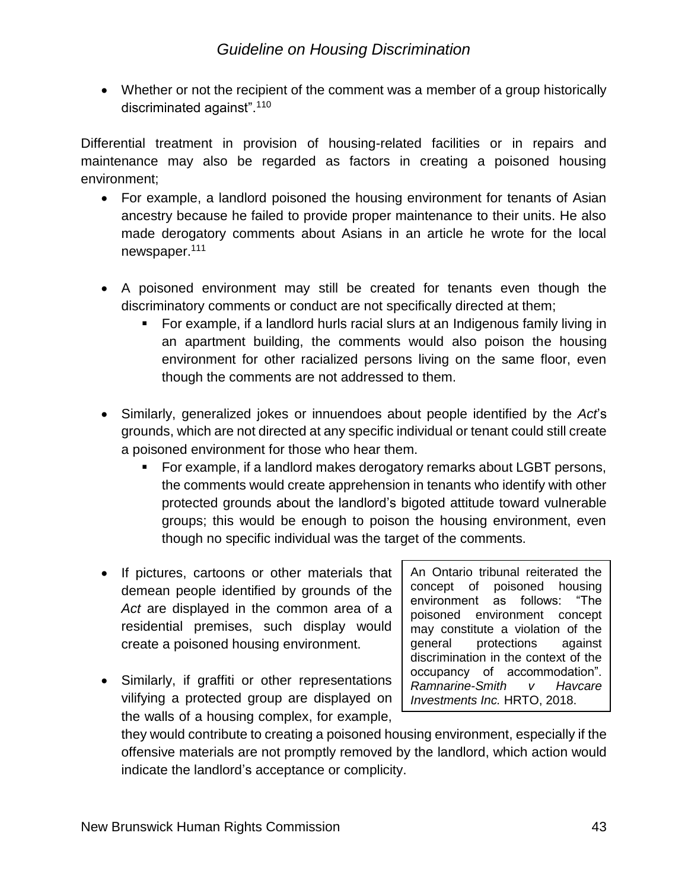- Whether or not the recipient of the comment was a member of a group historically discriminated against".[110]

Differential treatment in provision of housing-related facilities or in repairs and maintenance may also be regarded as factors in creating a poisoned housing environment;

- For example, a landlord poisoned the housing environment for tenants of Asian ancestry because he failed to provide proper maintenance to their units. He also made derogatory comments about Asians in an article he wrote for the local newspaper.[111]

- A poisoned environment may still be created for tenants even though the discriminatory comments or conduct are not specifically directed at them;
  - For example, if a landlord hurls racial slurs at an Indigenous family living in an apartment building, the comments would also poison the housing environment for other racialized persons living on the same floor, even though the comments are not addressed to them.

- Similarly, generalized jokes or innuendoes about people identified by the *Act*'s grounds, which are not directed at any specific individual or tenant could still create a poisoned environment for those who hear them.
  - For example, if a landlord makes derogatory remarks about LGBT persons, the comments would create apprehension in tenants who identify with other protected grounds about the landlord's bigoted attitude toward vulnerable groups; this would be enough to poison the housing environment, even though no specific individual was the target of the comments.

- If pictures, cartoons or other materials that demean people identified by grounds of the *Act* are displayed in the common area of a residential premises, such display would create a poisoned housing environment.

- Similarly, if graffiti or other representations vilifying a protected group are displayed on the walls of a housing complex, for example, they would contribute to creating a poisoned housing environment, especially if the offensive materials are not promptly removed by the landlord, which action would indicate the landlord's acceptance or complicity.

> An Ontario tribunal reiterated the concept of poisoned housing environment as follows: "The poisoned environment concept may constitute a violation of the general protections against discrimination in the context of the occupancy of accommodation". *Ramnarine-Smith v Havcare Investments Inc.* HRTO, 2018.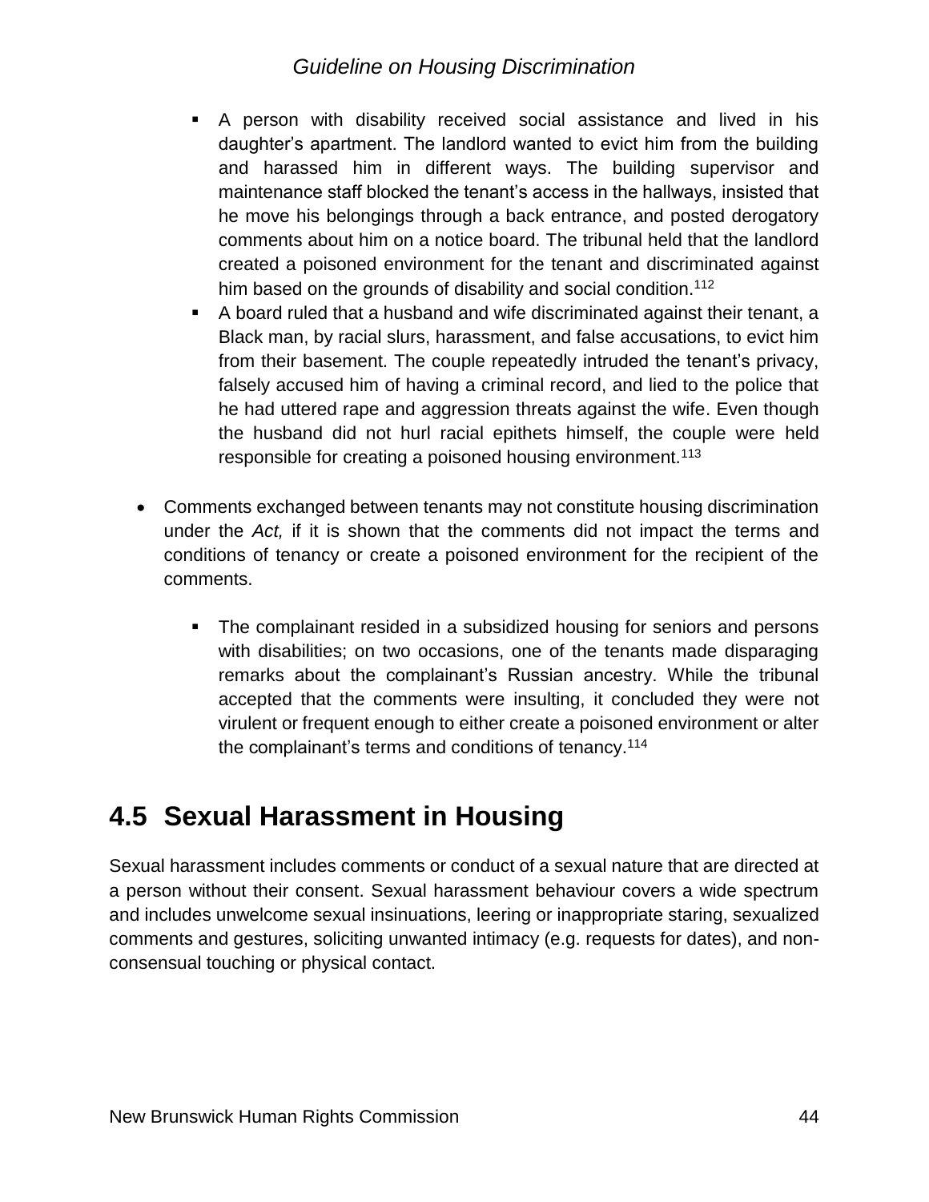- A person with disability received social assistance and lived in his daughter's apartment. The landlord wanted to evict him from the building and harassed him in different ways. The building supervisor and maintenance staff blocked the tenant's access in the hallways, insisted that he move his belongings through a back entrance, and posted derogatory comments about him on a notice board. The tribunal held that the landlord created a poisoned environment for the tenant and discriminated against him based on the grounds of disability and social condition.[112]
- A board ruled that a husband and wife discriminated against their tenant, a Black man, by racial slurs, harassment, and false accusations, to evict him from their basement. The couple repeatedly intruded the tenant's privacy, falsely accused him of having a criminal record, and lied to the police that he had uttered rape and aggression threats against the wife. Even though the husband did not hurl racial epithets himself, the couple were held responsible for creating a poisoned housing environment.[113]

- Comments exchanged between tenants may not constitute housing discrimination under the *Act,* if it is shown that the comments did not impact the terms and conditions of tenancy or create a poisoned environment for the recipient of the comments.

  - The complainant resided in a subsidized housing for seniors and persons with disabilities; on two occasions, one of the tenants made disparaging remarks about the complainant's Russian ancestry. While the tribunal accepted that the comments were insulting, it concluded they were not virulent or frequent enough to either create a poisoned environment or alter the complainant's terms and conditions of tenancy.[114]

## 4.5 Sexual Harassment in Housing

Sexual harassment includes comments or conduct of a sexual nature that are directed at a person without their consent. Sexual harassment behaviour covers a wide spectrum and includes unwelcome sexual insinuations, leering or inappropriate staring, sexualized comments and gestures, soliciting unwanted intimacy (e.g. requests for dates), and non-consensual touching or physical contact.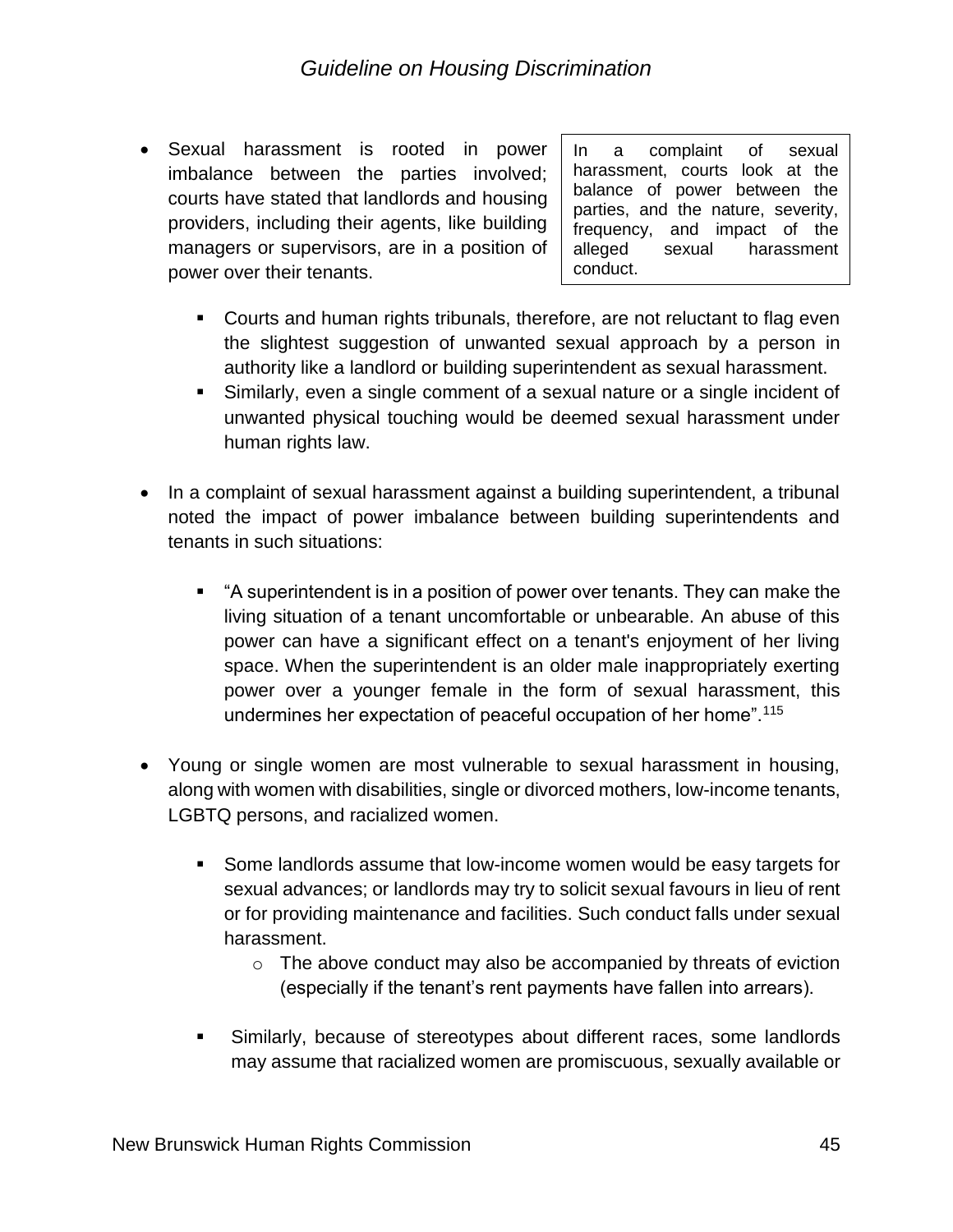- Sexual harassment is rooted in power imbalance between the parties involved; courts have stated that landlords and housing providers, including their agents, like building managers or supervisors, are in a position of power over their tenants.

> In a complaint of sexual harassment, courts look at the balance of power between the parties, and the nature, severity, frequency, and impact of the alleged sexual harassment conduct.

  - Courts and human rights tribunals, therefore, are not reluctant to flag even the slightest suggestion of unwanted sexual approach by a person in authority like a landlord or building superintendent as sexual harassment.
  - Similarly, even a single comment of a sexual nature or a single incident of unwanted physical touching would be deemed sexual harassment under human rights law.

- In a complaint of sexual harassment against a building superintendent, a tribunal noted the impact of power imbalance between building superintendents and tenants in such situations:

  - "A superintendent is in a position of power over tenants. They can make the living situation of a tenant uncomfortable or unbearable. An abuse of this power can have a significant effect on a tenant's enjoyment of her living space. When the superintendent is an older male inappropriately exerting power over a younger female in the form of sexual harassment, this undermines her expectation of peaceful occupation of her home".[115]

- Young or single women are most vulnerable to sexual harassment in housing, along with women with disabilities, single or divorced mothers, low-income tenants, LGBTQ persons, and racialized women.

  - Some landlords assume that low-income women would be easy targets for sexual advances; or landlords may try to solicit sexual favours in lieu of rent or for providing maintenance and facilities. Such conduct falls under sexual harassment.
    - The above conduct may also be accompanied by threats of eviction (especially if the tenant's rent payments have fallen into arrears).

  - Similarly, because of stereotypes about different races, some landlords may assume that racialized women are promiscuous, sexually available or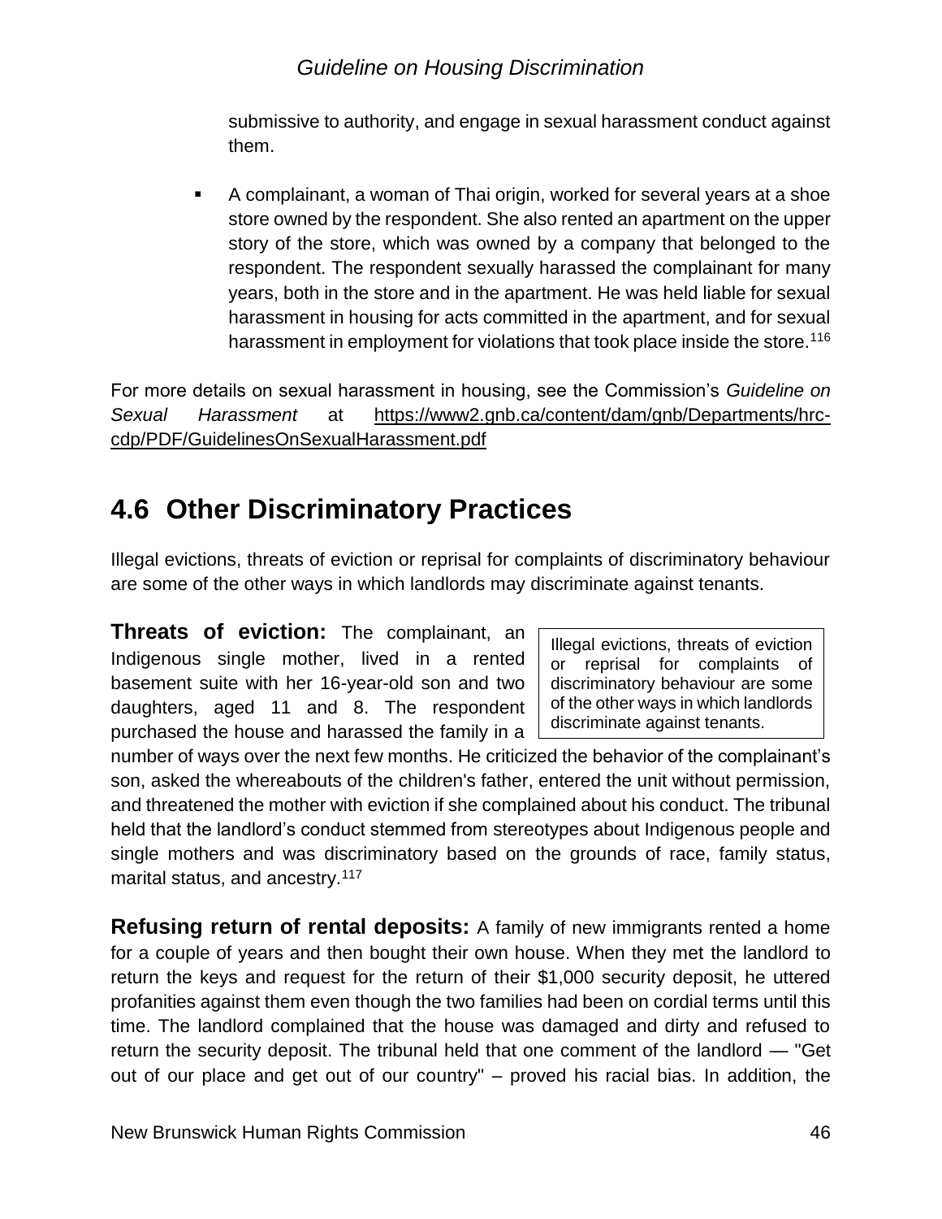submissive to authority, and engage in sexual harassment conduct against them.

- A complainant, a woman of Thai origin, worked for several years at a shoe store owned by the respondent. She also rented an apartment on the upper story of the store, which was owned by a company that belonged to the respondent. The respondent sexually harassed the complainant for many years, both in the store and in the apartment. He was held liable for sexual harassment in housing for acts committed in the apartment, and for sexual harassment in employment for violations that took place inside the store.[116]

For more details on sexual harassment in housing, see the Commission's *Guideline on Sexual Harassment* at https://www2.gnb.ca/content/dam/gnb/Departments/hrc-cdp/PDF/GuidelinesOnSexualHarassment.pdf

## 4.6 Other Discriminatory Practices

Illegal evictions, threats of eviction or reprisal for complaints of discriminatory behaviour are some of the other ways in which landlords may discriminate against tenants.

> Illegal evictions, threats of eviction or reprisal for complaints of discriminatory behaviour are some of the other ways in which landlords discriminate against tenants.

**Threats of eviction:** The complainant, an Indigenous single mother, lived in a rented basement suite with her 16-year-old son and two daughters, aged 11 and 8. The respondent purchased the house and harassed the family in a number of ways over the next few months. He criticized the behavior of the complainant's son, asked the whereabouts of the children's father, entered the unit without permission, and threatened the mother with eviction if she complained about his conduct. The tribunal held that the landlord's conduct stemmed from stereotypes about Indigenous people and single mothers and was discriminatory based on the grounds of race, family status, marital status, and ancestry.[117]

**Refusing return of rental deposits:** A family of new immigrants rented a home for a couple of years and then bought their own house. When they met the landlord to return the keys and request for the return of their $1,000 security deposit, he uttered profanities against them even though the two families had been on cordial terms until this time. The landlord complained that the house was damaged and dirty and refused to return the security deposit. The tribunal held that one comment of the landlord — "Get out of our place and get out of our country" – proved his racial bias. In addition, the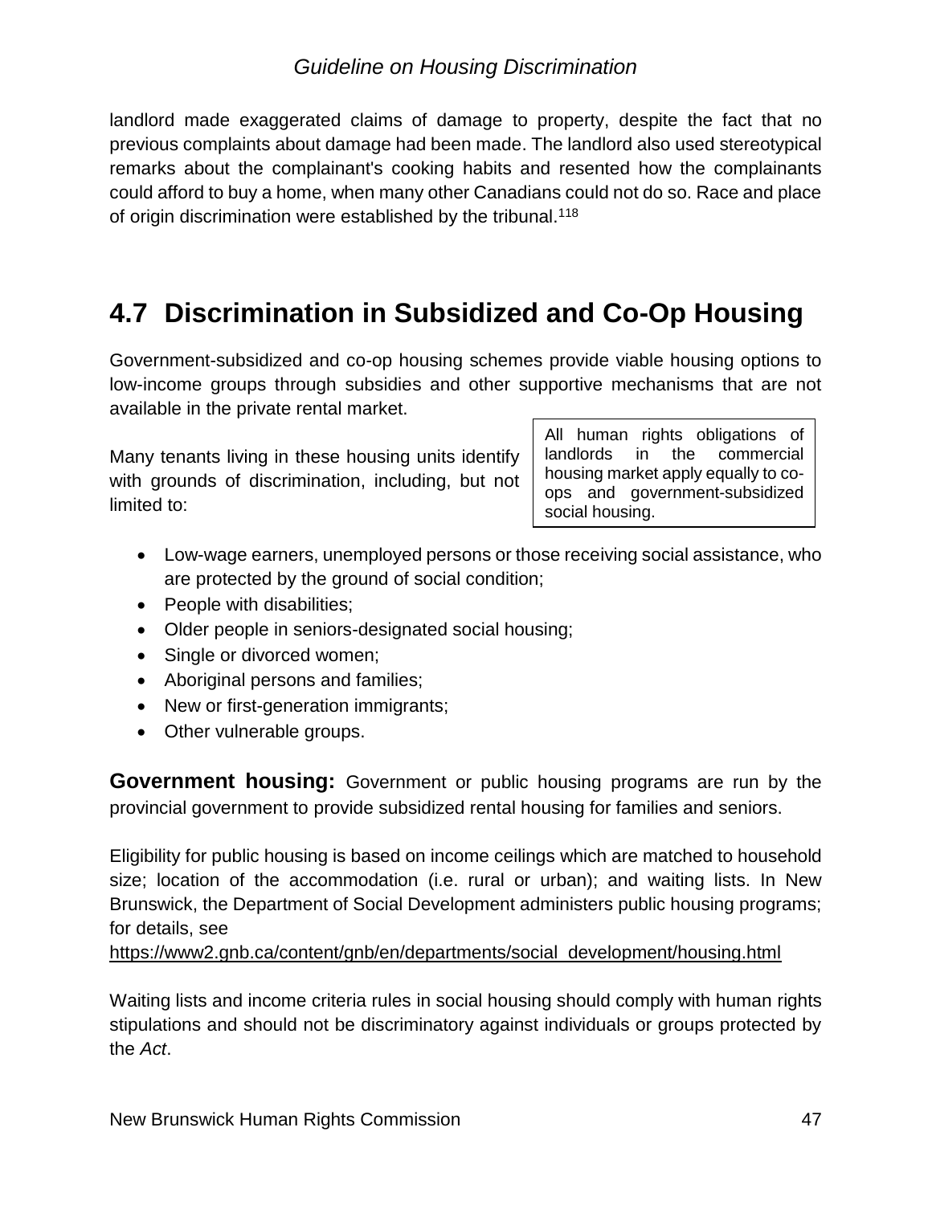landlord made exaggerated claims of damage to property, despite the fact that no previous complaints about damage had been made. The landlord also used stereotypical remarks about the complainant's cooking habits and resented how the complainants could afford to buy a home, when many other Canadians could not do so. Race and place of origin discrimination were established by the tribunal.[118]

## 4.7 Discrimination in Subsidized and Co-Op Housing

Government-subsidized and co-op housing schemes provide viable housing options to low-income groups through subsidies and other supportive mechanisms that are not available in the private rental market.

> All human rights obligations of landlords in the commercial housing market apply equally to co-ops and government-subsidized social housing.

Many tenants living in these housing units identify with grounds of discrimination, including, but not limited to:

- Low-wage earners, unemployed persons or those receiving social assistance, who are protected by the ground of social condition;
- People with disabilities;
- Older people in seniors-designated social housing;
- Single or divorced women;
- Aboriginal persons and families;
- New or first-generation immigrants;
- Other vulnerable groups.

**Government housing:** Government or public housing programs are run by the provincial government to provide subsidized rental housing for families and seniors.

Eligibility for public housing is based on income ceilings which are matched to household size; location of the accommodation (i.e. rural or urban); and waiting lists. In New Brunswick, the Department of Social Development administers public housing programs; for details, see https://www2.gnb.ca/content/gnb/en/departments/social_development/housing.html

Waiting lists and income criteria rules in social housing should comply with human rights stipulations and should not be discriminatory against individuals or groups protected by the *Act*.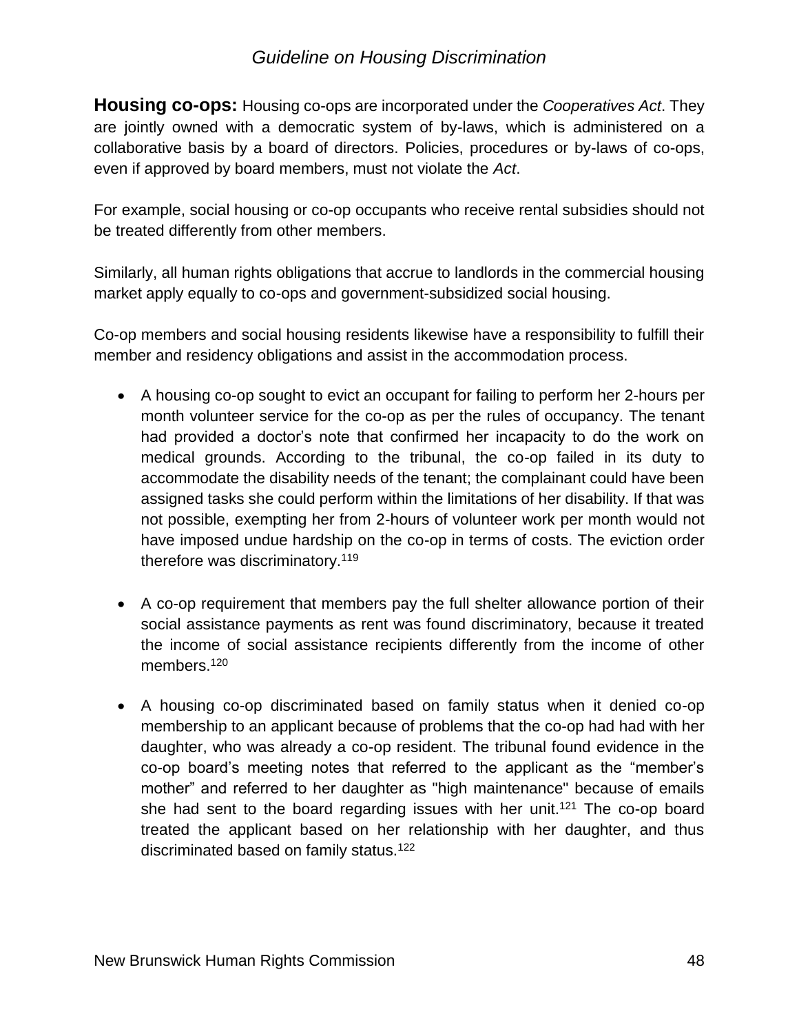**Housing co-ops:** Housing co-ops are incorporated under the *Cooperatives Act*. They are jointly owned with a democratic system of by-laws, which is administered on a collaborative basis by a board of directors. Policies, procedures or by-laws of co-ops, even if approved by board members, must not violate the *Act*.

For example, social housing or co-op occupants who receive rental subsidies should not be treated differently from other members.

Similarly, all human rights obligations that accrue to landlords in the commercial housing market apply equally to co-ops and government-subsidized social housing.

Co-op members and social housing residents likewise have a responsibility to fulfill their member and residency obligations and assist in the accommodation process.

- A housing co-op sought to evict an occupant for failing to perform her 2-hours per month volunteer service for the co-op as per the rules of occupancy. The tenant had provided a doctor's note that confirmed her incapacity to do the work on medical grounds. According to the tribunal, the co-op failed in its duty to accommodate the disability needs of the tenant; the complainant could have been assigned tasks she could perform within the limitations of her disability. If that was not possible, exempting her from 2-hours of volunteer work per month would not have imposed undue hardship on the co-op in terms of costs. The eviction order therefore was discriminatory.[119]

- A co-op requirement that members pay the full shelter allowance portion of their social assistance payments as rent was found discriminatory, because it treated the income of social assistance recipients differently from the income of other members.[120]

- A housing co-op discriminated based on family status when it denied co-op membership to an applicant because of problems that the co-op had had with her daughter, who was already a co-op resident. The tribunal found evidence in the co-op board's meeting notes that referred to the applicant as the "member's mother" and referred to her daughter as "high maintenance" because of emails she had sent to the board regarding issues with her unit.[121] The co-op board treated the applicant based on her relationship with her daughter, and thus discriminated based on family status.[122]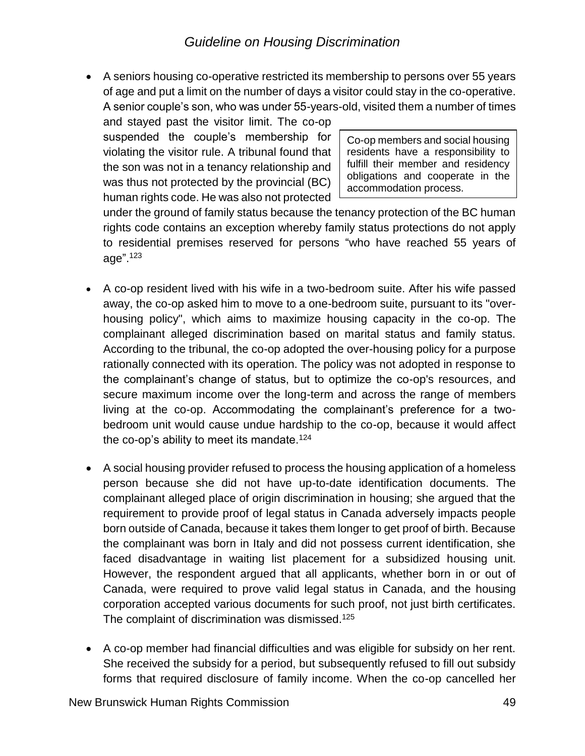- A seniors housing co-operative restricted its membership to persons over 55 years of age and put a limit on the number of days a visitor could stay in the co-operative. A senior couple's son, who was under 55-years-old, visited them a number of times and stayed past the visitor limit. The co-op suspended the couple's membership for violating the visitor rule. A tribunal found that the son was not in a tenancy relationship and was thus not protected by the provincial (BC) human rights code. He was also not protected under the ground of family status because the tenancy protection of the BC human rights code contains an exception whereby family status protections do not apply to residential premises reserved for persons "who have reached 55 years of age".[123]

> Co-op members and social housing residents have a responsibility to fulfill their member and residency obligations and cooperate in the accommodation process.

- A co-op resident lived with his wife in a two-bedroom suite. After his wife passed away, the co-op asked him to move to a one-bedroom suite, pursuant to its "over-housing policy", which aims to maximize housing capacity in the co-op. The complainant alleged discrimination based on marital status and family status. According to the tribunal, the co-op adopted the over-housing policy for a purpose rationally connected with its operation. The policy was not adopted in response to the complainant's change of status, but to optimize the co-op's resources, and secure maximum income over the long-term and across the range of members living at the co-op. Accommodating the complainant's preference for a two-bedroom unit would cause undue hardship to the co-op, because it would affect the co-op's ability to meet its mandate.[124]

- A social housing provider refused to process the housing application of a homeless person because she did not have up-to-date identification documents. The complainant alleged place of origin discrimination in housing; she argued that the requirement to provide proof of legal status in Canada adversely impacts people born outside of Canada, because it takes them longer to get proof of birth. Because the complainant was born in Italy and did not possess current identification, she faced disadvantage in waiting list placement for a subsidized housing unit. However, the respondent argued that all applicants, whether born in or out of Canada, were required to prove valid legal status in Canada, and the housing corporation accepted various documents for such proof, not just birth certificates. The complaint of discrimination was dismissed.[125]

- A co-op member had financial difficulties and was eligible for subsidy on her rent. She received the subsidy for a period, but subsequently refused to fill out subsidy forms that required disclosure of family income. When the co-op cancelled her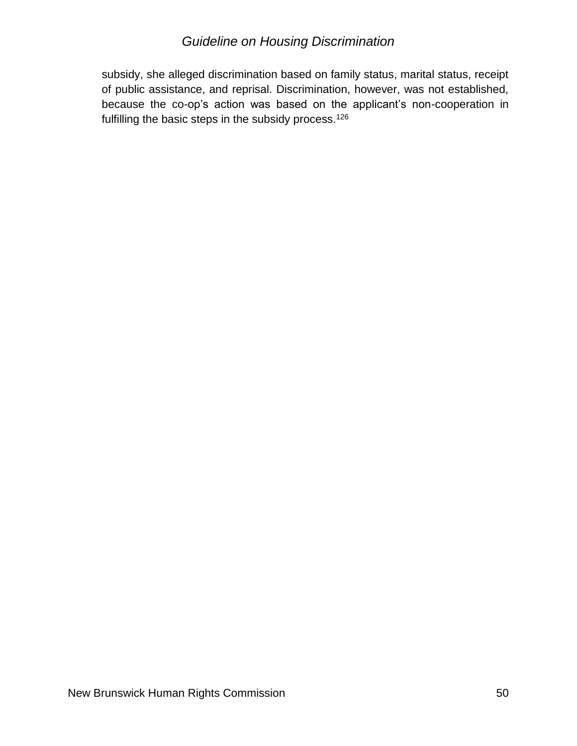subsidy, she alleged discrimination based on family status, marital status, receipt of public assistance, and reprisal. Discrimination, however, was not established, because the co-op's action was based on the applicant's non-cooperation in fulfilling the basic steps in the subsidy process.[126]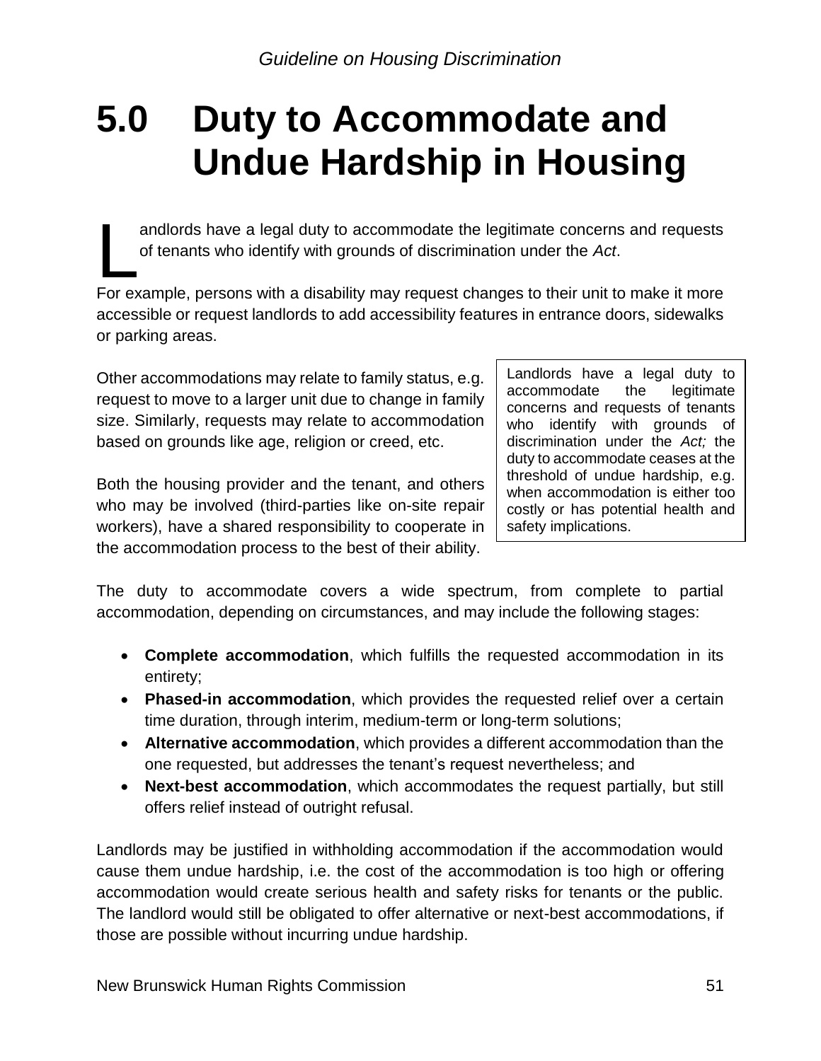# 5.0 Duty to Accommodate and Undue Hardship in Housing

Landlords have a legal duty to accommodate the legitimate concerns and requests of tenants who identify with grounds of discrimination under the *Act*.

For example, persons with a disability may request changes to their unit to make it more accessible or request landlords to add accessibility features in entrance doors, sidewalks or parking areas.

Other accommodations may relate to family status, e.g. request to move to a larger unit due to change in family size. Similarly, requests may relate to accommodation based on grounds like age, religion or creed, etc.

> Landlords have a legal duty to accommodate the legitimate concerns and requests of tenants who identify with grounds of discrimination under the *Act;* the duty to accommodate ceases at the threshold of undue hardship, e.g. when accommodation is either too costly or has potential health and safety implications.

Both the housing provider and the tenant, and others who may be involved (third-parties like on-site repair workers), have a shared responsibility to cooperate in the accommodation process to the best of their ability.

The duty to accommodate covers a wide spectrum, from complete to partial accommodation, depending on circumstances, and may include the following stages:

- **Complete accommodation**, which fulfills the requested accommodation in its entirety;
- **Phased-in accommodation**, which provides the requested relief over a certain time duration, through interim, medium-term or long-term solutions;
- **Alternative accommodation**, which provides a different accommodation than the one requested, but addresses the tenant's request nevertheless; and
- **Next-best accommodation**, which accommodates the request partially, but still offers relief instead of outright refusal.

Landlords may be justified in withholding accommodation if the accommodation would cause them undue hardship, i.e. the cost of the accommodation is too high or offering accommodation would create serious health and safety risks for tenants or the public. The landlord would still be obligated to offer alternative or next-best accommodations, if those are possible without incurring undue hardship.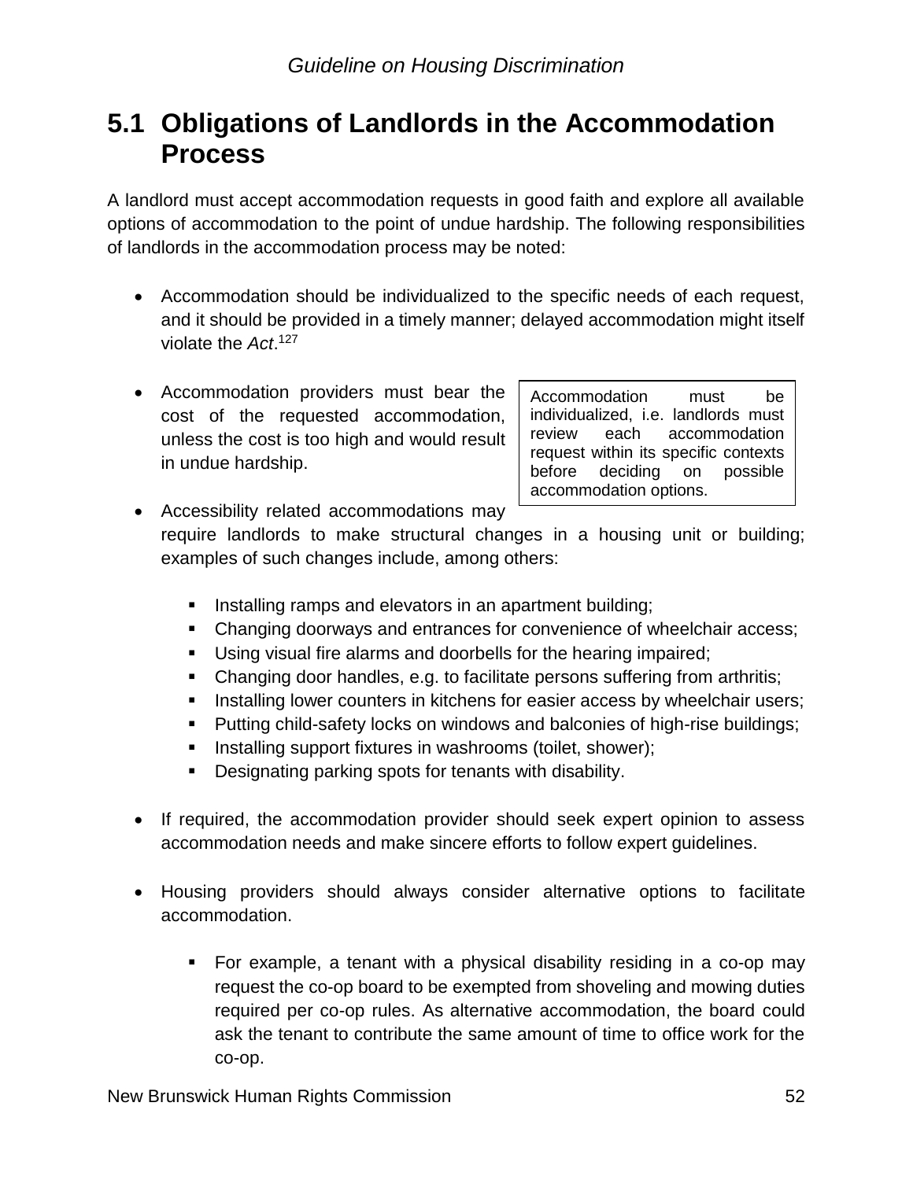## 5.1 Obligations of Landlords in the Accommodation Process

A landlord must accept accommodation requests in good faith and explore all available options of accommodation to the point of undue hardship. The following responsibilities of landlords in the accommodation process may be noted:

- Accommodation should be individualized to the specific needs of each request, and it should be provided in a timely manner; delayed accommodation might itself violate the *Act*.[127]

- Accommodation providers must bear the cost of the requested accommodation, unless the cost is too high and would result in undue hardship.

> Accommodation must be individualized, i.e. landlords must review each accommodation request within its specific contexts before deciding on possible accommodation options.

- Accessibility related accommodations may require landlords to make structural changes in a housing unit or building; examples of such changes include, among others:

  - Installing ramps and elevators in an apartment building;
  - Changing doorways and entrances for convenience of wheelchair access;
  - Using visual fire alarms and doorbells for the hearing impaired;
  - Changing door handles, e.g. to facilitate persons suffering from arthritis;
  - Installing lower counters in kitchens for easier access by wheelchair users;
  - Putting child-safety locks on windows and balconies of high-rise buildings;
  - Installing support fixtures in washrooms (toilet, shower);
  - Designating parking spots for tenants with disability.

- If required, the accommodation provider should seek expert opinion to assess accommodation needs and make sincere efforts to follow expert guidelines.

- Housing providers should always consider alternative options to facilitate accommodation.

  - For example, a tenant with a physical disability residing in a co-op may request the co-op board to be exempted from shoveling and mowing duties required per co-op rules. As alternative accommodation, the board could ask the tenant to contribute the same amount of time to office work for the co-op.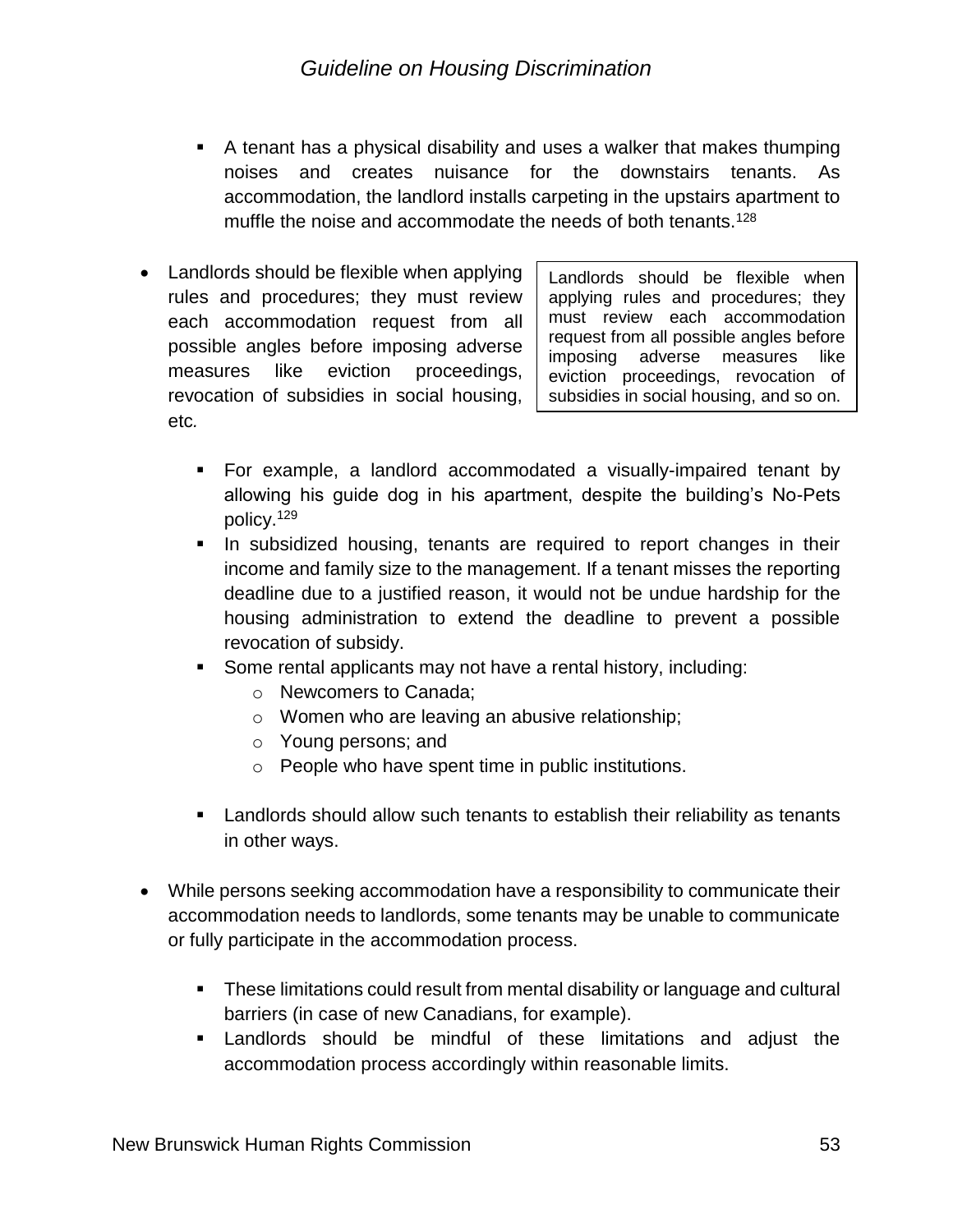- A tenant has a physical disability and uses a walker that makes thumping noises and creates nuisance for the downstairs tenants. As accommodation, the landlord installs carpeting in the upstairs apartment to muffle the noise and accommodate the needs of both tenants.[128]

- Landlords should be flexible when applying rules and procedures; they must review each accommodation request from all possible angles before imposing adverse measures like eviction proceedings, revocation of subsidies in social housing, etc.

> Landlords should be flexible when applying rules and procedures; they must review each accommodation request from all possible angles before imposing adverse measures like eviction proceedings, revocation of subsidies in social housing, and so on.

   - For example, a landlord accommodated a visually-impaired tenant by allowing his guide dog in his apartment, despite the building's No-Pets policy.[129]
   - In subsidized housing, tenants are required to report changes in their income and family size to the management. If a tenant misses the reporting deadline due to a justified reason, it would not be undue hardship for the housing administration to extend the deadline to prevent a possible revocation of subsidy.
   - Some rental applicants may not have a rental history, including:
     - Newcomers to Canada;
     - Women who are leaving an abusive relationship;
     - Young persons; and
     - People who have spent time in public institutions.
   - Landlords should allow such tenants to establish their reliability as tenants in other ways.

- While persons seeking accommodation have a responsibility to communicate their accommodation needs to landlords, some tenants may be unable to communicate or fully participate in the accommodation process.
   - These limitations could result from mental disability or language and cultural barriers (in case of new Canadians, for example).
   - Landlords should be mindful of these limitations and adjust the accommodation process accordingly within reasonable limits.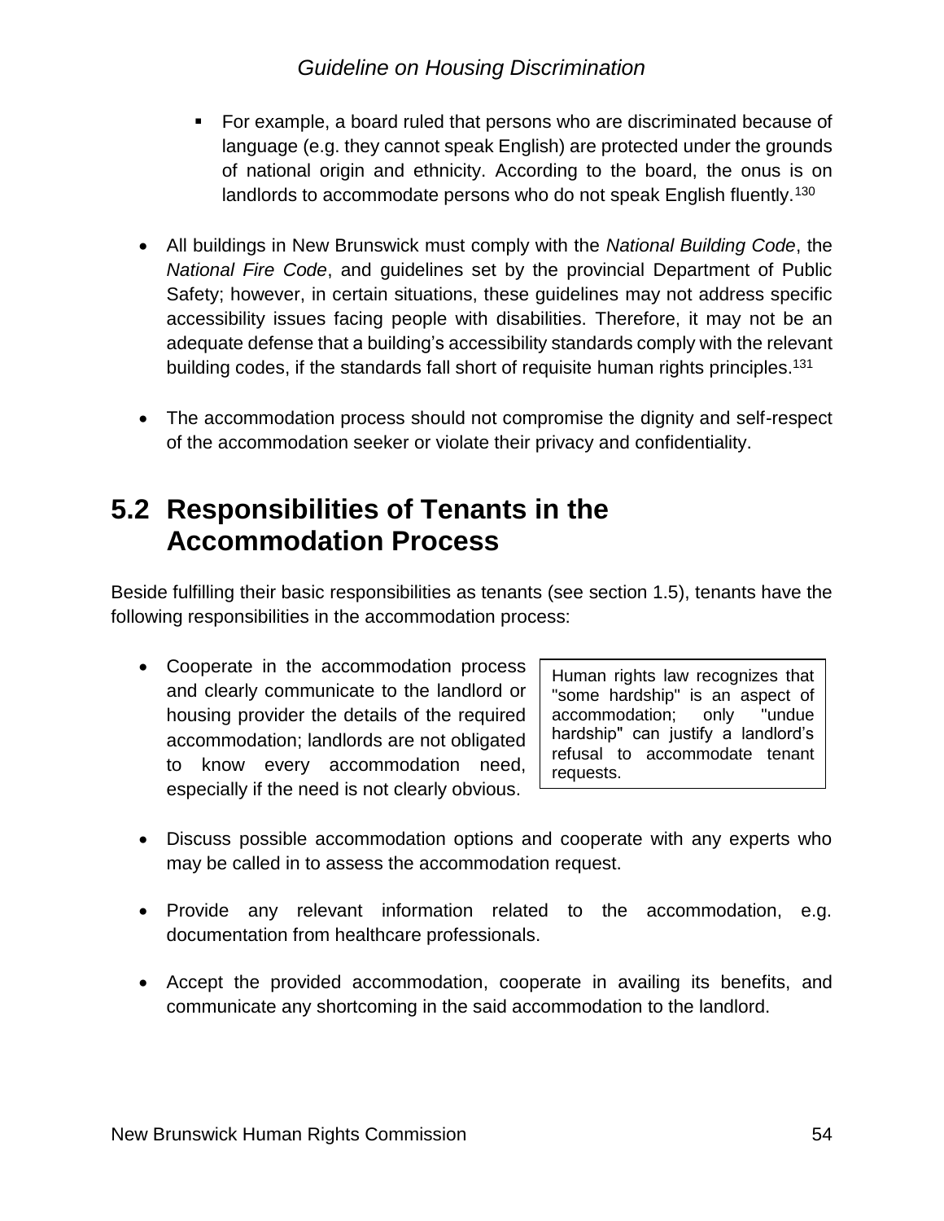- For example, a board ruled that persons who are discriminated because of language (e.g. they cannot speak English) are protected under the grounds of national origin and ethnicity. According to the board, the onus is on landlords to accommodate persons who do not speak English fluently.[130]

- All buildings in New Brunswick must comply with the *National Building Code*, the *National Fire Code*, and guidelines set by the provincial Department of Public Safety; however, in certain situations, these guidelines may not address specific accessibility issues facing people with disabilities. Therefore, it may not be an adequate defense that a building's accessibility standards comply with the relevant building codes, if the standards fall short of requisite human rights principles.[131]

- The accommodation process should not compromise the dignity and self-respect of the accommodation seeker or violate their privacy and confidentiality.

## 5.2 Responsibilities of Tenants in the Accommodation Process

Beside fulfilling their basic responsibilities as tenants (see section 1.5), tenants have the following responsibilities in the accommodation process:

- Cooperate in the accommodation process and clearly communicate to the landlord or housing provider the details of the required accommodation; landlords are not obligated to know every accommodation need, especially if the need is not clearly obvious.

> Human rights law recognizes that "some hardship" is an aspect of accommodation; only "undue hardship" can justify a landlord's refusal to accommodate tenant requests.

- Discuss possible accommodation options and cooperate with any experts who may be called in to assess the accommodation request.

- Provide any relevant information related to the accommodation, e.g. documentation from healthcare professionals.

- Accept the provided accommodation, cooperate in availing its benefits, and communicate any shortcoming in the said accommodation to the landlord.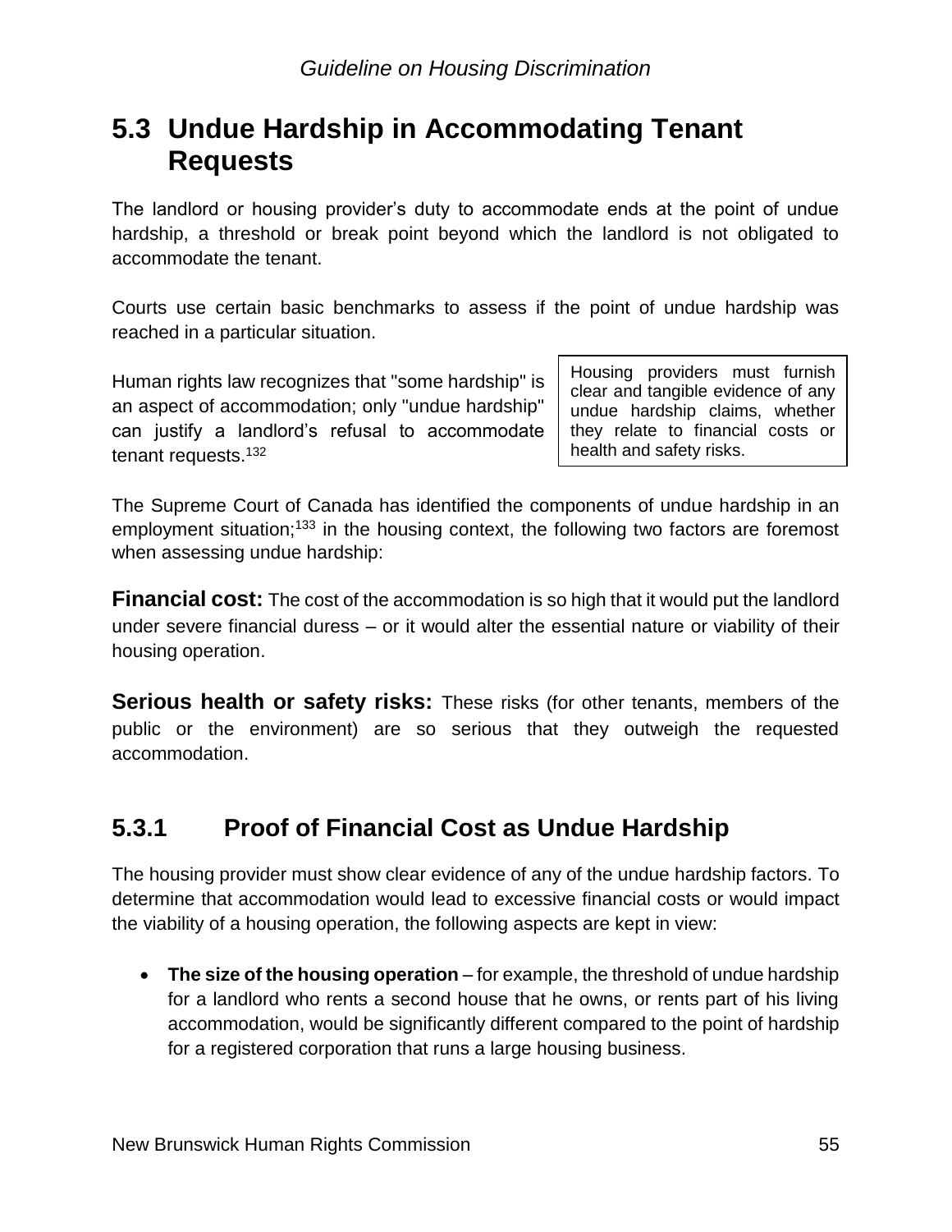## 5.3 Undue Hardship in Accommodating Tenant Requests

The landlord or housing provider's duty to accommodate ends at the point of undue hardship, a threshold or break point beyond which the landlord is not obligated to accommodate the tenant.

Courts use certain basic benchmarks to assess if the point of undue hardship was reached in a particular situation.

Human rights law recognizes that "some hardship" is an aspect of accommodation; only "undue hardship" can justify a landlord's refusal to accommodate tenant requests.[132]

> Housing providers must furnish clear and tangible evidence of any undue hardship claims, whether they relate to financial costs or health and safety risks.

The Supreme Court of Canada has identified the components of undue hardship in an employment situation;[133] in the housing context, the following two factors are foremost when assessing undue hardship:

**Financial cost:** The cost of the accommodation is so high that it would put the landlord under severe financial duress – or it would alter the essential nature or viability of their housing operation.

**Serious health or safety risks:** These risks (for other tenants, members of the public or the environment) are so serious that they outweigh the requested accommodation.

### 5.3.1 Proof of Financial Cost as Undue Hardship

The housing provider must show clear evidence of any of the undue hardship factors. To determine that accommodation would lead to excessive financial costs or would impact the viability of a housing operation, the following aspects are kept in view:

- **The size of the housing operation** – for example, the threshold of undue hardship for a landlord who rents a second house that he owns, or rents part of his living accommodation, would be significantly different compared to the point of hardship for a registered corporation that runs a large housing business.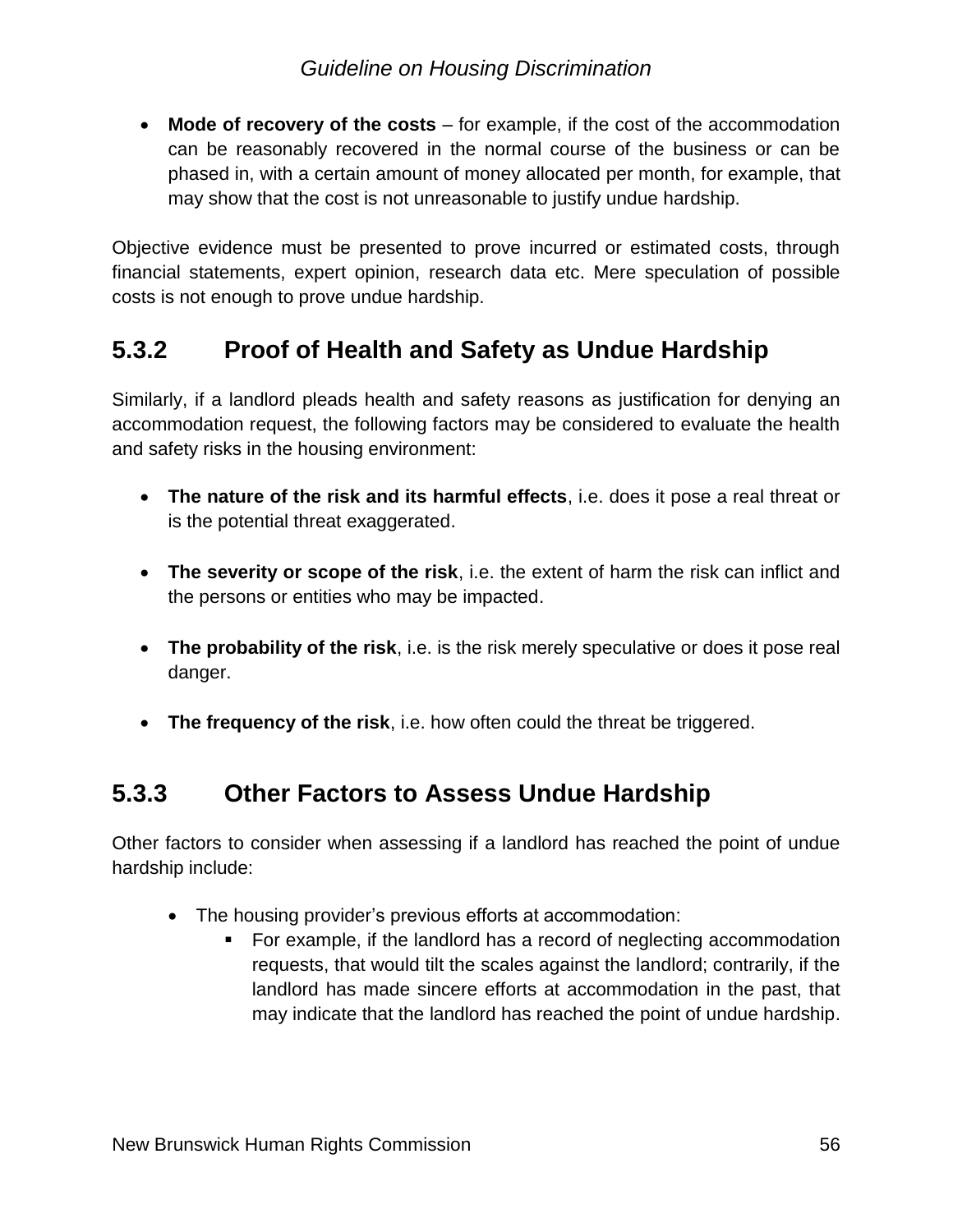- **Mode of recovery of the costs** – for example, if the cost of the accommodation can be reasonably recovered in the normal course of the business or can be phased in, with a certain amount of money allocated per month, for example, that may show that the cost is not unreasonable to justify undue hardship.

Objective evidence must be presented to prove incurred or estimated costs, through financial statements, expert opinion, research data etc. Mere speculation of possible costs is not enough to prove undue hardship.

### 5.3.2 Proof of Health and Safety as Undue Hardship

Similarly, if a landlord pleads health and safety reasons as justification for denying an accommodation request, the following factors may be considered to evaluate the health and safety risks in the housing environment:

- **The nature of the risk and its harmful effects**, i.e. does it pose a real threat or is the potential threat exaggerated.

- **The severity or scope of the risk**, i.e. the extent of harm the risk can inflict and the persons or entities who may be impacted.

- **The probability of the risk**, i.e. is the risk merely speculative or does it pose real danger.

- **The frequency of the risk**, i.e. how often could the threat be triggered.

### 5.3.3 Other Factors to Assess Undue Hardship

Other factors to consider when assessing if a landlord has reached the point of undue hardship include:

- The housing provider's previous efforts at accommodation:
  - For example, if the landlord has a record of neglecting accommodation requests, that would tilt the scales against the landlord; contrarily, if the landlord has made sincere efforts at accommodation in the past, that may indicate that the landlord has reached the point of undue hardship.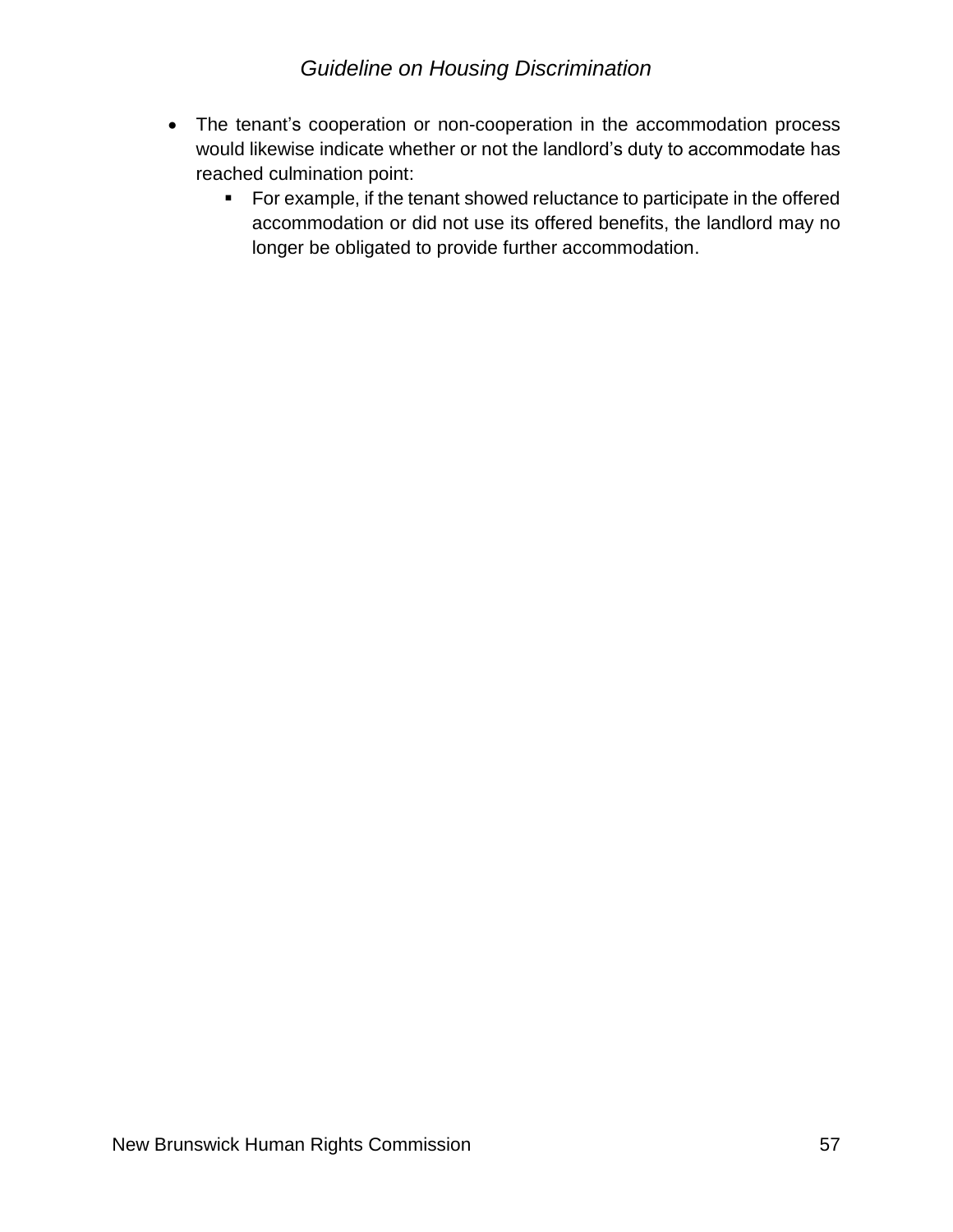- The tenant's cooperation or non-cooperation in the accommodation process would likewise indicate whether or not the landlord's duty to accommodate has reached culmination point:
  - For example, if the tenant showed reluctance to participate in the offered accommodation or did not use its offered benefits, the landlord may no longer be obligated to provide further accommodation.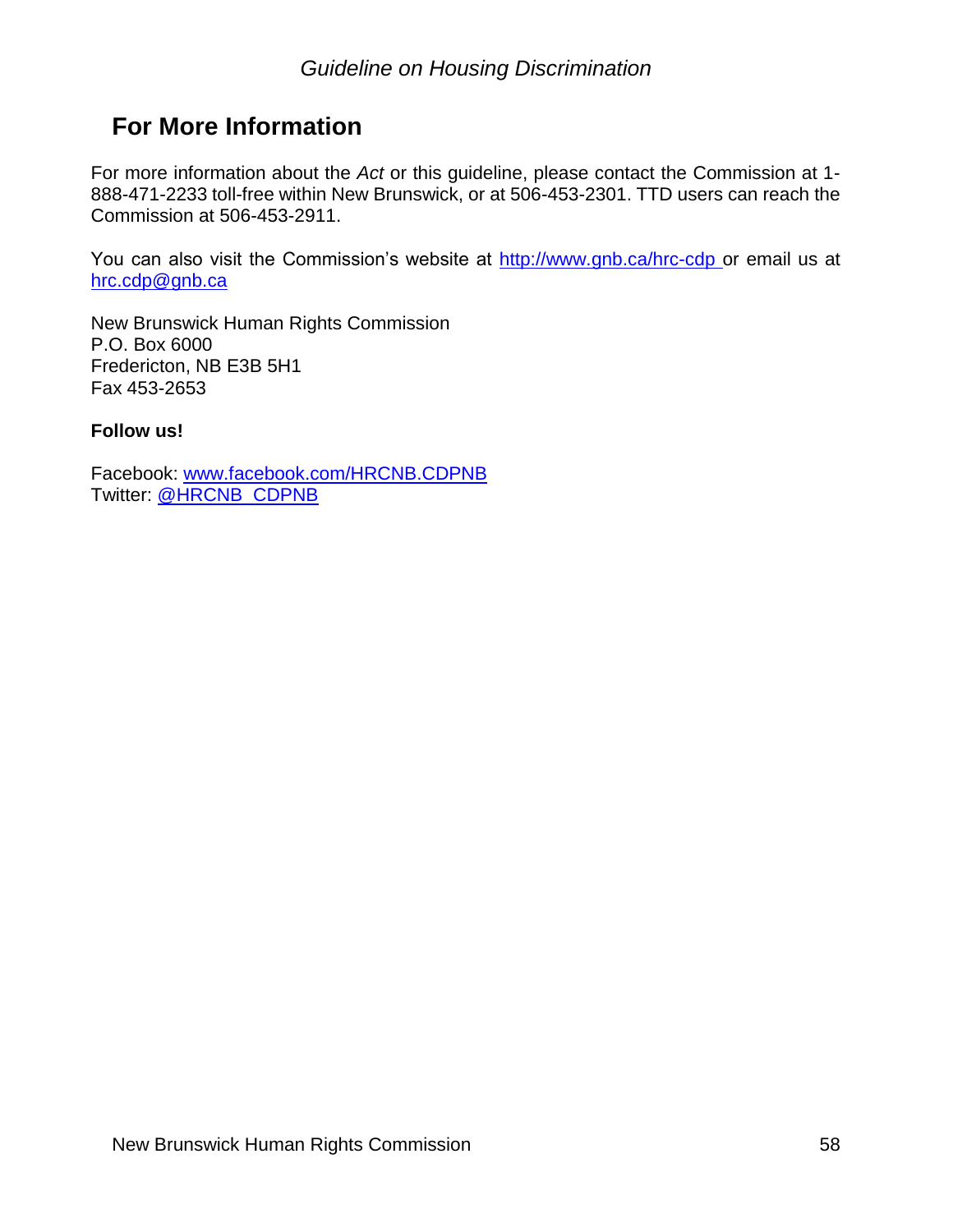## For More Information

For more information about the *Act* or this guideline, please contact the Commission at 1-888-471-2233 toll-free within New Brunswick, or at 506-453-2301. TTD users can reach the Commission at 506-453-2911.

You can also visit the Commission's website at http://www.gnb.ca/hrc-cdp or email us at hrc.cdp@gnb.ca

New Brunswick Human Rights Commission
P.O. Box 6000
Fredericton, NB E3B 5H1
Fax 453-2653

**Follow us!**

Facebook: www.facebook.com/HRCNB.CDPNB
Twitter: @HRCNB_CDPNB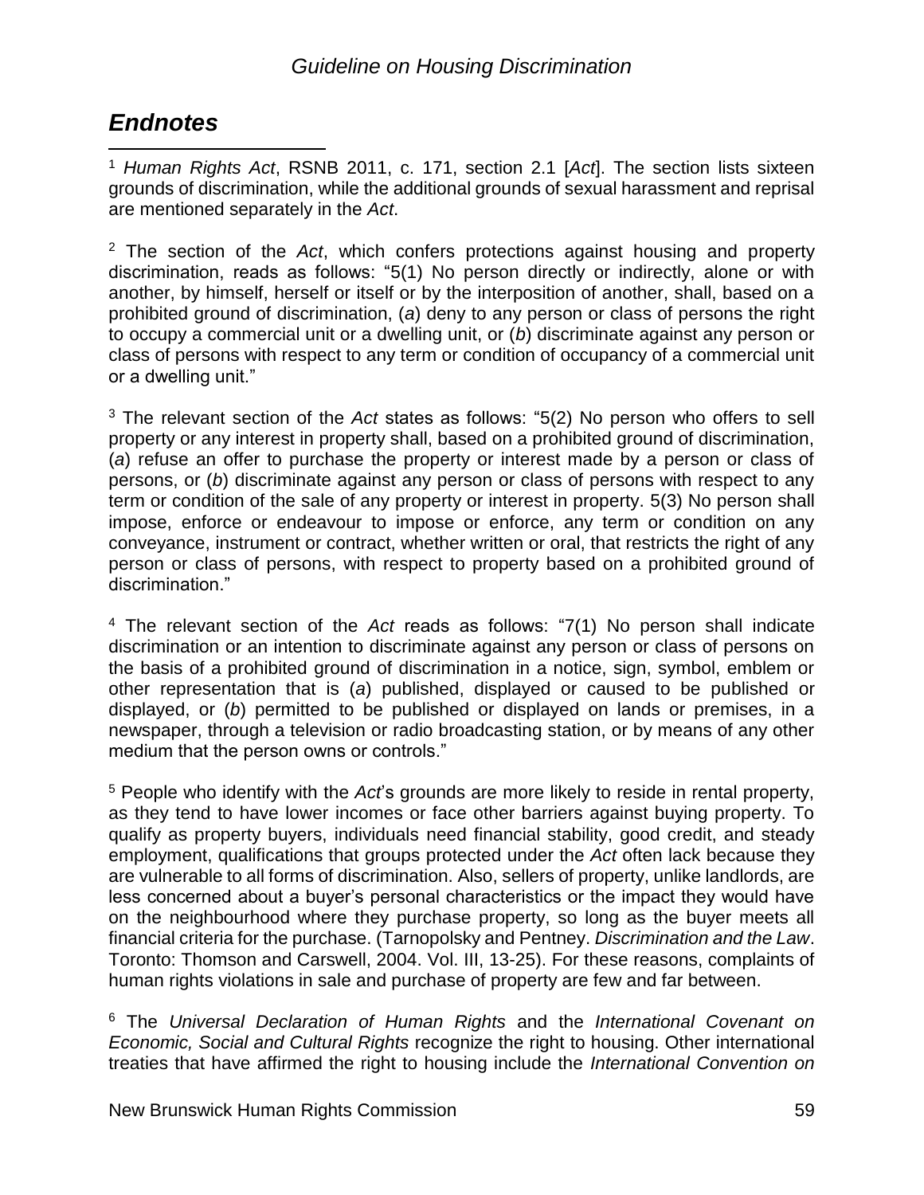## *Endnotes*

[1] *Human Rights Act*, RSNB 2011, c. 171, section 2.1 [*Act*]. The section lists sixteen grounds of discrimination, while the additional grounds of sexual harassment and reprisal are mentioned separately in the *Act*.

[2] The section of the *Act*, which confers protections against housing and property discrimination, reads as follows: "5(1) No person directly or indirectly, alone or with another, by himself, herself or itself or by the interposition of another, shall, based on a prohibited ground of discrimination, (*a*) deny to any person or class of persons the right to occupy a commercial unit or a dwelling unit, or (*b*) discriminate against any person or class of persons with respect to any term or condition of occupancy of a commercial unit or a dwelling unit."

[3] The relevant section of the *Act* states as follows: "5(2) No person who offers to sell property or any interest in property shall, based on a prohibited ground of discrimination, (*a*) refuse an offer to purchase the property or interest made by a person or class of persons, or (*b*) discriminate against any person or class of persons with respect to any term or condition of the sale of any property or interest in property. 5(3) No person shall impose, enforce or endeavour to impose or enforce, any term or condition on any conveyance, instrument or contract, whether written or oral, that restricts the right of any person or class of persons, with respect to property based on a prohibited ground of discrimination."

[4] The relevant section of the *Act* reads as follows: "7(1) No person shall indicate discrimination or an intention to discriminate against any person or class of persons on the basis of a prohibited ground of discrimination in a notice, sign, symbol, emblem or other representation that is (*a*) published, displayed or caused to be published or displayed, or (*b*) permitted to be published or displayed on lands or premises, in a newspaper, through a television or radio broadcasting station, or by means of any other medium that the person owns or controls."

[5] People who identify with the *Act*'s grounds are more likely to reside in rental property, as they tend to have lower incomes or face other barriers against buying property. To qualify as property buyers, individuals need financial stability, good credit, and steady employment, qualifications that groups protected under the *Act* often lack because they are vulnerable to all forms of discrimination. Also, sellers of property, unlike landlords, are less concerned about a buyer's personal characteristics or the impact they would have on the neighbourhood where they purchase property, so long as the buyer meets all financial criteria for the purchase. (Tarnopolsky and Pentney. *Discrimination and the Law*. Toronto: Thomson and Carswell, 2004. Vol. III, 13-25). For these reasons, complaints of human rights violations in sale and purchase of property are few and far between.

[6] The *Universal Declaration of Human Rights* and the *International Covenant on Economic, Social and Cultural Rights* recognize the right to housing. Other international treaties that have affirmed the right to housing include the *International Convention on*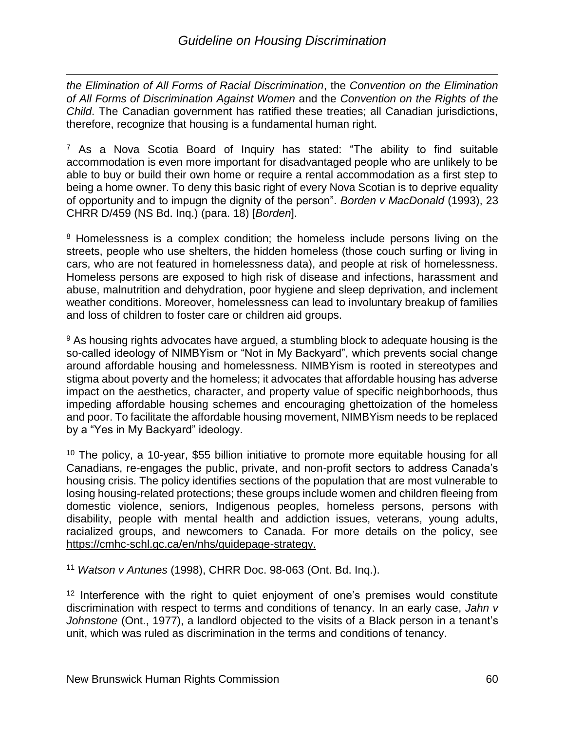*the Elimination of All Forms of Racial Discrimination*, the *Convention on the Elimination of All Forms of Discrimination Against Women* and the *Convention on the Rights of the Child*. The Canadian government has ratified these treaties; all Canadian jurisdictions, therefore, recognize that housing is a fundamental human right.

[7] As a Nova Scotia Board of Inquiry has stated: "The ability to find suitable accommodation is even more important for disadvantaged people who are unlikely to be able to buy or build their own home or require a rental accommodation as a first step to being a home owner. To deny this basic right of every Nova Scotian is to deprive equality of opportunity and to impugn the dignity of the person". *Borden v MacDonald* (1993), 23 CHRR D/459 (NS Bd. Inq.) (para. 18) [*Borden*].

[8] Homelessness is a complex condition; the homeless include persons living on the streets, people who use shelters, the hidden homeless (those couch surfing or living in cars, who are not featured in homelessness data), and people at risk of homelessness. Homeless persons are exposed to high risk of disease and infections, harassment and abuse, malnutrition and dehydration, poor hygiene and sleep deprivation, and inclement weather conditions. Moreover, homelessness can lead to involuntary breakup of families and loss of children to foster care or children aid groups.

[9] As housing rights advocates have argued, a stumbling block to adequate housing is the so-called ideology of NIMBYism or "Not in My Backyard", which prevents social change around affordable housing and homelessness. NIMBYism is rooted in stereotypes and stigma about poverty and the homeless; it advocates that affordable housing has adverse impact on the aesthetics, character, and property value of specific neighborhoods, thus impeding affordable housing schemes and encouraging ghettoization of the homeless and poor. To facilitate the affordable housing movement, NIMBYism needs to be replaced by a "Yes in My Backyard" ideology.

[10] The policy, a 10-year, $55 billion initiative to promote more equitable housing for all Canadians, re-engages the public, private, and non-profit sectors to address Canada's housing crisis. The policy identifies sections of the population that are most vulnerable to losing housing-related protections; these groups include women and children fleeing from domestic violence, seniors, Indigenous peoples, homeless persons, persons with disability, people with mental health and addiction issues, veterans, young adults, racialized groups, and newcomers to Canada. For more details on the policy, see https://cmhc-schl.gc.ca/en/nhs/guidepage-strategy.

[11] *Watson v Antunes* (1998), CHRR Doc. 98-063 (Ont. Bd. Inq.).

[12] Interference with the right to quiet enjoyment of one's premises would constitute discrimination with respect to terms and conditions of tenancy. In an early case, *Jahn v Johnstone* (Ont., 1977), a landlord objected to the visits of a Black person in a tenant's unit, which was ruled as discrimination in the terms and conditions of tenancy.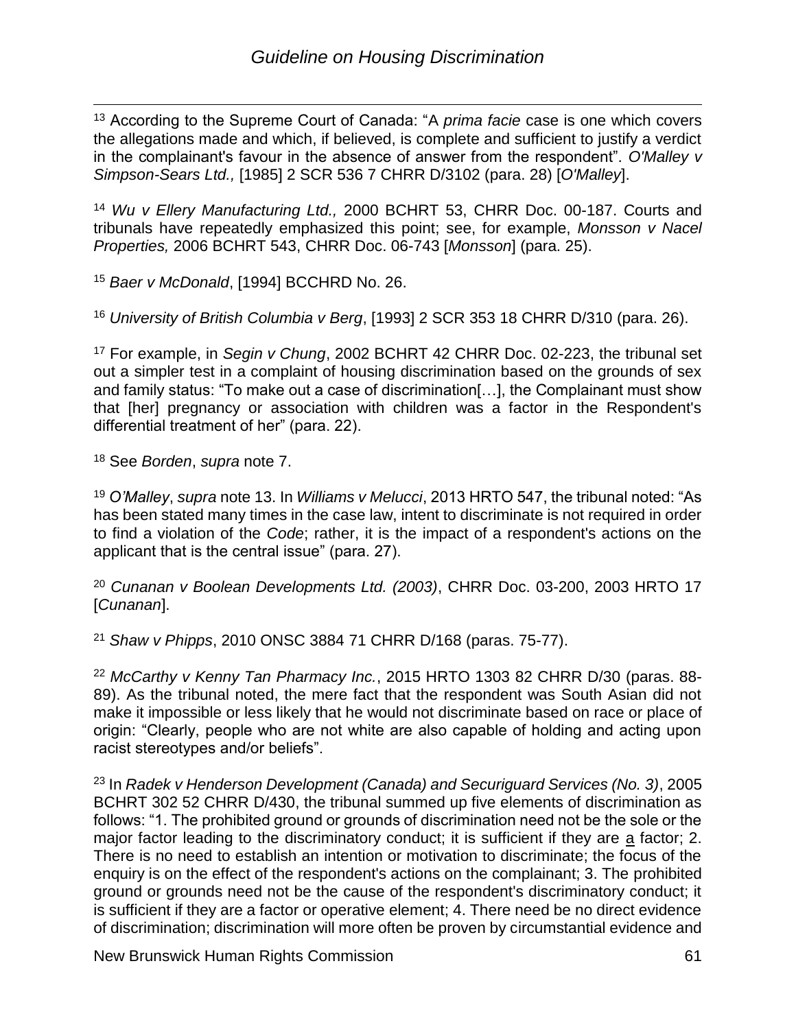[13] According to the Supreme Court of Canada: "A *prima facie* case is one which covers the allegations made and which, if believed, is complete and sufficient to justify a verdict in the complainant's favour in the absence of answer from the respondent". *O'Malley v Simpson-Sears Ltd.,* [1985] 2 SCR 536 7 CHRR D/3102 (para. 28) [*O'Malley*].

[14] *Wu v Ellery Manufacturing Ltd.,* 2000 BCHRT 53, CHRR Doc. 00-187. Courts and tribunals have repeatedly emphasized this point; see, for example, *Monsson v Nacel Properties,* 2006 BCHRT 543, CHRR Doc. 06-743 [*Monsson*] (para. 25).

[15] *Baer v McDonald*, [1994] BCCHRD No. 26.

[16] *University of British Columbia v Berg*, [1993] 2 SCR 353 18 CHRR D/310 (para. 26).

[17] For example, in *Segin v Chung*, 2002 BCHRT 42 CHRR Doc. 02-223, the tribunal set out a simpler test in a complaint of housing discrimination based on the grounds of sex and family status: "To make out a case of discrimination[…], the Complainant must show that [her] pregnancy or association with children was a factor in the Respondent's differential treatment of her" (para. 22).

[18] See *Borden*, *supra* note 7.

[19] *O'Malley*, *supra* note 13. In *Williams v Melucci*, 2013 HRTO 547, the tribunal noted: "As has been stated many times in the case law, intent to discriminate is not required in order to find a violation of the *Code*; rather, it is the impact of a respondent's actions on the applicant that is the central issue" (para. 27).

[20] *Cunanan v Boolean Developments Ltd. (2003)*, CHRR Doc. 03-200, 2003 HRTO 17 [*Cunanan*].

[21] *Shaw v Phipps*, 2010 ONSC 3884 71 CHRR D/168 (paras. 75-77).

[22] *McCarthy v Kenny Tan Pharmacy Inc.*, 2015 HRTO 1303 82 CHRR D/30 (paras. 88-89). As the tribunal noted, the mere fact that the respondent was South Asian did not make it impossible or less likely that he would not discriminate based on race or place of origin: "Clearly, people who are not white are also capable of holding and acting upon racist stereotypes and/or beliefs".

[23] In *Radek v Henderson Development (Canada) and Securiguard Services (No. 3)*, 2005 BCHRT 302 52 CHRR D/430, the tribunal summed up five elements of discrimination as follows: "1. The prohibited ground or grounds of discrimination need not be the sole or the major factor leading to the discriminatory conduct; it is sufficient if they are a factor; 2. There is no need to establish an intention or motivation to discriminate; the focus of the enquiry is on the effect of the respondent's actions on the complainant; 3. The prohibited ground or grounds need not be the cause of the respondent's discriminatory conduct; it is sufficient if they are a factor or operative element; 4. There need be no direct evidence of discrimination; discrimination will more often be proven by circumstantial evidence and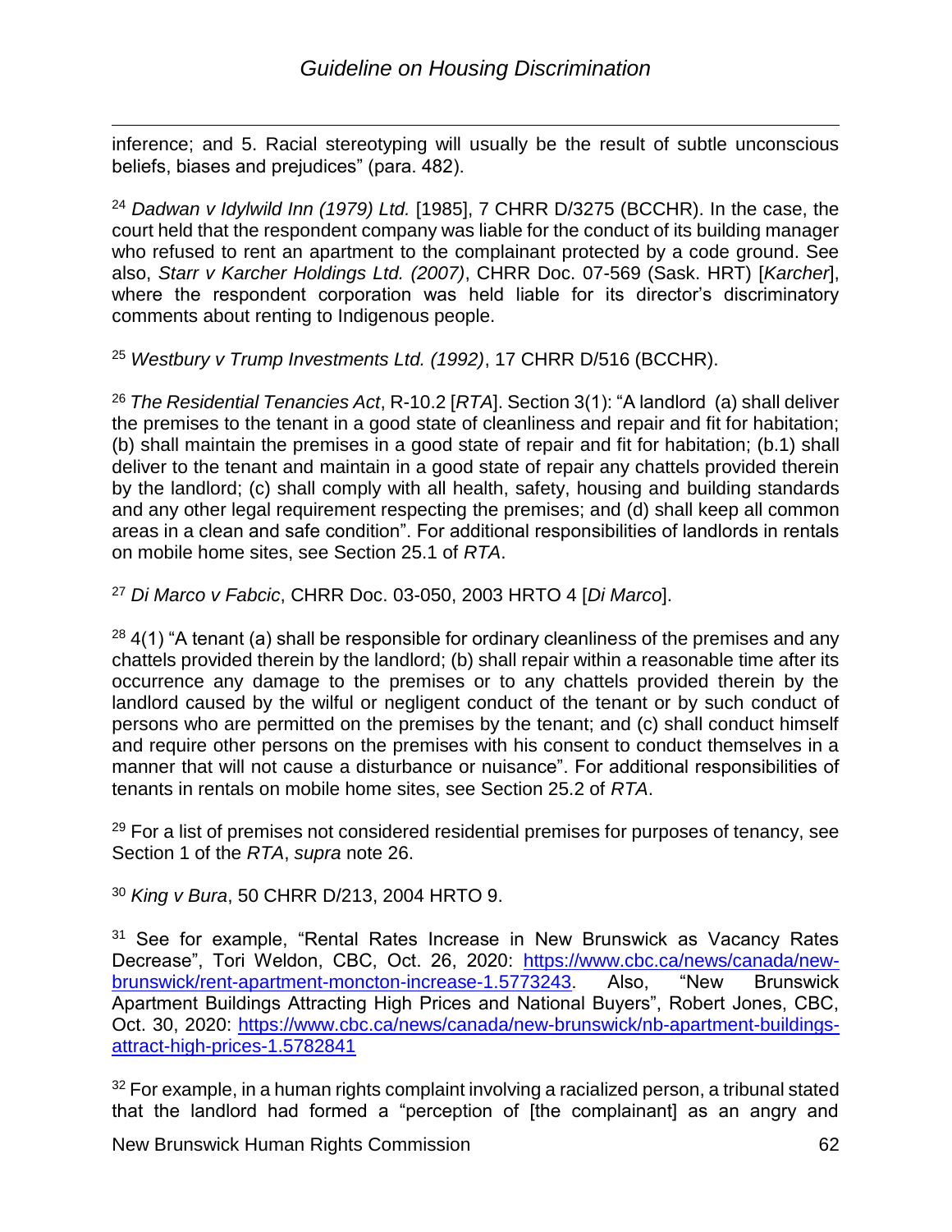inference; and 5. Racial stereotyping will usually be the result of subtle unconscious beliefs, biases and prejudices" (para. 482).

[24] *Dadwan v Idylwild Inn (1979) Ltd.* [1985], 7 CHRR D/3275 (BCCHR). In the case, the court held that the respondent company was liable for the conduct of its building manager who refused to rent an apartment to the complainant protected by a code ground. See also, *Starr v Karcher Holdings Ltd. (2007)*, CHRR Doc. 07-569 (Sask. HRT) [*Karcher*], where the respondent corporation was held liable for its director's discriminatory comments about renting to Indigenous people.

[25] *Westbury v Trump Investments Ltd. (1992)*, 17 CHRR D/516 (BCCHR).

[26] *The Residential Tenancies Act*, R-10.2 [*RTA*]. Section 3(1): "A landlord (a) shall deliver the premises to the tenant in a good state of cleanliness and repair and fit for habitation; (b) shall maintain the premises in a good state of repair and fit for habitation; (b.1) shall deliver to the tenant and maintain in a good state of repair any chattels provided therein by the landlord; (c) shall comply with all health, safety, housing and building standards and any other legal requirement respecting the premises; and (d) shall keep all common areas in a clean and safe condition". For additional responsibilities of landlords in rentals on mobile home sites, see Section 25.1 of *RTA*.

[27] *Di Marco v Fabcic*, CHRR Doc. 03-050, 2003 HRTO 4 [*Di Marco*].

[28] 4(1) "A tenant (a) shall be responsible for ordinary cleanliness of the premises and any chattels provided therein by the landlord; (b) shall repair within a reasonable time after its occurrence any damage to the premises or to any chattels provided therein by the landlord caused by the wilful or negligent conduct of the tenant or by such conduct of persons who are permitted on the premises by the tenant; and (c) shall conduct himself and require other persons on the premises with his consent to conduct themselves in a manner that will not cause a disturbance or nuisance". For additional responsibilities of tenants in rentals on mobile home sites, see Section 25.2 of *RTA*.

[29] For a list of premises not considered residential premises for purposes of tenancy, see Section 1 of the *RTA*, *supra* note 26.

[30] *King v Bura*, 50 CHRR D/213, 2004 HRTO 9.

[31] See for example, "Rental Rates Increase in New Brunswick as Vacancy Rates Decrease", Tori Weldon, CBC, Oct. 26, 2020: https://www.cbc.ca/news/canada/new-brunswick/rent-apartment-moncton-increase-1.5773243. Also, "New Brunswick Apartment Buildings Attracting High Prices and National Buyers", Robert Jones, CBC, Oct. 30, 2020: https://www.cbc.ca/news/canada/new-brunswick/nb-apartment-buildings-attract-high-prices-1.5782841

[32] For example, in a human rights complaint involving a racialized person, a tribunal stated that the landlord had formed a "perception of [the complainant] as an angry and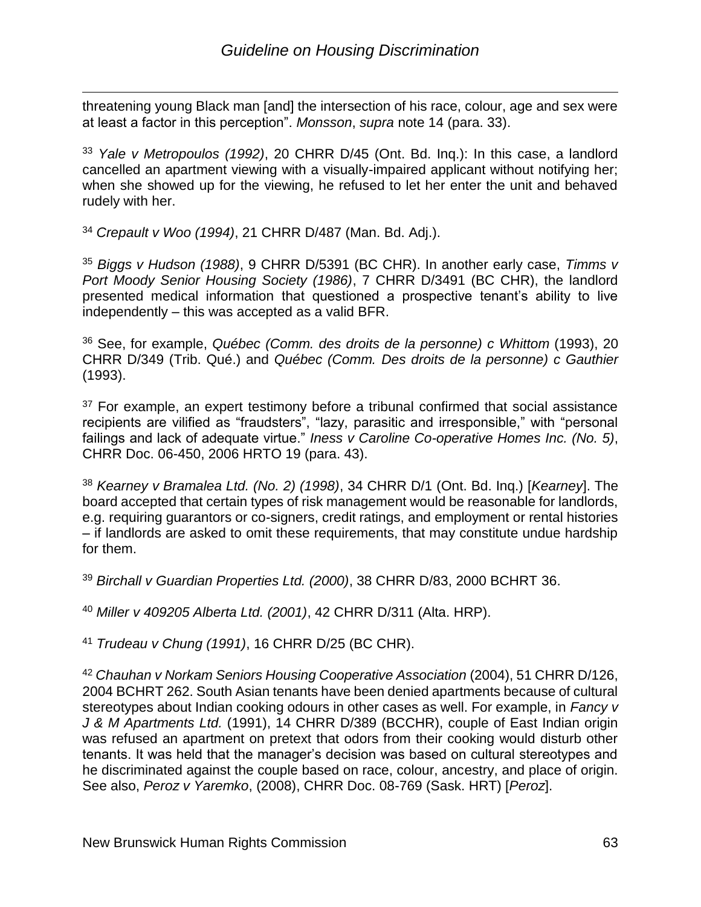threatening young Black man [and] the intersection of his race, colour, age and sex were at least a factor in this perception". *Monsson*, *supra* note 14 (para. 33).

[33] *Yale v Metropoulos (1992)*, 20 CHRR D/45 (Ont. Bd. Inq.): In this case, a landlord cancelled an apartment viewing with a visually-impaired applicant without notifying her; when she showed up for the viewing, he refused to let her enter the unit and behaved rudely with her.

[34] *Crepault v Woo (1994)*, 21 CHRR D/487 (Man. Bd. Adj.).

[35] *Biggs v Hudson (1988)*, 9 CHRR D/5391 (BC CHR). In another early case, *Timms v Port Moody Senior Housing Society (1986)*, 7 CHRR D/3491 (BC CHR), the landlord presented medical information that questioned a prospective tenant's ability to live independently – this was accepted as a valid BFR.

[36] See, for example, *Québec (Comm. des droits de la personne) c Whittom* (1993), 20 CHRR D/349 (Trib. Qué.) and *Québec (Comm. Des droits de la personne) c Gauthier* (1993).

[37] For example, an expert testimony before a tribunal confirmed that social assistance recipients are vilified as "fraudsters", "lazy, parasitic and irresponsible," with "personal failings and lack of adequate virtue." *Iness v Caroline Co-operative Homes Inc. (No. 5)*, CHRR Doc. 06-450, 2006 HRTO 19 (para. 43).

[38] *Kearney v Bramalea Ltd. (No. 2) (1998)*, 34 CHRR D/1 (Ont. Bd. Inq.) [*Kearney*]. The board accepted that certain types of risk management would be reasonable for landlords, e.g. requiring guarantors or co-signers, credit ratings, and employment or rental histories – if landlords are asked to omit these requirements, that may constitute undue hardship for them.

[39] *Birchall v Guardian Properties Ltd. (2000)*, 38 CHRR D/83, 2000 BCHRT 36.

[40] *Miller v 409205 Alberta Ltd. (2001)*, 42 CHRR D/311 (Alta. HRP).

[41] *Trudeau v Chung (1991)*, 16 CHRR D/25 (BC CHR).

[42] *Chauhan v Norkam Seniors Housing Cooperative Association* (2004), 51 CHRR D/126, 2004 BCHRT 262. South Asian tenants have been denied apartments because of cultural stereotypes about Indian cooking odours in other cases as well. For example, in *Fancy v J & M Apartments Ltd.* (1991), 14 CHRR D/389 (BCCHR), couple of East Indian origin was refused an apartment on pretext that odors from their cooking would disturb other tenants. It was held that the manager's decision was based on cultural stereotypes and he discriminated against the couple based on race, colour, ancestry, and place of origin. See also, *Peroz v Yaremko*, (2008), CHRR Doc. 08-769 (Sask. HRT) [*Peroz*].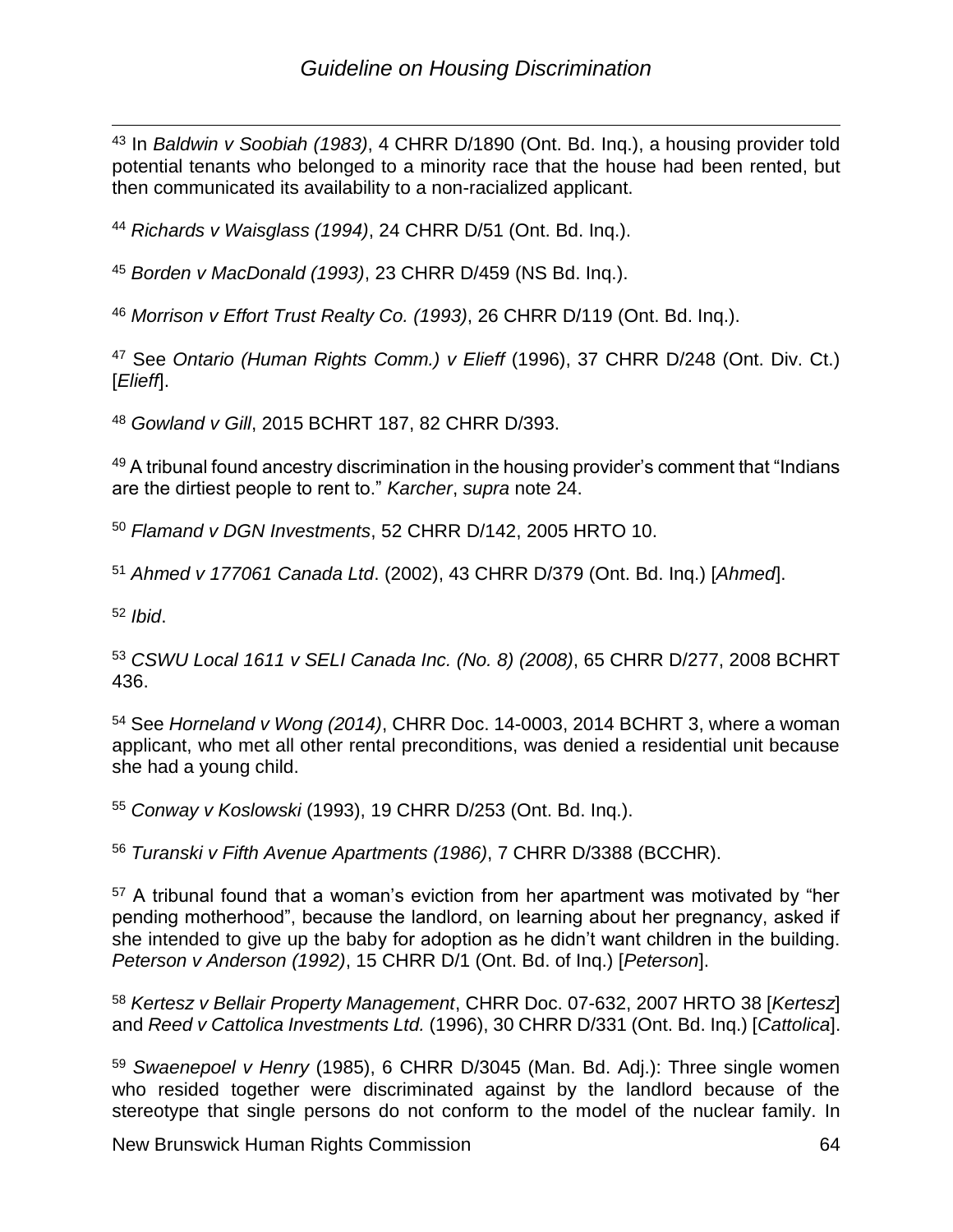[43] In *Baldwin v Soobiah (1983)*, 4 CHRR D/1890 (Ont. Bd. Inq.), a housing provider told potential tenants who belonged to a minority race that the house had been rented, but then communicated its availability to a non-racialized applicant.

[44] *Richards v Waisglass (1994)*, 24 CHRR D/51 (Ont. Bd. Inq.).

[45] *Borden v MacDonald (1993)*, 23 CHRR D/459 (NS Bd. Inq.).

[46] *Morrison v Effort Trust Realty Co. (1993)*, 26 CHRR D/119 (Ont. Bd. Inq.).

[47] See *Ontario (Human Rights Comm.) v Elieff* (1996), 37 CHRR D/248 (Ont. Div. Ct.) [*Elieff*].

[48] *Gowland v Gill*, 2015 BCHRT 187, 82 CHRR D/393.

[49] A tribunal found ancestry discrimination in the housing provider's comment that "Indians are the dirtiest people to rent to." *Karcher*, *supra* note 24.

[50] *Flamand v DGN Investments*, 52 CHRR D/142, 2005 HRTO 10.

[51] *Ahmed v 177061 Canada Ltd*. (2002), 43 CHRR D/379 (Ont. Bd. Inq.) [*Ahmed*].

[52] *Ibid*.

[53] *CSWU Local 1611 v SELI Canada Inc. (No. 8) (2008)*, 65 CHRR D/277, 2008 BCHRT 436.

[54] See *Horneland v Wong (2014)*, CHRR Doc. 14-0003, 2014 BCHRT 3, where a woman applicant, who met all other rental preconditions, was denied a residential unit because she had a young child.

[55] *Conway v Koslowski* (1993), 19 CHRR D/253 (Ont. Bd. Inq.).

[56] *Turanski v Fifth Avenue Apartments (1986)*, 7 CHRR D/3388 (BCCHR).

[57] A tribunal found that a woman's eviction from her apartment was motivated by "her pending motherhood", because the landlord, on learning about her pregnancy, asked if she intended to give up the baby for adoption as he didn't want children in the building. *Peterson v Anderson (1992)*, 15 CHRR D/1 (Ont. Bd. of Inq.) [*Peterson*].

[58] *Kertesz v Bellair Property Management*, CHRR Doc. 07-632, 2007 HRTO 38 [*Kertesz*] and *Reed v Cattolica Investments Ltd.* (1996), 30 CHRR D/331 (Ont. Bd. Inq.) [*Cattolica*].

[59] *Swaenepoel v Henry* (1985), 6 CHRR D/3045 (Man. Bd. Adj.): Three single women who resided together were discriminated against by the landlord because of the stereotype that single persons do not conform to the model of the nuclear family. In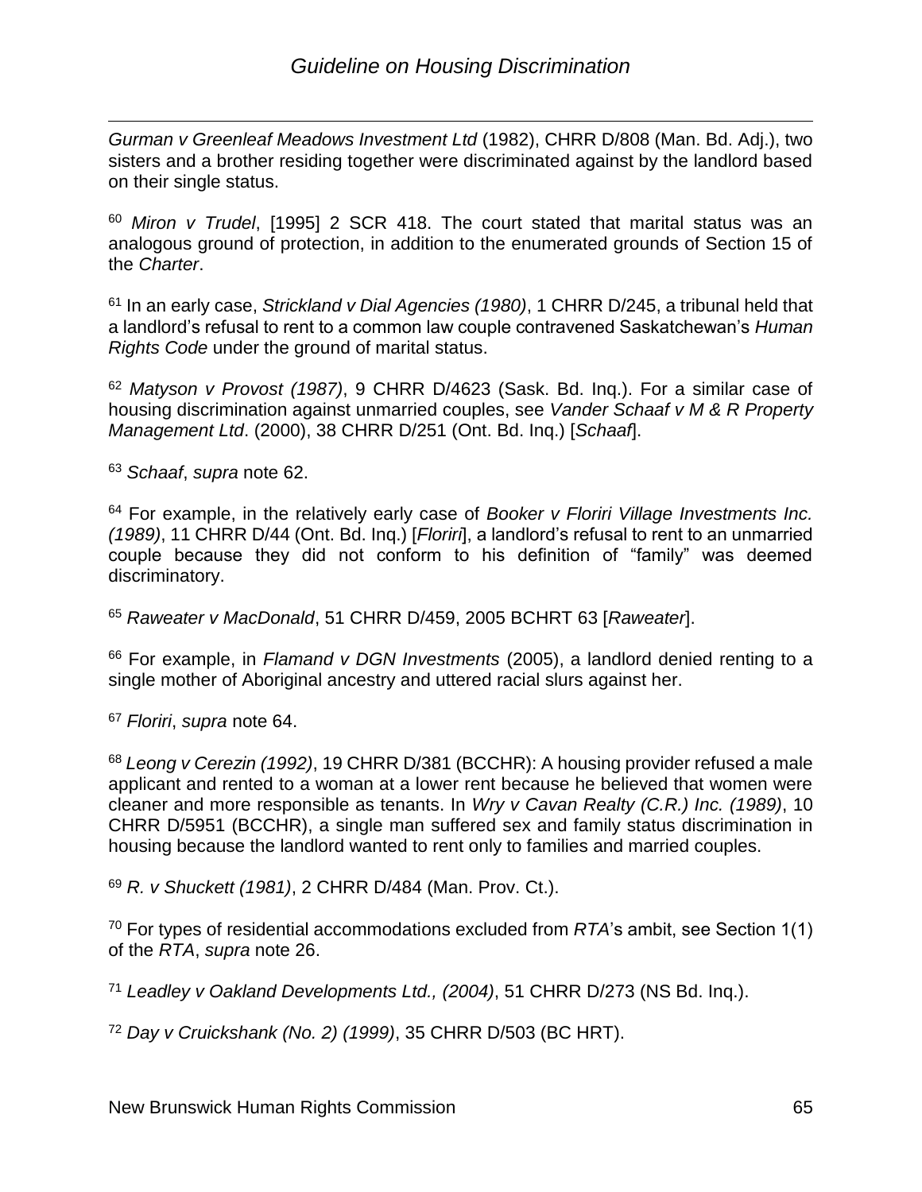*Gurman v Greenleaf Meadows Investment Ltd* (1982), CHRR D/808 (Man. Bd. Adj.), two sisters and a brother residing together were discriminated against by the landlord based on their single status.

[60] *Miron v Trudel*, [1995] 2 SCR 418. The court stated that marital status was an analogous ground of protection, in addition to the enumerated grounds of Section 15 of the *Charter*.

[61] In an early case, *Strickland v Dial Agencies (1980)*, 1 CHRR D/245, a tribunal held that a landlord's refusal to rent to a common law couple contravened Saskatchewan's *Human Rights Code* under the ground of marital status.

[62] *Matyson v Provost (1987)*, 9 CHRR D/4623 (Sask. Bd. Inq.). For a similar case of housing discrimination against unmarried couples, see *Vander Schaaf v M & R Property Management Ltd*. (2000), 38 CHRR D/251 (Ont. Bd. Inq.) [*Schaaf*].

[63] *Schaaf*, *supra* note 62.

[64] For example, in the relatively early case of *Booker v Floriri Village Investments Inc. (1989)*, 11 CHRR D/44 (Ont. Bd. Inq.) [*Floriri*], a landlord's refusal to rent to an unmarried couple because they did not conform to his definition of "family" was deemed discriminatory.

[65] *Raweater v MacDonald*, 51 CHRR D/459, 2005 BCHRT 63 [*Raweater*].

[66] For example, in *Flamand v DGN Investments* (2005), a landlord denied renting to a single mother of Aboriginal ancestry and uttered racial slurs against her.

[67] *Floriri*, *supra* note 64.

[68] *Leong v Cerezin (1992)*, 19 CHRR D/381 (BCCHR): A housing provider refused a male applicant and rented to a woman at a lower rent because he believed that women were cleaner and more responsible as tenants. In *Wry v Cavan Realty (C.R.) Inc. (1989)*, 10 CHRR D/5951 (BCCHR), a single man suffered sex and family status discrimination in housing because the landlord wanted to rent only to families and married couples.

[69] *R. v Shuckett (1981)*, 2 CHRR D/484 (Man. Prov. Ct.).

[70] For types of residential accommodations excluded from *RTA*'s ambit, see Section 1(1) of the *RTA*, *supra* note 26.

[71] *Leadley v Oakland Developments Ltd., (2004)*, 51 CHRR D/273 (NS Bd. Inq.).

[72] *Day v Cruickshank (No. 2) (1999)*, 35 CHRR D/503 (BC HRT).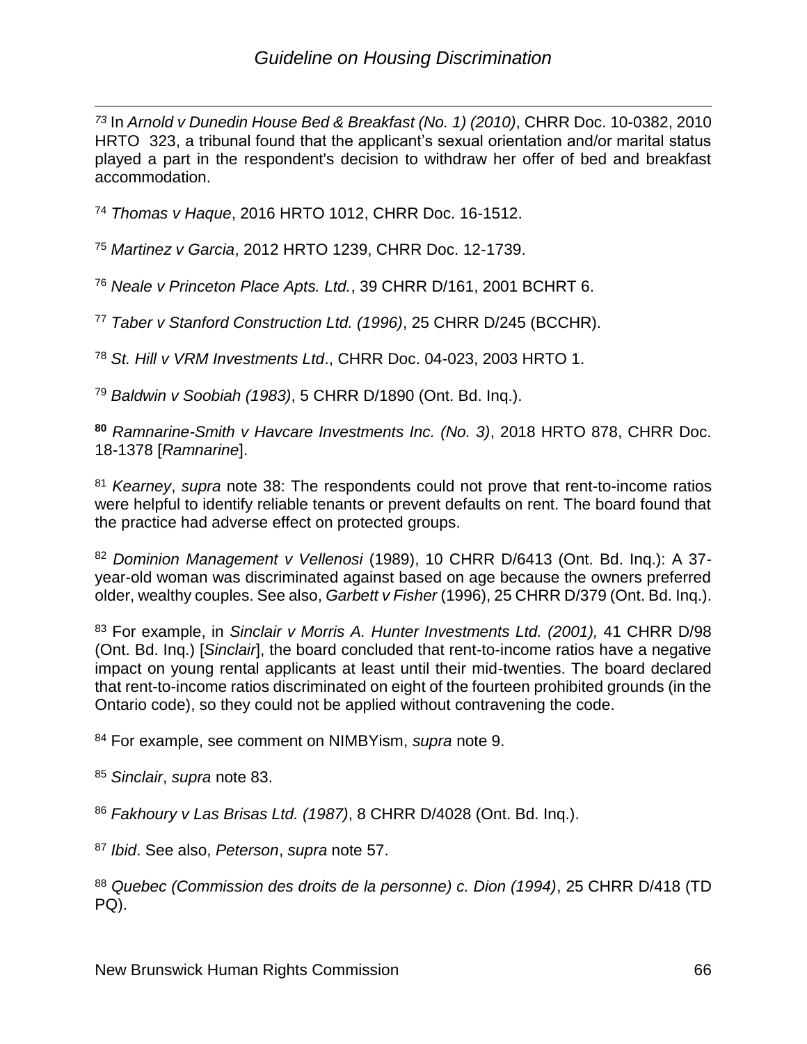[73] In *Arnold v Dunedin House Bed & Breakfast (No. 1) (2010)*, CHRR Doc. 10-0382, 2010 HRTO 323, a tribunal found that the applicant's sexual orientation and/or marital status played a part in the respondent's decision to withdraw her offer of bed and breakfast accommodation.

[74] *Thomas v Haque*, 2016 HRTO 1012, CHRR Doc. 16-1512.

[75] *Martinez v Garcia*, 2012 HRTO 1239, CHRR Doc. 12-1739.

[76] *Neale v Princeton Place Apts. Ltd.*, 39 CHRR D/161, 2001 BCHRT 6.

[77] *Taber v Stanford Construction Ltd. (1996)*, 25 CHRR D/245 (BCCHR).

[78] *St. Hill v VRM Investments Ltd*., CHRR Doc. 04-023, 2003 HRTO 1.

[79] *Baldwin v Soobiah (1983)*, 5 CHRR D/1890 (Ont. Bd. Inq.).

[80] *Ramnarine-Smith v Havcare Investments Inc. (No. 3)*, 2018 HRTO 878, CHRR Doc. 18-1378 [*Ramnarine*].

[81] *Kearney*, *supra* note 38: The respondents could not prove that rent-to-income ratios were helpful to identify reliable tenants or prevent defaults on rent. The board found that the practice had adverse effect on protected groups.

[82] *Dominion Management v Vellenosi* (1989), 10 CHRR D/6413 (Ont. Bd. Inq.): A 37-year-old woman was discriminated against based on age because the owners preferred older, wealthy couples. See also, *Garbett v Fisher* (1996), 25 CHRR D/379 (Ont. Bd. Inq.).

[83] For example, in *Sinclair v Morris A. Hunter Investments Ltd. (2001),* 41 CHRR D/98 (Ont. Bd. Inq.) [*Sinclair*], the board concluded that rent-to-income ratios have a negative impact on young rental applicants at least until their mid-twenties. The board declared that rent-to-income ratios discriminated on eight of the fourteen prohibited grounds (in the Ontario code), so they could not be applied without contravening the code.

[84] For example, see comment on NIMBYism, *supra* note 9.

[85] *Sinclair*, *supra* note 83.

[86] *Fakhoury v Las Brisas Ltd. (1987)*, 8 CHRR D/4028 (Ont. Bd. Inq.).

[87] *Ibid*. See also, *Peterson*, *supra* note 57.

[88] *Quebec (Commission des droits de la personne) c. Dion (1994)*, 25 CHRR D/418 (TD PQ).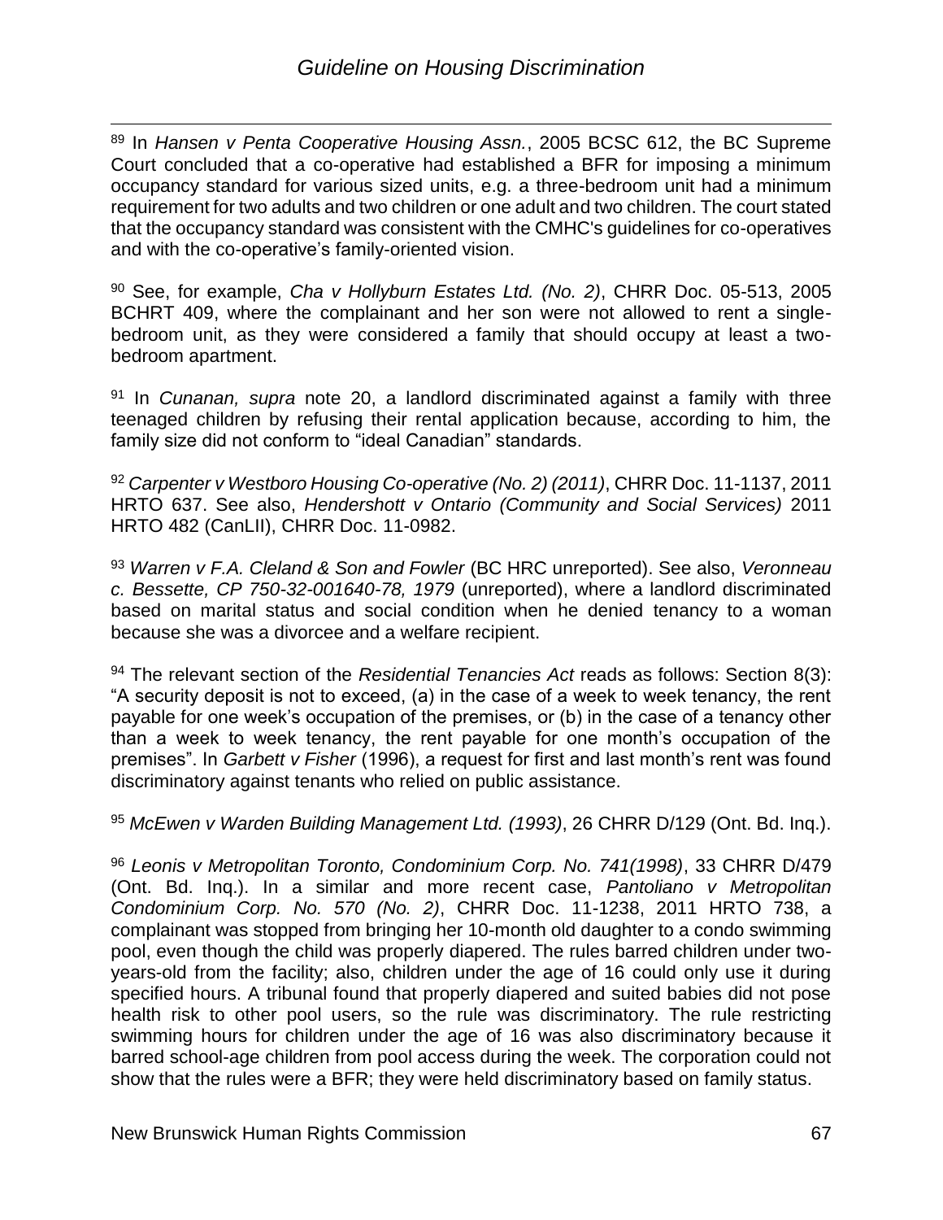[89] In *Hansen v Penta Cooperative Housing Assn.*, 2005 BCSC 612, the BC Supreme Court concluded that a co-operative had established a BFR for imposing a minimum occupancy standard for various sized units, e.g. a three-bedroom unit had a minimum requirement for two adults and two children or one adult and two children. The court stated that the occupancy standard was consistent with the CMHC's guidelines for co-operatives and with the co-operative's family-oriented vision.

[90] See, for example, *Cha v Hollyburn Estates Ltd. (No. 2)*, CHRR Doc. 05-513, 2005 BCHRT 409, where the complainant and her son were not allowed to rent a single-bedroom unit, as they were considered a family that should occupy at least a two-bedroom apartment.

[91] In *Cunanan, supra* note 20, a landlord discriminated against a family with three teenaged children by refusing their rental application because, according to him, the family size did not conform to "ideal Canadian" standards.

[92] *Carpenter v Westboro Housing Co-operative (No. 2) (2011)*, CHRR Doc. 11-1137, 2011 HRTO 637. See also, *Hendershott v Ontario (Community and Social Services)* 2011 HRTO 482 (CanLII), CHRR Doc. 11-0982.

[93] *Warren v F.A. Cleland & Son and Fowler* (BC HRC unreported). See also, *Veronneau c. Bessette, CP 750-32-001640-78, 1979* (unreported), where a landlord discriminated based on marital status and social condition when he denied tenancy to a woman because she was a divorcee and a welfare recipient.

[94] The relevant section of the *Residential Tenancies Act* reads as follows: Section 8(3): "A security deposit is not to exceed, (a) in the case of a week to week tenancy, the rent payable for one week's occupation of the premises, or (b) in the case of a tenancy other than a week to week tenancy, the rent payable for one month's occupation of the premises". In *Garbett v Fisher* (1996), a request for first and last month's rent was found discriminatory against tenants who relied on public assistance.

[95] *McEwen v Warden Building Management Ltd. (1993)*, 26 CHRR D/129 (Ont. Bd. Inq.).

[96] *Leonis v Metropolitan Toronto, Condominium Corp. No. 741(1998)*, 33 CHRR D/479 (Ont. Bd. Inq.). In a similar and more recent case, *Pantoliano v Metropolitan Condominium Corp. No. 570 (No. 2)*, CHRR Doc. 11-1238, 2011 HRTO 738, a complainant was stopped from bringing her 10-month old daughter to a condo swimming pool, even though the child was properly diapered. The rules barred children under two-years-old from the facility; also, children under the age of 16 could only use it during specified hours. A tribunal found that properly diapered and suited babies did not pose health risk to other pool users, so the rule was discriminatory. The rule restricting swimming hours for children under the age of 16 was also discriminatory because it barred school-age children from pool access during the week. The corporation could not show that the rules were a BFR; they were held discriminatory based on family status.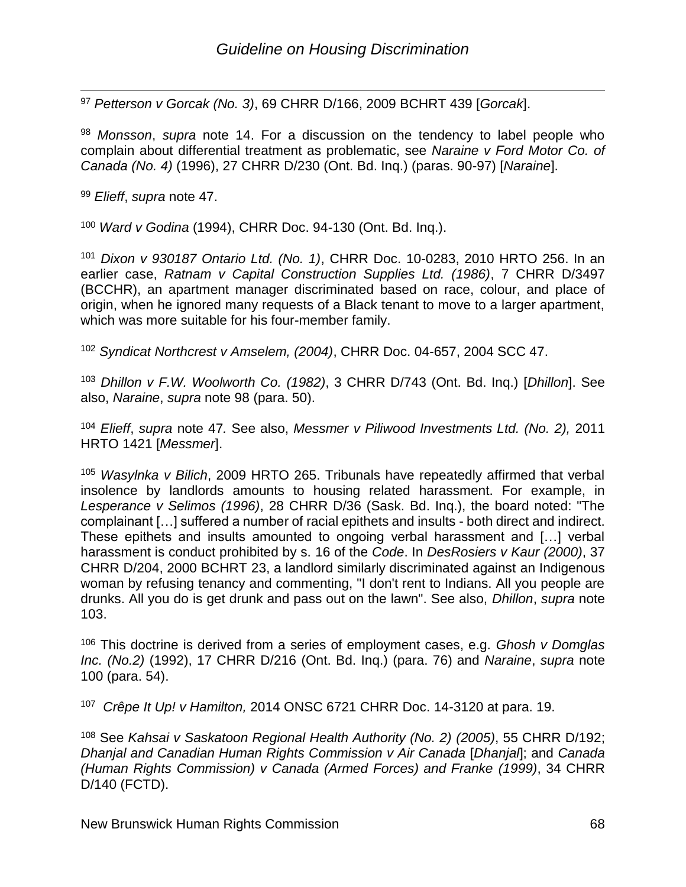[97] *Petterson v Gorcak (No. 3)*, 69 CHRR D/166, 2009 BCHRT 439 [*Gorcak*].

[98] *Monsson*, *supra* note 14. For a discussion on the tendency to label people who complain about differential treatment as problematic, see *Naraine v Ford Motor Co. of Canada (No. 4)* (1996), 27 CHRR D/230 (Ont. Bd. Inq.) (paras. 90-97) [*Naraine*].

[99] *Elieff*, *supra* note 47.

[100] *Ward v Godina* (1994), CHRR Doc. 94-130 (Ont. Bd. Inq.).

[101] *Dixon v 930187 Ontario Ltd. (No. 1)*, CHRR Doc. 10-0283, 2010 HRTO 256. In an earlier case, *Ratnam v Capital Construction Supplies Ltd. (1986)*, 7 CHRR D/3497 (BCCHR), an apartment manager discriminated based on race, colour, and place of origin, when he ignored many requests of a Black tenant to move to a larger apartment, which was more suitable for his four-member family.

[102] *Syndicat Northcrest v Amselem, (2004)*, CHRR Doc. 04-657, 2004 SCC 47.

[103] *Dhillon v F.W. Woolworth Co. (1982)*, 3 CHRR D/743 (Ont. Bd. Inq.) [*Dhillon*]. See also, *Naraine*, *supra* note 98 (para. 50).

[104] *Elieff*, *supra* note 47*.* See also, *Messmer v Piliwood Investments Ltd. (No. 2),* 2011 HRTO 1421 [*Messmer*].

[105] *Wasylnka v Bilich*, 2009 HRTO 265. Tribunals have repeatedly affirmed that verbal insolence by landlords amounts to housing related harassment. For example, in *Lesperance v Selimos (1996)*, 28 CHRR D/36 (Sask. Bd. Inq.), the board noted: "The complainant […] suffered a number of racial epithets and insults - both direct and indirect. These epithets and insults amounted to ongoing verbal harassment and […] verbal harassment is conduct prohibited by s. 16 of the *Code*. In *DesRosiers v Kaur (2000)*, 37 CHRR D/204, 2000 BCHRT 23, a landlord similarly discriminated against an Indigenous woman by refusing tenancy and commenting, "I don't rent to Indians. All you people are drunks. All you do is get drunk and pass out on the lawn". See also, *Dhillon*, *supra* note 103.

[106] This doctrine is derived from a series of employment cases, e.g. *Ghosh v Domglas Inc. (No.2)* (1992), 17 CHRR D/216 (Ont. Bd. Inq.) (para. 76) and *Naraine*, *supra* note 100 (para. 54).

[107] *Crêpe It Up! v Hamilton,* 2014 ONSC 6721 CHRR Doc. 14-3120 at para. 19.

[108] See *Kahsai v Saskatoon Regional Health Authority (No. 2) (2005)*, 55 CHRR D/192; *Dhanjal and Canadian Human Rights Commission v Air Canada* [*Dhanjal*]; and *Canada (Human Rights Commission) v Canada (Armed Forces) and Franke (1999)*, 34 CHRR D/140 (FCTD).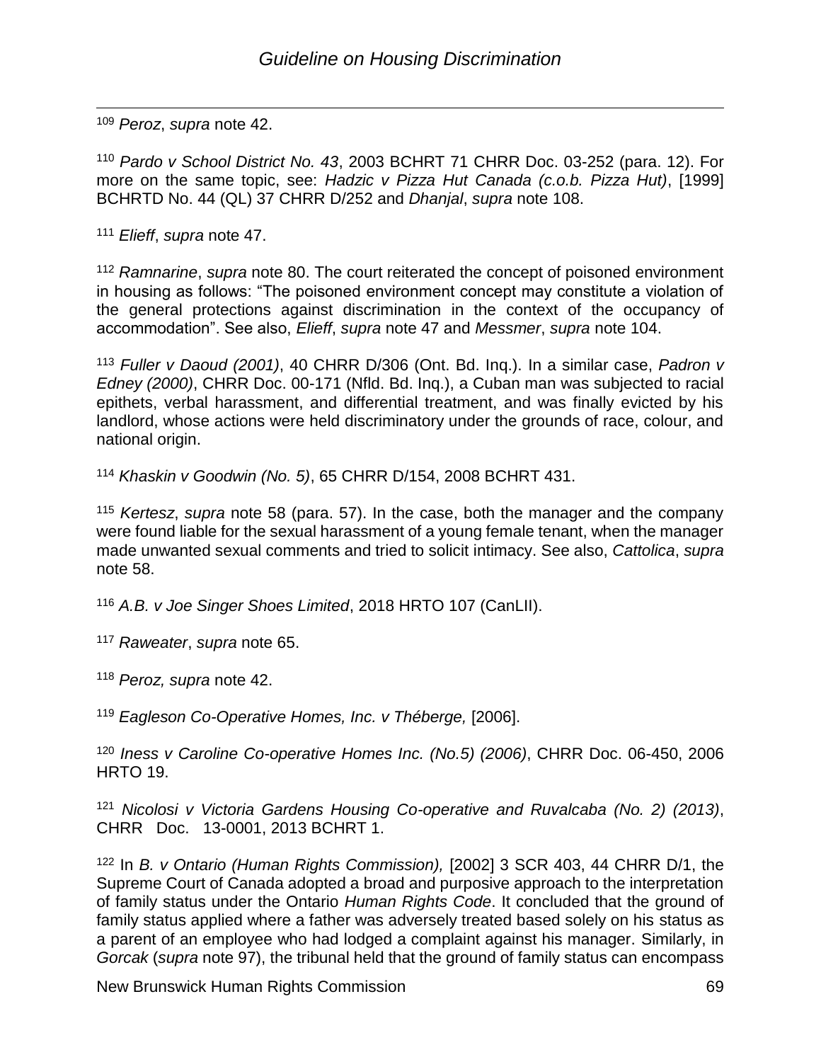[109] *Peroz*, *supra* note 42.

[110] *Pardo v School District No. 43*, 2003 BCHRT 71 CHRR Doc. 03-252 (para. 12). For more on the same topic, see: *Hadzic v Pizza Hut Canada (c.o.b. Pizza Hut)*, [1999] BCHRTD No. 44 (QL) 37 CHRR D/252 and *Dhanjal*, *supra* note 108.

[111] *Elieff*, *supra* note 47.

[112] *Ramnarine*, *supra* note 80. The court reiterated the concept of poisoned environment in housing as follows: "The poisoned environment concept may constitute a violation of the general protections against discrimination in the context of the occupancy of accommodation". See also, *Elieff*, *supra* note 47 and *Messmer*, *supra* note 104.

[113] *Fuller v Daoud (2001)*, 40 CHRR D/306 (Ont. Bd. Inq.). In a similar case, *Padron v Edney (2000)*, CHRR Doc. 00-171 (Nfld. Bd. Inq.), a Cuban man was subjected to racial epithets, verbal harassment, and differential treatment, and was finally evicted by his landlord, whose actions were held discriminatory under the grounds of race, colour, and national origin.

[114] *Khaskin v Goodwin (No. 5)*, 65 CHRR D/154, 2008 BCHRT 431.

[115] *Kertesz*, *supra* note 58 (para. 57). In the case, both the manager and the company were found liable for the sexual harassment of a young female tenant, when the manager made unwanted sexual comments and tried to solicit intimacy. See also, *Cattolica*, *supra* note 58.

[116] *A.B. v Joe Singer Shoes Limited*, 2018 HRTO 107 (CanLII).

[117] *Raweater*, *supra* note 65.

[118] *Peroz, supra* note 42.

[119] *Eagleson Co-Operative Homes, Inc. v Théberge,* [2006].

[120] *Iness v Caroline Co-operative Homes Inc. (No.5) (2006)*, CHRR Doc. 06-450, 2006 HRTO 19.

[121] *Nicolosi v Victoria Gardens Housing Co-operative and Ruvalcaba (No. 2) (2013)*, CHRR Doc. 13-0001, 2013 BCHRT 1.

[122] In *B. v Ontario (Human Rights Commission),* [2002] 3 SCR 403, 44 CHRR D/1, the Supreme Court of Canada adopted a broad and purposive approach to the interpretation of family status under the Ontario *Human Rights Code*. It concluded that the ground of family status applied where a father was adversely treated based solely on his status as a parent of an employee who had lodged a complaint against his manager. Similarly, in *Gorcak* (*supra* note 97), the tribunal held that the ground of family status can encompass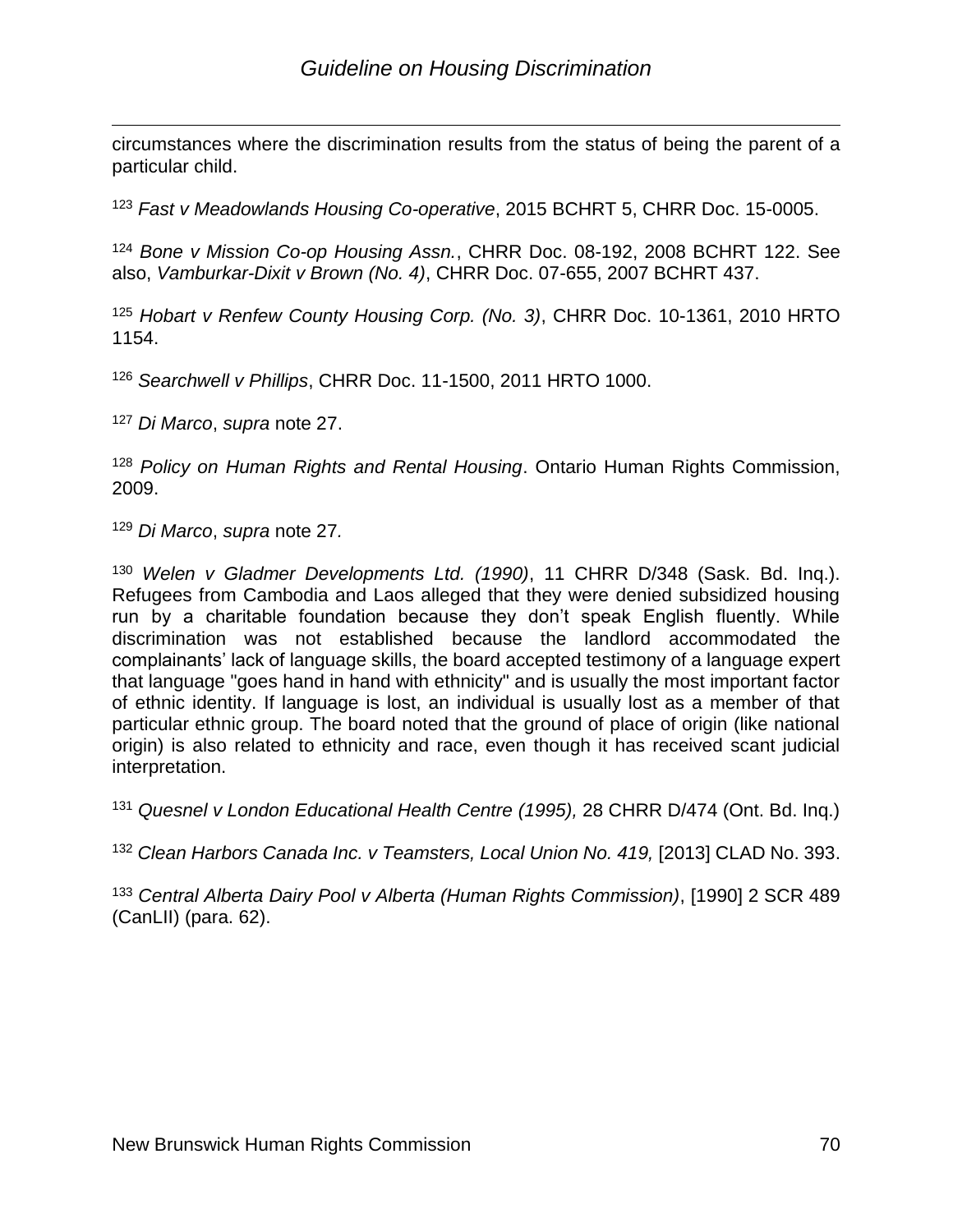circumstances where the discrimination results from the status of being the parent of a particular child.

[123] *Fast v Meadowlands Housing Co-operative*, 2015 BCHRT 5, CHRR Doc. 15-0005.

[124] *Bone v Mission Co-op Housing Assn.*, CHRR Doc. 08-192, 2008 BCHRT 122. See also, *Vamburkar-Dixit v Brown (No. 4)*, CHRR Doc. 07-655, 2007 BCHRT 437.

[125] *Hobart v Renfew County Housing Corp. (No. 3)*, CHRR Doc. 10-1361, 2010 HRTO 1154.

[126] *Searchwell v Phillips*, CHRR Doc. 11-1500, 2011 HRTO 1000.

[127] *Di Marco*, *supra* note 27.

[128] *Policy on Human Rights and Rental Housing*. Ontario Human Rights Commission, 2009.

[129] *Di Marco*, *supra* note 27.

[130] *Welen v Gladmer Developments Ltd. (1990)*, 11 CHRR D/348 (Sask. Bd. Inq.). Refugees from Cambodia and Laos alleged that they were denied subsidized housing run by a charitable foundation because they don't speak English fluently. While discrimination was not established because the landlord accommodated the complainants' lack of language skills, the board accepted testimony of a language expert that language "goes hand in hand with ethnicity" and is usually the most important factor of ethnic identity. If language is lost, an individual is usually lost as a member of that particular ethnic group. The board noted that the ground of place of origin (like national origin) is also related to ethnicity and race, even though it has received scant judicial interpretation.

[131] *Quesnel v London Educational Health Centre (1995),* 28 CHRR D/474 (Ont. Bd. Inq.)

[132] *Clean Harbors Canada Inc. v Teamsters, Local Union No. 419,* [2013] CLAD No. 393.

[133] *Central Alberta Dairy Pool v Alberta (Human Rights Commission)*, [1990] 2 SCR 489 (CanLII) (para. 62).